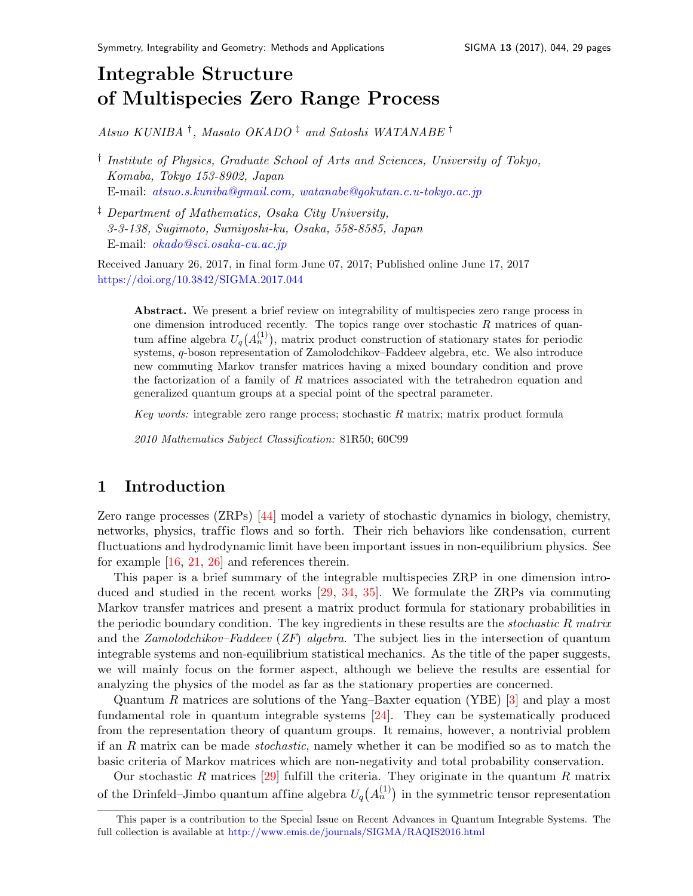# Integrable Structure of Multispecies Zero Range Process

*Atsuo KUNIBA* [†], *Masato OKADO* [‡] *and Satoshi WATANABE* [†]

[†] *Institute of Physics, Graduate School of Arts and Sciences, University of Tokyo, Komaba, Tokyo 153-8902, Japan*
E-mail: *atsuo.s.kuniba@gmail.com*, *watanabe@gokutan.c.u-tokyo.ac.jp*

[‡] *Department of Mathematics, Osaka City University, 3-3-138, Sugimoto, Sumiyoshi-ku, Osaka, 558-8585, Japan*
E-mail: *okado@sci.osaka-cu.ac.jp*

Received January 26, 2017, in final form June 07, 2017; Published online June 17, 2017
https://doi.org/10.3842/SIGMA.2017.044

**Abstract.** We present a brief review on integrability of multispecies zero range process in one dimension introduced recently. The topics range over stochastic $R$ matrices of quantum affine algebra $U_q\big(A_n^{(1)}\big)$, matrix product construction of stationary states for periodic systems, $q$-boson representation of Zamolodchikov–Faddeev algebra, etc. We also introduce new commuting Markov transfer matrices having a mixed boundary condition and prove the factorization of a family of $R$ matrices associated with the tetrahedron equation and generalized quantum groups at a special point of the spectral parameter.

*Key words:* integrable zero range process; stochastic $R$ matrix; matrix product formula

*2010 Mathematics Subject Classification:* 81R50; 60C99

## 1 Introduction

Zero range processes (ZRPs) [44] model a variety of stochastic dynamics in biology, chemistry, networks, physics, traffic flows and so forth. Their rich behaviors like condensation, current fluctuations and hydrodynamic limit have been important issues in non-equilibrium physics. See for example [16, 21, 26] and references therein.

This paper is a brief summary of the integrable multispecies ZRP in one dimension introduced and studied in the recent works [29, 34, 35]. We formulate the ZRPs via commuting Markov transfer matrices and present a matrix product formula for stationary probabilities in the periodic boundary condition. The key ingredients in these results are the *stochastic R matrix* and the *Zamolodchikov–Faddeev* (*ZF*) *algebra*. The subject lies in the intersection of quantum integrable systems and non-equilibrium statistical mechanics. As the title of the paper suggests, we will mainly focus on the former aspect, although we believe the results are essential for analyzing the physics of the model as far as the stationary properties are concerned.

Quantum $R$ matrices are solutions of the Yang–Baxter equation (YBE) [3] and play a most fundamental role in quantum integrable systems [24]. They can be systematically produced from the representation theory of quantum groups. It remains, however, a nontrivial problem if an $R$ matrix can be made *stochastic*, namely whether it can be modified so as to match the basic criteria of Markov matrices which are non-negativity and total probability conservation.

Our stochastic $R$ matrices [29] fulfill the criteria. They originate in the quantum $R$ matrix of the Drinfeld–Jimbo quantum affine algebra $U_q\big(A_n^{(1)}\big)$ in the symmetric tensor representation

This paper is a contribution to the Special Issue on Recent Advances in Quantum Integrable Systems. The full collection is available at http://www.emis.de/journals/SIGMA/RAQIS2016.html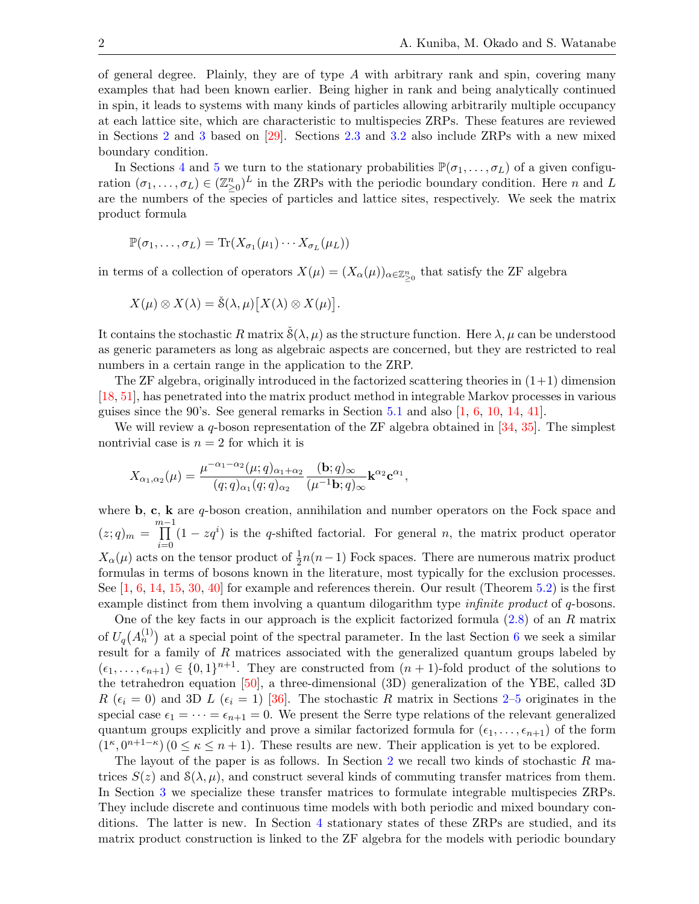of general degree. Plainly, they are of type $A$ with arbitrary rank and spin, covering many examples that had been known earlier. Being higher in rank and being analytically continued in spin, it leads to systems with many kinds of particles allowing arbitrarily multiple occupancy at each lattice site, which are characteristic to multispecies ZRPs. These features are reviewed in Sections 2 and 3 based on [29]. Sections 2.3 and 3.2 also include ZRPs with a new mixed boundary condition.

In Sections 4 and 5 we turn to the stationary probabilities $\mathbb{P}(\sigma_1, \ldots, \sigma_L)$ of a given configuration $(\sigma_1, \ldots, \sigma_L) \in (\mathbb{Z}^n_{\geq 0})^L$ in the ZRPs with the periodic boundary condition. Here $n$ and $L$ are the numbers of the species of particles and lattice sites, respectively. We seek the matrix product formula

$$\mathbb{P}(\sigma_1, \ldots, \sigma_L) = \mathrm{Tr}(X_{\sigma_1}(\mu_1) \cdots X_{\sigma_L}(\mu_L))$$

in terms of a collection of operators $X(\mu) = (X_\alpha(\mu))_{\alpha \in \mathbb{Z}^n_{\geq 0}}$ that satisfy the ZF algebra

$$X(\mu) \otimes X(\lambda) = \check{\mathcal{S}}(\lambda, \mu)\big[X(\lambda) \otimes X(\mu)\big].$$

It contains the stochastic $R$ matrix $\check{\mathcal{S}}(\lambda, \mu)$ as the structure function. Here $\lambda, \mu$ can be understood as generic parameters as long as algebraic aspects are concerned, but they are restricted to real numbers in a certain range in the application to the ZRP.

The ZF algebra, originally introduced in the factorized scattering theories in (1+1) dimension [18, 51], has penetrated into the matrix product method in integrable Markov processes in various guises since the 90's. See general remarks in Section 5.1 and also [1, 6, 10, 14, 41].

We will review a $q$-boson representation of the ZF algebra obtained in [34, 35]. The simplest nontrivial case is $n = 2$ for which it is

$$X_{\alpha_1, \alpha_2}(\mu) = \frac{\mu^{-\alpha_1 - \alpha_2}(\mu; q)_{\alpha_1+\alpha_2}}{(q; q)_{\alpha_1}(q; q)_{\alpha_2}} \frac{(\mathbf{b}; q)_\infty}{(\mu^{-1}\mathbf{b}; q)_\infty} \mathbf{k}^{\alpha_2}\mathbf{c}^{\alpha_1},$$

where $\mathbf{b}$, $\mathbf{c}$, $\mathbf{k}$ are $q$-boson creation, annihilation and number operators on the Fock space and $(z; q)_m = \prod_{i=0}^{m-1}(1 - zq^i)$ is the $q$-shifted factorial. For general $n$, the matrix product operator $X_\alpha(\mu)$ acts on the tensor product of $\frac{1}{2}n(n-1)$ Fock spaces. There are numerous matrix product formulas in terms of bosons known in the literature, most typically for the exclusion processes. See [1, 6, 14, 15, 30, 40] for example and references therein. Our result (Theorem 5.2) is the first example distinct from them involving a quantum dilogarithm type *infinite product* of $q$-bosons.

One of the key facts in our approach is the explicit factorized formula (2.8) of an $R$ matrix of $U_q\big(A_n^{(1)}\big)$ at a special point of the spectral parameter. In the last Section 6 we seek a similar result for a family of $R$ matrices associated with the generalized quantum groups labeled by $(\epsilon_1, \ldots, \epsilon_{n+1}) \in \{0, 1\}^{n+1}$. They are constructed from $(n+1)$-fold product of the solutions to the tetrahedron equation [50], a three-dimensional (3D) generalization of the YBE, called 3D $R$ ($\epsilon_i = 0$) and 3D $L$ ($\epsilon_i = 1$) [36]. The stochastic $R$ matrix in Sections 2–5 originates in the special case $\epsilon_1 = \cdots = \epsilon_{n+1} = 0$. We present the Serre type relations of the relevant generalized quantum groups explicitly and prove a similar factorized formula for $(\epsilon_1, \ldots, \epsilon_{n+1})$ of the form $(1^\kappa, 0^{n+1-\kappa})$ $(0 \leq \kappa \leq n+1)$. These results are new. Their application is yet to be explored.

The layout of the paper is as follows. In Section 2 we recall two kinds of stochastic $R$ matrices $S(z)$ and $\mathcal{S}(\lambda, \mu)$, and construct several kinds of commuting transfer matrices from them. In Section 3 we specialize these transfer matrices to formulate integrable multispecies ZRPs. They include discrete and continuous time models with both periodic and mixed boundary conditions. The latter is new. In Section 4 stationary states of these ZRPs are studied, and its matrix product construction is linked to the ZF algebra for the models with periodic boundary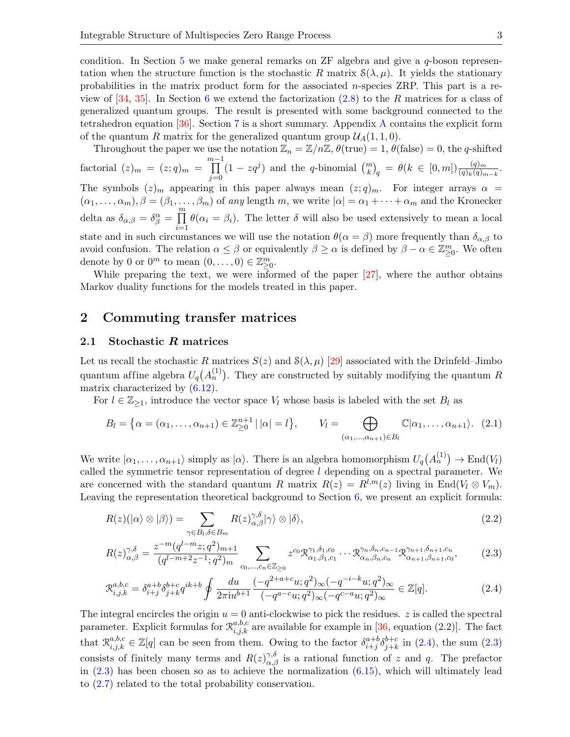condition. In Section 5 we make general remarks on ZF algebra and give a $q$-boson representation when the structure function is the stochastic $R$ matrix $\mathcal{S}(\lambda,\mu)$. It yields the stationary probabilities in the matrix product form for the associated $n$-species ZRP. This part is a review of [34, 35]. In Section 6 we extend the factorization (2.8) to the $R$ matrices for a class of generalized quantum groups. The result is presented with some background connected to the tetrahedron equation [36]. Section 7 is a short summary. Appendix A contains the explicit form of the quantum $R$ matrix for the generalized quantum group $\mathcal{U}_A(1,1,0)$.

Throughout the paper we use the notation $\mathbb{Z}_n = \mathbb{Z}/n\mathbb{Z}$, $\theta(\text{true}) = 1$, $\theta(\text{false}) = 0$, the $q$-shifted factorial $(z)_m = (z;q)_m = \prod_{j=0}^{m-1}(1 - zq^j)$ and the $q$-binomial $\binom{m}{k}_q = \theta(k \in [0,m])\frac{(q)_m}{(q)_k(q)_{m-k}}$. The symbols $(z)_m$ appearing in this paper always mean $(z;q)_m$. For integer arrays $\alpha = (\alpha_1,\ldots,\alpha_m), \beta = (\beta_1,\ldots,\beta_m)$ of *any* length $m$, we write $|\alpha| = \alpha_1 + \cdots + \alpha_m$ and the Kronecker delta as $\delta_{\alpha,\beta} = \delta^{\alpha}_{\beta} = \prod_{i=1}^{m}\theta(\alpha_i = \beta_i)$. The letter $\delta$ will also be used extensively to mean a local state and in such circumstances we will use the notation $\theta(\alpha = \beta)$ more frequently than $\delta_{\alpha,\beta}$ to avoid confusion. The relation $\alpha \le \beta$ or equivalently $\beta \ge \alpha$ is defined by $\beta - \alpha \in \mathbb{Z}^m_{\ge 0}$. We often denote by 0 or $0^m$ to mean $(0,\ldots,0) \in \mathbb{Z}^m_{\ge 0}$.

While preparing the text, we were informed of the paper [27], where the author obtains Markov duality functions for the models treated in this paper.

## 2 Commuting transfer matrices

### 2.1 Stochastic $R$ matrices

Let us recall the stochastic $R$ matrices $S(z)$ and $\mathcal{S}(\lambda,\mu)$ [29] associated with the Drinfeld–Jimbo quantum affine algebra $U_q(A^{(1)}_n)$. They are constructed by suitably modifying the quantum $R$ matrix characterized by (6.12).

For $l \in \mathbb{Z}_{\ge 1}$, introduce the vector space $V_l$ whose basis is labeled with the set $B_l$ as

$$B_l = \{\alpha = (\alpha_1,\ldots,\alpha_{n+1}) \in \mathbb{Z}^{n+1}_{\ge 0} \mid |\alpha| = l\}, \qquad V_l = \bigoplus_{(\alpha_1,\ldots,\alpha_{n+1})\in B_l} \mathbb{C}|\alpha_1,\ldots,\alpha_{n+1}\rangle. \quad (2.1)$$

We write $|\alpha_1,\ldots,\alpha_{n+1}\rangle$ simply as $|\alpha\rangle$. There is an algebra homomorphism $U_q(A^{(1)}_n) \to \mathrm{End}(V_l)$ called the symmetric tensor representation of degree $l$ depending on a spectral parameter. We are concerned with the standard quantum $R$ matrix $R(z) = R^{l,m}(z)$ living in $\mathrm{End}(V_l \otimes V_m)$. Leaving the representation theoretical background to Section 6, we present an explicit formula:

$$R(z)(|\alpha\rangle \otimes |\beta\rangle) = \sum_{\gamma\in B_l,\delta\in B_m} R(z)^{\gamma,\delta}_{\alpha,\beta}|\gamma\rangle \otimes |\delta\rangle, \quad (2.2)$$

$$R(z)^{\gamma,\delta}_{\alpha,\beta} = \frac{z^{-m}(q^{l-m}z;q^2)_{m+1}}{(q^{l-m+2}z^{-1};q^2)_m} \sum_{c_0,\ldots,c_n\in\mathbb{Z}_{\ge 0}} z^{c_0}\mathcal{R}^{\gamma_1,\delta_1,c_0}_{\alpha_1,\beta_1,c_1}\cdots\mathcal{R}^{\gamma_n,\delta_n,c_{n-1}}_{\alpha_n,\beta_n,c_n}\mathcal{R}^{\gamma_{n+1},\delta_{n+1},c_n}_{\alpha_{n+1},\beta_{n+1},c_0}, \quad (2.3)$$

$$\mathcal{R}^{a,b,c}_{i,j,k} = \delta^{a+b}_{i+j}\delta^{b+c}_{j+k}q^{ik+b}\oint \frac{du}{2\pi i u^{b+1}}\frac{(-q^{2+a+c}u;q^2)_\infty(-q^{-i-k}u;q^2)_\infty}{(-q^{a-c}u;q^2)_\infty(-q^{c-a}u;q^2)_\infty} \in \mathbb{Z}[q]. \quad (2.4)$$

The integral encircles the origin $u = 0$ anti-clockwise to pick the residues. $z$ is called the spectral parameter. Explicit formulas for $\mathcal{R}^{a,b,c}_{i,j,k}$ are available for example in [36, equation (2.2)]. The fact that $\mathcal{R}^{a,b,c}_{i,j,k} \in \mathbb{Z}[q]$ can be seen from them. Owing to the factor $\delta^{a+b}_{i+j}\delta^{b+c}_{j+k}$ in (2.4), the sum (2.3) consists of finitely many terms and $R(z)^{\gamma,\delta}_{\alpha,\beta}$ is a rational function of $z$ and $q$. The prefactor in (2.3) has been chosen so as to achieve the normalization (6.15), which will ultimately lead to (2.7) related to the total probability conservation.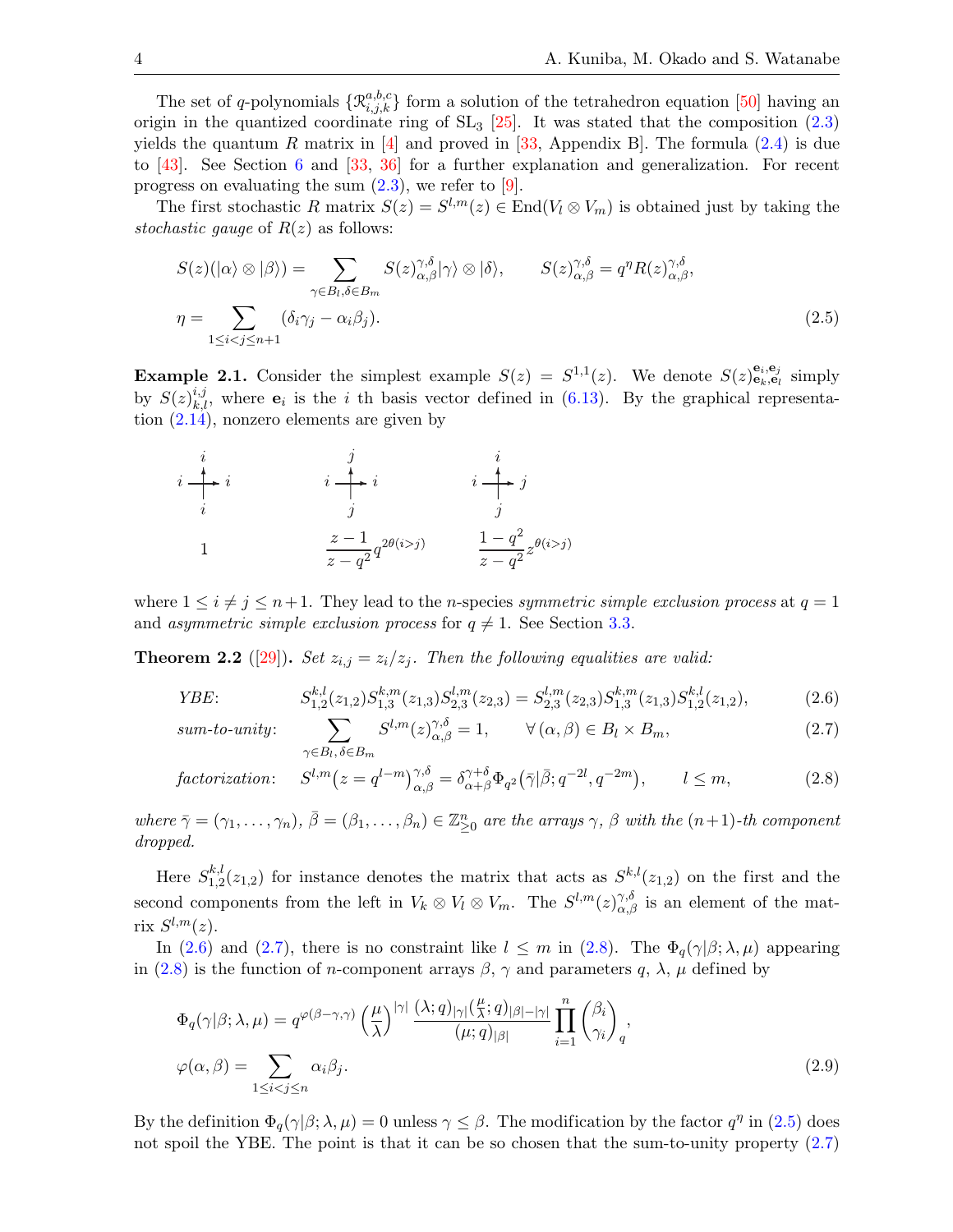The set of $q$-polynomials $\{\mathscr{R}^{a,b,c}_{i,j,k}\}$ form a solution of the tetrahedron equation [50] having an origin in the quantized coordinate ring of $\mathrm{SL}_3$ [25]. It was stated that the composition (2.3) yields the quantum $R$ matrix in [4] and proved in [33, Appendix B]. The formula (2.4) is due to [43]. See Section 6 and [33, 36] for a further explanation and generalization. For recent progress on evaluating the sum (2.3), we refer to [9].

The first stochastic $R$ matrix $S(z) = S^{l,m}(z) \in \mathrm{End}(V_l \otimes V_m)$ is obtained just by taking the *stochastic gauge* of $R(z)$ as follows:

$$S(z)(|\alpha\rangle \otimes |\beta\rangle) = \sum_{\gamma \in B_l, \delta \in B_m} S(z)^{\gamma,\delta}_{\alpha,\beta} |\gamma\rangle \otimes |\delta\rangle, \qquad S(z)^{\gamma,\delta}_{\alpha,\beta} = q^{\eta} R(z)^{\gamma,\delta}_{\alpha,\beta},$$
$$\eta = \sum_{1 \le i < j \le n+1} (\delta_i \gamma_j - \alpha_i \beta_j). \tag{2.5}$$

**Example 2.1.** Consider the simplest example $S(z) = S^{1,1}(z)$. We denote $S(z)^{\mathbf{e}_i,\mathbf{e}_j}_{\mathbf{e}_k,\mathbf{e}_l}$ simply by $S(z)^{i,j}_{k,l}$, where $\mathbf{e}_i$ is the $i$ th basis vector defined in (6.13). By the graphical representation (2.14), nonzero elements are given by

| (top $i$, left $i$, right $i$, bottom $i$) | (top $j$, left $i$, right $i$, bottom $j$) | (top $i$, left $i$, right $j$, bottom $j$) |
|---|---|---|
| $1$ | $\dfrac{z-1}{z-q^2} q^{2\theta(i>j)}$ | $\dfrac{1-q^2}{z-q^2} z^{\theta(i>j)}$ |

where $1 \le i \ne j \le n+1$. They lead to the $n$-species *symmetric simple exclusion process* at $q=1$ and *asymmetric simple exclusion process* for $q \ne 1$. See Section 3.3.

**Theorem 2.2** ([29])**.** *Set $z_{i,j} = z_i/z_j$. Then the following equalities are valid:*

$$\textit{YBE:} \qquad S^{k,l}_{1,2}(z_{1,2}) S^{k,m}_{1,3}(z_{1,3}) S^{l,m}_{2,3}(z_{2,3}) = S^{l,m}_{2,3}(z_{2,3}) S^{k,m}_{1,3}(z_{1,3}) S^{k,l}_{1,2}(z_{1,2}), \tag{2.6}$$

$$\textit{sum-to-unity:} \qquad \sum_{\gamma \in B_l, \delta \in B_m} S^{l,m}(z)^{\gamma,\delta}_{\alpha,\beta} = 1, \qquad \forall\, (\alpha, \beta) \in B_l \times B_m, \tag{2.7}$$

$$\textit{factorization:} \qquad S^{l,m}\big(z = q^{l-m}\big)^{\gamma,\delta}_{\alpha,\beta} = \delta^{\gamma+\delta}_{\alpha+\beta} \Phi_{q^2}\big(\bar{\gamma}|\bar{\beta}; q^{-2l}, q^{-2m}\big), \qquad l \le m, \tag{2.8}$$

*where $\bar{\gamma} = (\gamma_1, \dots, \gamma_n)$, $\bar{\beta} = (\beta_1, \dots, \beta_n) \in \mathbb{Z}^n_{\ge 0}$ are the arrays $\gamma$, $\beta$ with the $(n+1)$-th component dropped.*

Here $S^{k,l}_{1,2}(z_{1,2})$ for instance denotes the matrix that acts as $S^{k,l}(z_{1,2})$ on the first and the second components from the left in $V_k \otimes V_l \otimes V_m$. The $S^{l,m}(z)^{\gamma,\delta}_{\alpha,\beta}$ is an element of the matrix $S^{l,m}(z)$.

In (2.6) and (2.7), there is no constraint like $l \le m$ in (2.8). The $\Phi_q(\gamma|\beta; \lambda, \mu)$ appearing in (2.8) is the function of $n$-component arrays $\beta$, $\gamma$ and parameters $q$, $\lambda$, $\mu$ defined by

$$\Phi_q(\gamma|\beta; \lambda, \mu) = q^{\varphi(\beta-\gamma,\gamma)} \left(\frac{\mu}{\lambda}\right)^{|\gamma|} \frac{(\lambda; q)_{|\gamma|} (\frac{\mu}{\lambda}; q)_{|\beta|-|\gamma|}}{(\mu; q)_{|\beta|}} \prod_{i=1}^{n} \binom{\beta_i}{\gamma_i}_q,$$
$$\varphi(\alpha, \beta) = \sum_{1 \le i < j \le n} \alpha_i \beta_j. \tag{2.9}$$

By the definition $\Phi_q(\gamma|\beta; \lambda, \mu) = 0$ unless $\gamma \le \beta$. The modification by the factor $q^{\eta}$ in (2.5) does not spoil the YBE. The point is that it can be so chosen that the sum-to-unity property (2.7)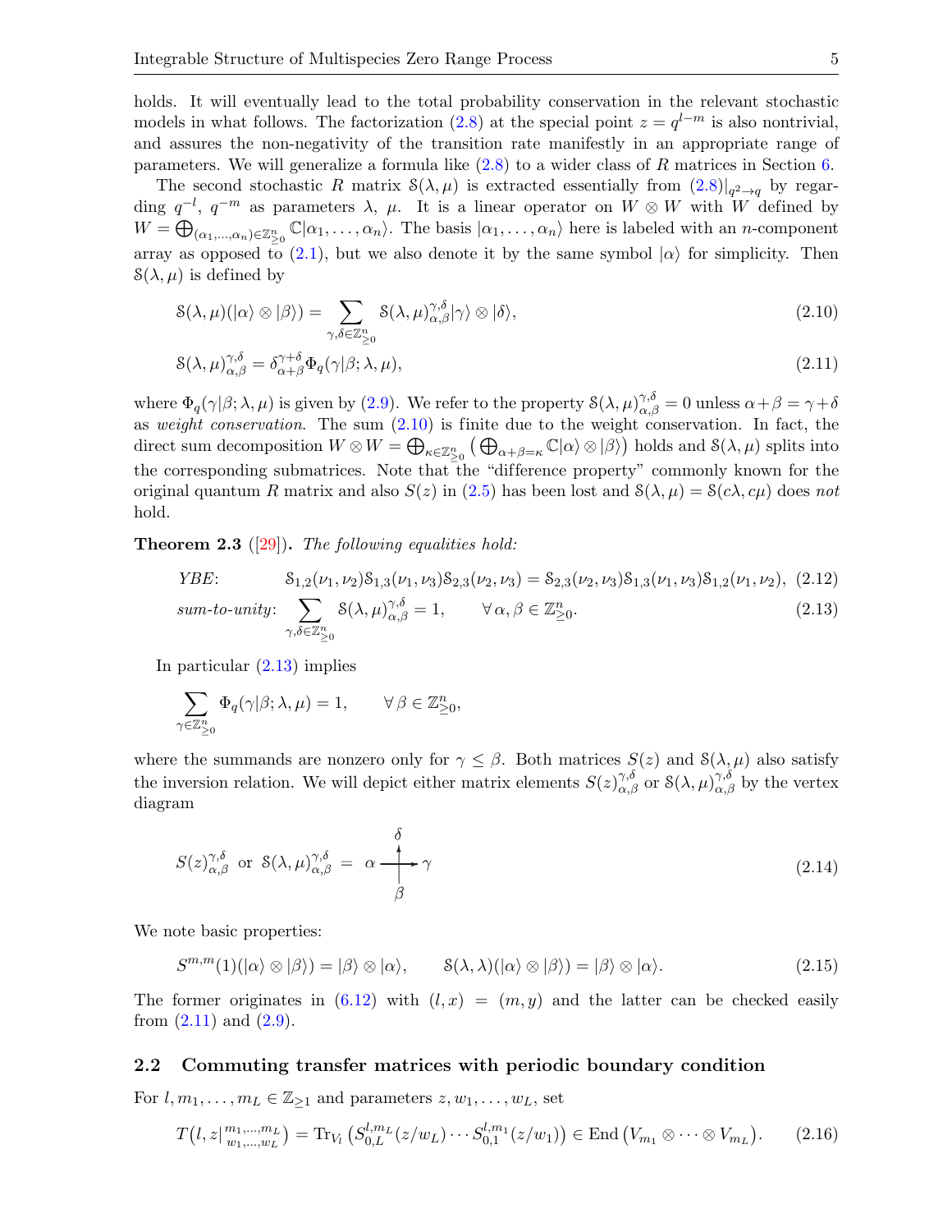holds. It will eventually lead to the total probability conservation in the relevant stochastic models in what follows. The factorization (2.8) at the special point $z = q^{l-m}$ is also nontrivial, and assures the non-negativity of the transition rate manifestly in an appropriate range of parameters. We will generalize a formula like (2.8) to a wider class of $R$ matrices in Section 6.

The second stochastic $R$ matrix $\mathcal{S}(\lambda, \mu)$ is extracted essentially from $(2.8)|_{q^2 \to q}$ by regarding $q^{-l}$, $q^{-m}$ as parameters $\lambda$, $\mu$. It is a linear operator on $W \otimes W$ with $W$ defined by $W = \bigoplus_{(\alpha_1,\dots,\alpha_n)\in\mathbb{Z}^n_{\geq 0}} \mathbb{C}|\alpha_1,\dots,\alpha_n\rangle$. The basis $|\alpha_1,\dots,\alpha_n\rangle$ here is labeled with an $n$-component array as opposed to (2.1), but we also denote it by the same symbol $|\alpha\rangle$ for simplicity. Then $\mathcal{S}(\lambda,\mu)$ is defined by

$$\mathcal{S}(\lambda,\mu)(|\alpha\rangle \otimes |\beta\rangle) = \sum_{\gamma,\delta\in\mathbb{Z}^n_{\geq 0}} \mathcal{S}(\lambda,\mu)^{\gamma,\delta}_{\alpha,\beta} |\gamma\rangle \otimes |\delta\rangle, \tag{2.10}$$

$$\mathcal{S}(\lambda,\mu)^{\gamma,\delta}_{\alpha,\beta} = \delta^{\gamma+\delta}_{\alpha+\beta} \Phi_q(\gamma|\beta;\lambda,\mu), \tag{2.11}$$

where $\Phi_q(\gamma|\beta;\lambda,\mu)$ is given by (2.9). We refer to the property $\mathcal{S}(\lambda,\mu)^{\gamma,\delta}_{\alpha,\beta} = 0$ unless $\alpha+\beta = \gamma+\delta$ as *weight conservation*. The sum (2.10) is finite due to the weight conservation. In fact, the direct sum decomposition $W \otimes W = \bigoplus_{\kappa\in\mathbb{Z}^n_{\geq 0}} \big(\bigoplus_{\alpha+\beta=\kappa} \mathbb{C}|\alpha\rangle \otimes |\beta\rangle\big)$ holds and $\mathcal{S}(\lambda,\mu)$ splits into the corresponding submatrices. Note that the "difference property" commonly known for the original quantum $R$ matrix and also $S(z)$ in (2.5) has been lost and $\mathcal{S}(\lambda,\mu) = \mathcal{S}(c\lambda, c\mu)$ does *not* hold.

**Theorem 2.3** ([29])**.** *The following equalities hold:*

$$\textit{YBE}: \qquad \mathcal{S}_{1,2}(\nu_1,\nu_2)\mathcal{S}_{1,3}(\nu_1,\nu_3)\mathcal{S}_{2,3}(\nu_2,\nu_3) = \mathcal{S}_{2,3}(\nu_2,\nu_3)\mathcal{S}_{1,3}(\nu_1,\nu_3)\mathcal{S}_{1,2}(\nu_1,\nu_2), \tag{2.12}$$

$$\textit{sum-to-unity}: \sum_{\gamma,\delta\in\mathbb{Z}^n_{\geq 0}} \mathcal{S}(\lambda,\mu)^{\gamma,\delta}_{\alpha,\beta} = 1, \qquad \forall\,\alpha,\beta \in \mathbb{Z}^n_{\geq 0}. \tag{2.13}$$

In particular (2.13) implies

$$\sum_{\gamma\in\mathbb{Z}^n_{\geq 0}} \Phi_q(\gamma|\beta;\lambda,\mu) = 1, \qquad \forall\,\beta \in \mathbb{Z}^n_{\geq 0},$$

where the summands are nonzero only for $\gamma \leq \beta$. Both matrices $S(z)$ and $\mathcal{S}(\lambda,\mu)$ also satisfy the inversion relation. We will depict either matrix elements $S(z)^{\gamma,\delta}_{\alpha,\beta}$ or $\mathcal{S}(\lambda,\mu)^{\gamma,\delta}_{\alpha,\beta}$ by the vertex diagram

$$S(z)^{\gamma,\delta}_{\alpha,\beta} \text{ or } \mathcal{S}(\lambda,\mu)^{\gamma,\delta}_{\alpha,\beta} = \alpha \xrightarrow[\beta]{\;\delta\;} \gamma \tag{2.14}$$

We note basic properties:

$$S^{m,m}(1)(|\alpha\rangle \otimes |\beta\rangle) = |\beta\rangle \otimes |\alpha\rangle, \qquad \mathcal{S}(\lambda,\lambda)(|\alpha\rangle \otimes |\beta\rangle) = |\beta\rangle \otimes |\alpha\rangle. \tag{2.15}$$

The former originates in (6.12) with $(l,x) = (m,y)$ and the latter can be checked easily from (2.11) and (2.9).

## 2.2 Commuting transfer matrices with periodic boundary condition

For $l, m_1, \dots, m_L \in \mathbb{Z}_{\geq 1}$ and parameters $z, w_1, \dots, w_L$, set

$$T\big(l,z\big|{}^{m_1,\dots,m_L}_{w_1,\dots,w_L}\big) = \mathrm{Tr}_{V_l}\big(S^{l,m_L}_{0,L}(z/w_L)\cdots S^{l,m_1}_{0,1}(z/w_1)\big) \in \mathrm{End}\big(V_{m_1}\otimes\cdots\otimes V_{m_L}\big). \tag{2.16}$$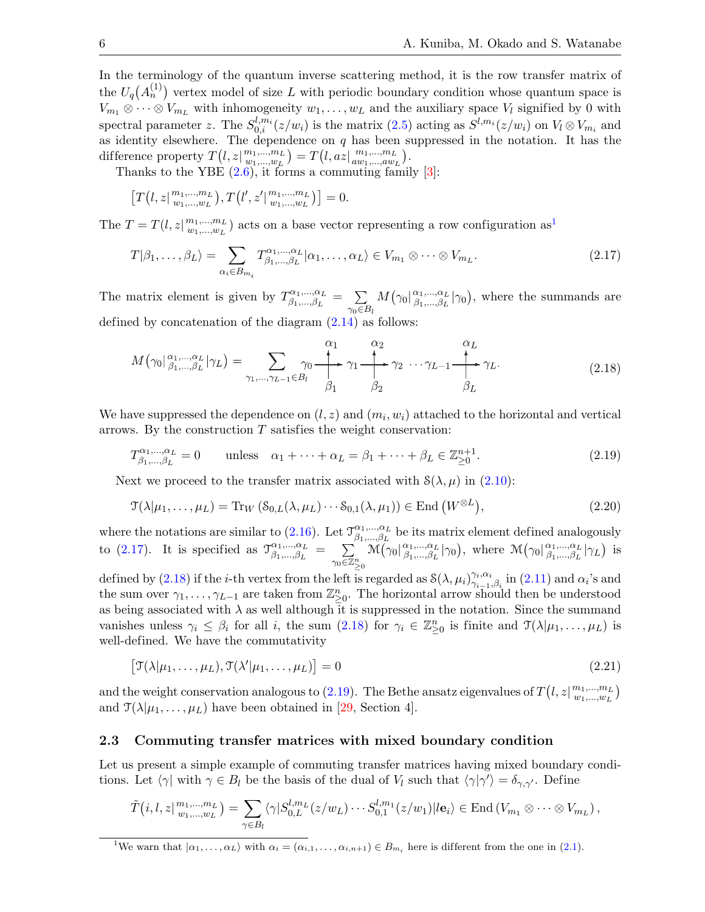In the terminology of the quantum inverse scattering method, it is the row transfer matrix of the $U_q\big(A_n^{(1)}\big)$ vertex model of size $L$ with periodic boundary condition whose quantum space is $V_{m_1}\otimes\cdots\otimes V_{m_L}$ with inhomogeneity $w_1,\dots,w_L$ and the auxiliary space $V_l$ signified by 0 with spectral parameter $z$. The $S^{l,m_i}_{0,i}(z/w_i)$ is the matrix (2.5) acting as $S^{l,m_i}(z/w_i)$ on $V_l\otimes V_{m_i}$ and as identity elsewhere. The dependence on $q$ has been suppressed in the notation. It has the difference property $T\big(l,z\big|{}^{m_1,\dots,m_L}_{w_1,\dots,w_L}\big)=T\big(l,az\big|{}^{m_1,\dots,m_L}_{aw_1,\dots,aw_L}\big)$.

Thanks to the YBE (2.6), it forms a commuting family [3]:

$$\big[T\big(l,z\big|{}^{m_1,\dots,m_L}_{w_1,\dots,w_L}\big),T\big(l',z'\big|{}^{m_1,\dots,m_L}_{w_1,\dots,w_L}\big)\big]=0.$$

The $T=T\big(l,z\big|{}^{m_1,\dots,m_L}_{w_1,\dots,w_L}\big)$ acts on a base vector representing a row configuration as[1]

$$T|\beta_1,\dots,\beta_L\rangle=\sum_{\alpha_i\in B_{m_i}}T^{\alpha_1,\dots,\alpha_L}_{\beta_1,\dots,\beta_L}|\alpha_1,\dots,\alpha_L\rangle\in V_{m_1}\otimes\cdots\otimes V_{m_L}. \tag{2.17}$$

The matrix element is given by $T^{\alpha_1,\dots,\alpha_L}_{\beta_1,\dots,\beta_L}=\sum_{\gamma_0\in B_l}M\big(\gamma_0\big|{}^{\alpha_1,\dots,\alpha_L}_{\beta_1,\dots,\beta_L}\big|\gamma_0\big)$, where the summands are defined by concatenation of the diagram (2.14) as follows:

$$M\big(\gamma_0\big|{}^{\alpha_1,\dots,\alpha_L}_{\beta_1,\dots,\beta_L}\big|\gamma_L\big)=\sum_{\gamma_1,\dots,\gamma_{L-1}\in B_l}\gamma_0\overset{\alpha_1}{\underset{\beta_1}{\longrightarrow}}\gamma_1\overset{\alpha_2}{\underset{\beta_2}{\longrightarrow}}\gamma_2\ \cdots\gamma_{L-1}\overset{\alpha_L}{\underset{\beta_L}{\longrightarrow}}\gamma_L. \tag{2.18}$$

We have suppressed the dependence on $(l,z)$ and $(m_i,w_i)$ attached to the horizontal and vertical arrows. By the construction $T$ satisfies the weight conservation:

$$T^{\alpha_1,\dots,\alpha_L}_{\beta_1,\dots,\beta_L}=0\qquad\text{unless}\quad \alpha_1+\cdots+\alpha_L=\beta_1+\cdots+\beta_L\in\mathbb{Z}^{n+1}_{\ge0}. \tag{2.19}$$

Next we proceed to the transfer matrix associated with $\mathcal{S}(\lambda,\mu)$ in (2.10):

$$\mathcal{T}(\lambda|\mu_1,\dots,\mu_L)=\mathrm{Tr}_W\left(\mathcal{S}_{0,L}(\lambda,\mu_L)\cdots\mathcal{S}_{0,1}(\lambda,\mu_1)\right)\in\mathrm{End}\left(W^{\otimes L}\right), \tag{2.20}$$

where the notations are similar to (2.16). Let $\mathcal{T}^{\alpha_1,\dots,\alpha_L}_{\beta_1,\dots,\beta_L}$ be its matrix element defined analogously to (2.17). It is specified as $\mathcal{T}^{\alpha_1,\dots,\alpha_L}_{\beta_1,\dots,\beta_L}=\sum_{\gamma_0\in\mathbb{Z}^n_{\ge0}}\mathcal{M}\big(\gamma_0\big|{}^{\alpha_1,\dots,\alpha_L}_{\beta_1,\dots,\beta_L}\big|\gamma_0\big)$, where $\mathcal{M}\big(\gamma_0\big|{}^{\alpha_1,\dots,\alpha_L}_{\beta_1,\dots,\beta_L}\big|\gamma_L\big)$ is defined by (2.18) if the $i$-th vertex from the left is regarded as $\mathcal{S}(\lambda,\mu_i)^{\gamma_i,\alpha_i}_{\gamma_{i-1},\beta_i}$ in (2.11) and $\alpha_i$'s and the sum over $\gamma_1,\dots,\gamma_{L-1}$ are taken from $\mathbb{Z}^n_{\ge0}$. The horizontal arrow should then be understood as being associated with $\lambda$ as well although it is suppressed in the notation. Since the summand vanishes unless $\gamma_i\le\beta_i$ for all $i$, the sum (2.18) for $\gamma_i\in\mathbb{Z}^n_{\ge0}$ is finite and $\mathcal{T}(\lambda|\mu_1,\dots,\mu_L)$ is well-defined. We have the commutativity

$$\big[\mathcal{T}(\lambda|\mu_1,\dots,\mu_L),\mathcal{T}(\lambda'|\mu_1,\dots,\mu_L)\big]=0 \tag{2.21}$$

and the weight conservation analogous to (2.19). The Bethe ansatz eigenvalues of $T\big(l,z\big|{}^{m_1,\dots,m_L}_{w_1,\dots,w_L}\big)$ and $\mathcal{T}(\lambda|\mu_1,\dots,\mu_L)$ have been obtained in [29, Section 4].

### 2.3 Commuting transfer matrices with mixed boundary condition

Let us present a simple example of commuting transfer matrices having mixed boundary conditions. Let $\langle\gamma|$ with $\gamma\in B_l$ be the basis of the dual of $V_l$ such that $\langle\gamma|\gamma'\rangle=\delta_{\gamma,\gamma'}$. Define

$$\tilde{T}\big(i,l,z\big|{}^{m_1,\dots,m_L}_{w_1,\dots,w_L}\big)=\sum_{\gamma\in B_l}\langle\gamma|S^{l,m_L}_{0,L}(z/w_L)\cdots S^{l,m_1}_{0,1}(z/w_1)|l\mathbf{e}_i\rangle\in\mathrm{End}\left(V_{m_1}\otimes\cdots\otimes V_{m_L}\right),$$

[1] We warn that $|\alpha_1,\dots,\alpha_L\rangle$ with $\alpha_i=(\alpha_{i,1},\dots,\alpha_{i,n+1})\in B_{m_i}$ here is different from the one in (2.1).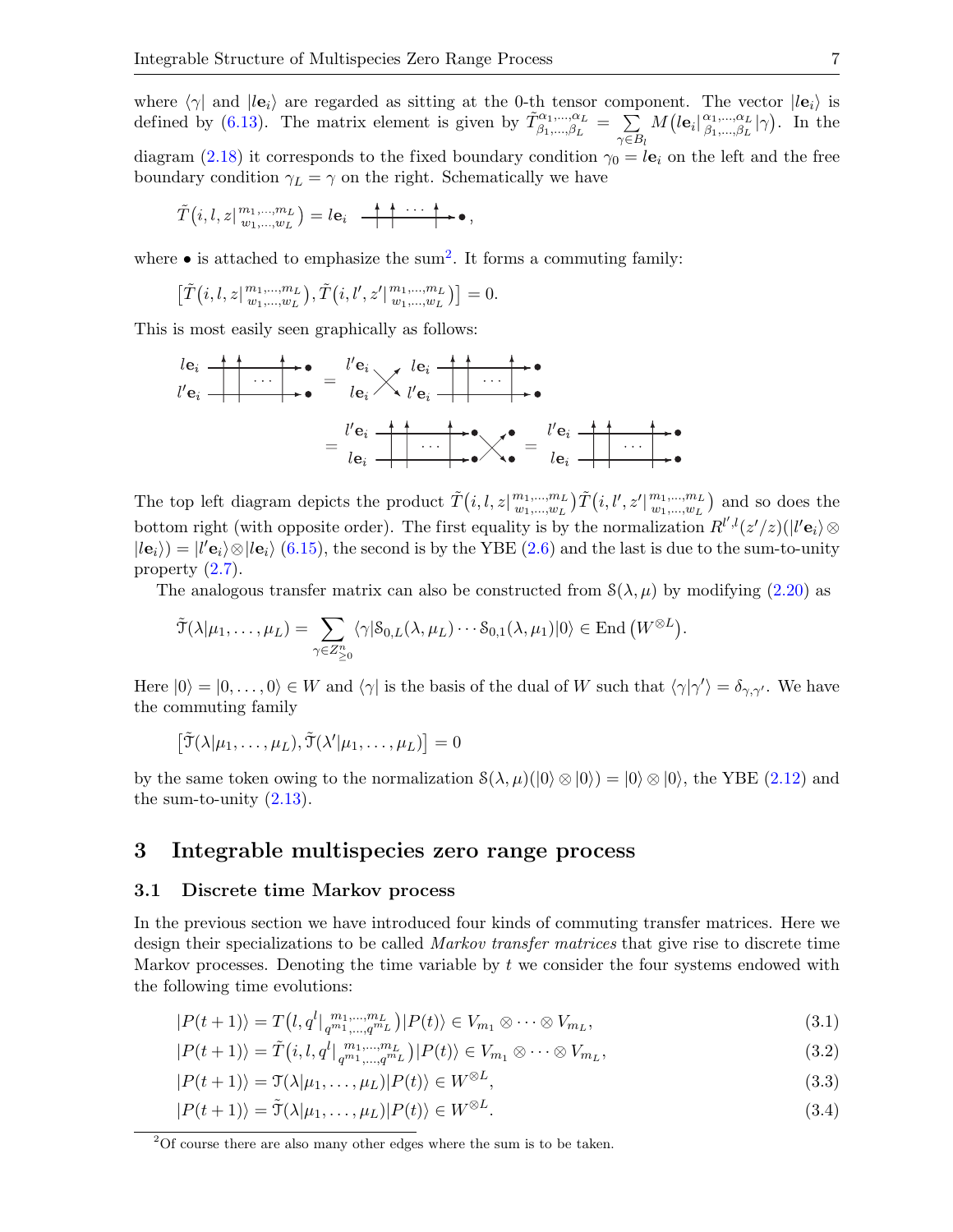where $\langle\gamma|$ and $|l\mathbf{e}_i\rangle$ are regarded as sitting at the 0-th tensor component. The vector $|l\mathbf{e}_i\rangle$ is defined by (6.13). The matrix element is given by $\tilde{T}^{\alpha_1,\ldots,\alpha_L}_{\beta_1,\ldots,\beta_L} = \sum_{\gamma\in B_l} M\big(l\mathbf{e}_i|^{\alpha_1,\ldots,\alpha_L}_{\beta_1,\ldots,\beta_L}|\gamma\big)$. In the diagram (2.18) it corresponds to the fixed boundary condition $\gamma_0 = l\mathbf{e}_i$ on the left and the free boundary condition $\gamma_L = \gamma$ on the right. Schematically we have

$$\tilde{T}\big(i,l,z|^{m_1,\ldots,m_L}_{w_1,\ldots,w_L}\big) = l\mathbf{e}_i \quad \text{(diagram)} \bullet,$$

where $\bullet$ is attached to emphasize the sum[2]. It forms a commuting family:

$$\big[\tilde{T}\big(i,l,z|^{m_1,\ldots,m_L}_{w_1,\ldots,w_L}\big), \tilde{T}\big(i,l',z'|^{m_1,\ldots,m_L}_{w_1,\ldots,w_L}\big)\big] = 0.$$

This is most easily seen graphically as follows:

(diagram)

The top left diagram depicts the product $\tilde{T}\big(i,l,z|^{m_1,\ldots,m_L}_{w_1,\ldots,w_L}\big)\tilde{T}\big(i,l',z'|^{m_1,\ldots,m_L}_{w_1,\ldots,w_L}\big)$ and so does the bottom right (with opposite order). The first equality is by the normalization $R^{l',l}(z'/z)(|l'\mathbf{e}_i\rangle\otimes|l\mathbf{e}_i\rangle) = |l'\mathbf{e}_i\rangle\otimes|l\mathbf{e}_i\rangle$ (6.15), the second is by the YBE (2.6) and the last is due to the sum-to-unity property (2.7).

The analogous transfer matrix can also be constructed from $\mathcal{S}(\lambda,\mu)$ by modifying (2.20) as

$$\tilde{\mathcal{T}}(\lambda|\mu_1,\ldots,\mu_L) = \sum_{\gamma\in\mathbb{Z}^n_{\geq 0}} \langle\gamma|\mathcal{S}_{0,L}(\lambda,\mu_L)\cdots\mathcal{S}_{0,1}(\lambda,\mu_1)|0\rangle \in \mathrm{End}\left(W^{\otimes L}\right).$$

Here $|0\rangle = |0,\ldots,0\rangle \in W$ and $\langle\gamma|$ is the basis of the dual of $W$ such that $\langle\gamma|\gamma'\rangle = \delta_{\gamma,\gamma'}$. We have the commuting family

$$\big[\tilde{\mathcal{T}}(\lambda|\mu_1,\ldots,\mu_L), \tilde{\mathcal{T}}(\lambda'|\mu_1,\ldots,\mu_L)\big] = 0$$

by the same token owing to the normalization $\mathcal{S}(\lambda,\mu)(|0\rangle\otimes|0\rangle) = |0\rangle\otimes|0\rangle$, the YBE (2.12) and the sum-to-unity (2.13).

# 3 Integrable multispecies zero range process

## 3.1 Discrete time Markov process

In the previous section we have introduced four kinds of commuting transfer matrices. Here we design their specializations to be called *Markov transfer matrices* that give rise to discrete time Markov processes. Denoting the time variable by $t$ we consider the four systems endowed with the following time evolutions:

$$|P(t+1)\rangle = T\big(l,q^l|^{m_1,\ldots,m_L}_{q^{m_1},\ldots,q^{m_L}}\big)|P(t)\rangle \in V_{m_1}\otimes\cdots\otimes V_{m_L}, \tag{3.1}$$

$$|P(t+1)\rangle = \tilde{T}\big(i,l,q^l|^{m_1,\ldots,m_L}_{q^{m_1},\ldots,q^{m_L}}\big)|P(t)\rangle \in V_{m_1}\otimes\cdots\otimes V_{m_L}, \tag{3.2}$$

$$|P(t+1)\rangle = \mathcal{T}(\lambda|\mu_1,\ldots,\mu_L)|P(t)\rangle \in W^{\otimes L}, \tag{3.3}$$

$$|P(t+1)\rangle = \tilde{\mathcal{T}}(\lambda|\mu_1,\ldots,\mu_L)|P(t)\rangle \in W^{\otimes L}. \tag{3.4}$$

[2] Of course there are also many other edges where the sum is to be taken.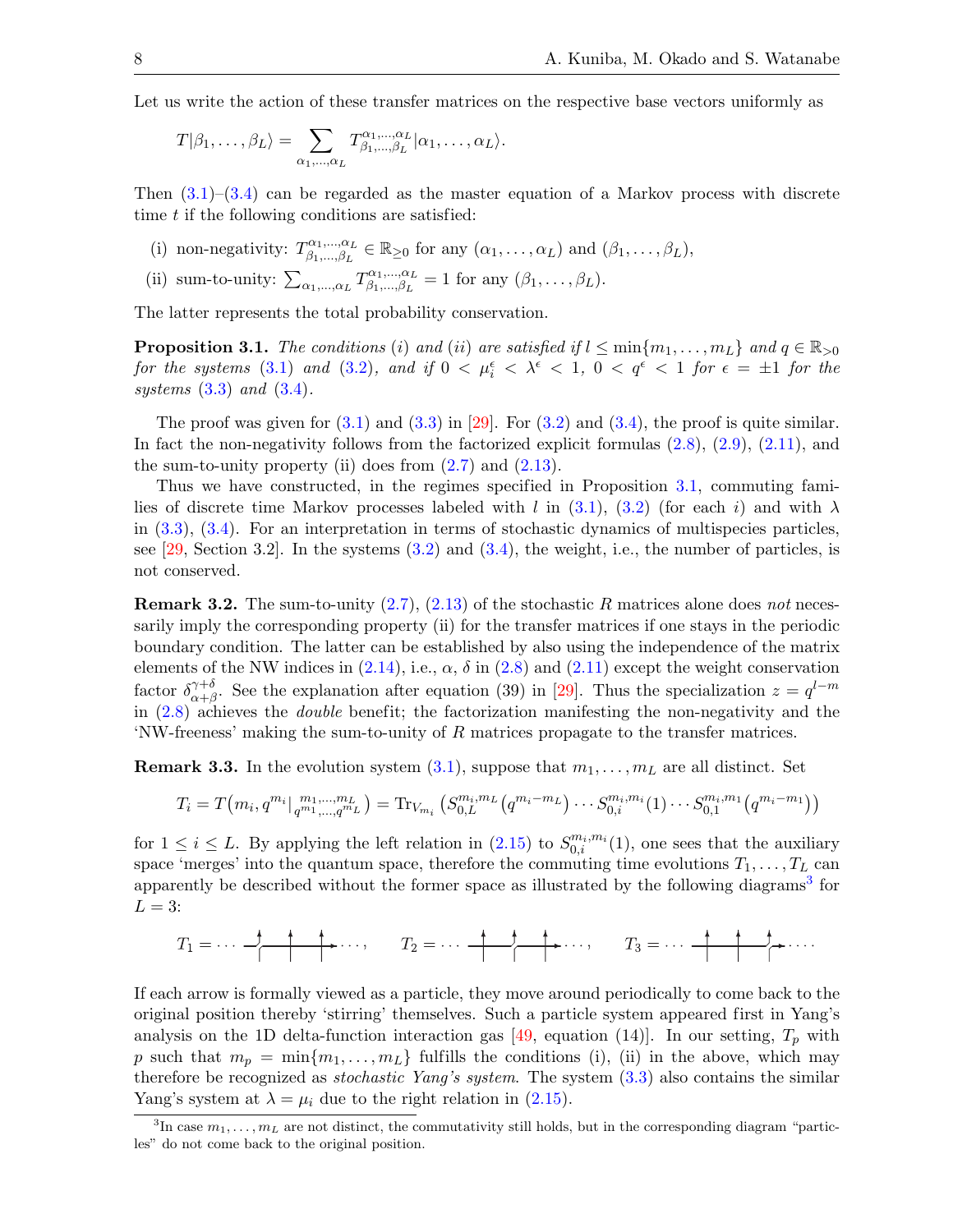Let us write the action of these transfer matrices on the respective base vectors uniformly as

$$T|\beta_1,\dots,\beta_L\rangle = \sum_{\alpha_1,\dots,\alpha_L} T^{\alpha_1,\dots,\alpha_L}_{\beta_1,\dots,\beta_L}|\alpha_1,\dots,\alpha_L\rangle.$$

Then (3.1)–(3.4) can be regarded as the master equation of a Markov process with discrete time $t$ if the following conditions are satisfied:

(i) non-negativity: $T^{\alpha_1,\dots,\alpha_L}_{\beta_1,\dots,\beta_L} \in \mathbb{R}_{\geq 0}$ for any $(\alpha_1,\dots,\alpha_L)$ and $(\beta_1,\dots,\beta_L)$,

(ii) sum-to-unity: $\sum_{\alpha_1,\dots,\alpha_L} T^{\alpha_1,\dots,\alpha_L}_{\beta_1,\dots,\beta_L} = 1$ for any $(\beta_1,\dots,\beta_L)$.

The latter represents the total probability conservation.

**Proposition 3.1.** *The conditions (i) and (ii) are satisfied if $l \leq \min\{m_1,\dots,m_L\}$ and $q \in \mathbb{R}_{>0}$ for the systems (3.1) and (3.2), and if $0 < \mu_i^\epsilon < \lambda^\epsilon < 1$, $0 < q^\epsilon < 1$ for $\epsilon = \pm 1$ for the systems (3.3) and (3.4).*

The proof was given for (3.1) and (3.3) in [29]. For (3.2) and (3.4), the proof is quite similar. In fact the non-negativity follows from the factorized explicit formulas (2.8), (2.9), (2.11), and the sum-to-unity property (ii) does from (2.7) and (2.13).

Thus we have constructed, in the regimes specified in Proposition 3.1, commuting families of discrete time Markov processes labeled with $l$ in (3.1), (3.2) (for each $i$) and with $\lambda$ in (3.3), (3.4). For an interpretation in terms of stochastic dynamics of multispecies particles, see [29, Section 3.2]. In the systems (3.2) and (3.4), the weight, i.e., the number of particles, is not conserved.

**Remark 3.2.** The sum-to-unity (2.7), (2.13) of the stochastic $R$ matrices alone does *not* necessarily imply the corresponding property (ii) for the transfer matrices if one stays in the periodic boundary condition. The latter can be established by also using the independence of the matrix elements of the NW indices in (2.14), i.e., $\alpha$, $\delta$ in (2.8) and (2.11) except the weight conservation factor $\delta^{\gamma+\delta}_{\alpha+\beta}$. See the explanation after equation (39) in [29]. Thus the specialization $z = q^{l-m}$ in (2.8) achieves the *double* benefit; the factorization manifesting the non-negativity and the 'NW-freeness' making the sum-to-unity of $R$ matrices propagate to the transfer matrices.

**Remark 3.3.** In the evolution system (3.1), suppose that $m_1,\dots,m_L$ are all distinct. Set

$$T_i = T\big(m_i, q^{m_i}\big|{}^{m_1,\dots,m_L}_{q^{m_1},\dots,q^{m_L}}\big) = \mathrm{Tr}_{V_{m_i}}\big(S^{m_i,m_L}_{0,L}\big(q^{m_i-m_L}\big)\cdots S^{m_i,m_i}_{0,i}(1)\cdots S^{m_i,m_1}_{0,1}\big(q^{m_i-m_1}\big)\big)$$

for $1 \leq i \leq L$. By applying the left relation in (2.15) to $S^{m_i,m_i}_{0,i}(1)$, one sees that the auxiliary space 'merges' into the quantum space, therefore the commuting time evolutions $T_1,\dots,T_L$ can apparently be described without the former space as illustrated by the following diagrams[3] for $L = 3$:

$T_1 = \cdots$ [diagram] $\cdots$, $\quad T_2 = \cdots$ [diagram] $\cdots$, $\quad T_3 = \cdots$ [diagram] $\cdots$.

If each arrow is formally viewed as a particle, they move around periodically to come back to the original position thereby 'stirring' themselves. Such a particle system appeared first in Yang's analysis on the 1D delta-function interaction gas [49, equation (14)]. In our setting, $T_p$ with $p$ such that $m_p = \min\{m_1,\dots,m_L\}$ fulfills the conditions (i), (ii) in the above, which may therefore be recognized as *stochastic Yang's system*. The system (3.3) also contains the similar Yang's system at $\lambda = \mu_i$ due to the right relation in (2.15).

[3] In case $m_1,\dots,m_L$ are not distinct, the commutativity still holds, but in the corresponding diagram "particles" do not come back to the original position.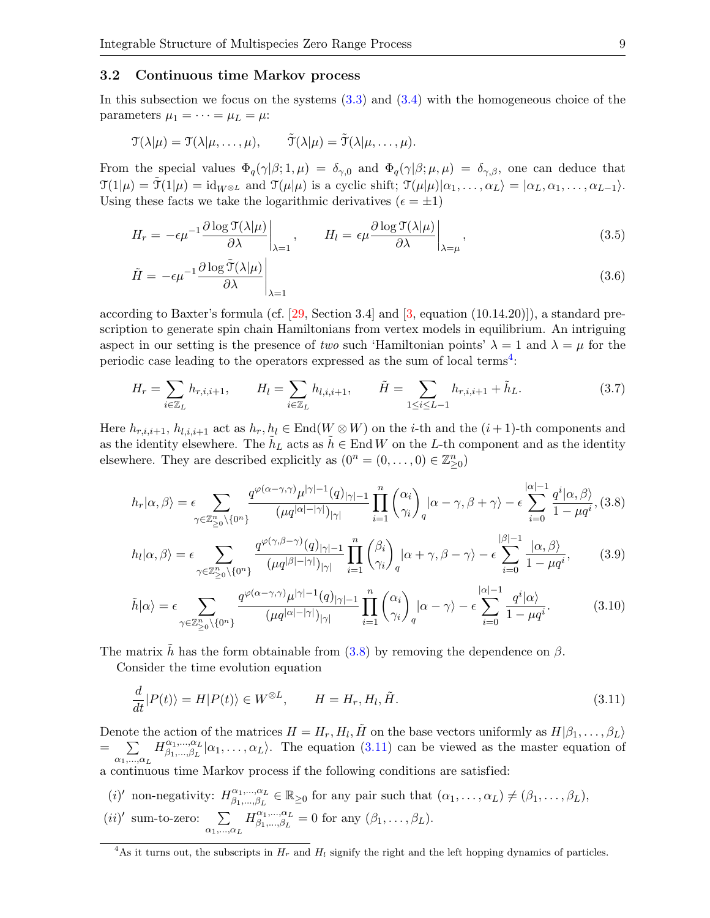### 3.2 Continuous time Markov process

In this subsection we focus on the systems (3.3) and (3.4) with the homogeneous choice of the parameters $\mu_1 = \cdots = \mu_L = \mu$:

$$\mathcal{T}(\lambda|\mu) = \mathcal{T}(\lambda|\mu, \ldots, \mu), \qquad \tilde{\mathcal{T}}(\lambda|\mu) = \tilde{\mathcal{T}}(\lambda|\mu, \ldots, \mu).$$

From the special values $\Phi_q(\gamma|\beta; 1, \mu) = \delta_{\gamma,0}$ and $\Phi_q(\gamma|\beta; \mu, \mu) = \delta_{\gamma,\beta}$, one can deduce that $\mathcal{T}(1|\mu) = \tilde{\mathcal{T}}(1|\mu) = \mathrm{id}_{W^{\otimes L}}$ and $\mathcal{T}(\mu|\mu)$ is a cyclic shift; $\mathcal{T}(\mu|\mu)|\alpha_1, \ldots, \alpha_L\rangle = |\alpha_L, \alpha_1, \ldots, \alpha_{L-1}\rangle$. Using these facts we take the logarithmic derivatives ($\epsilon = \pm 1$)

$$H_r = -\epsilon \mu^{-1} \frac{\partial \log \mathcal{T}(\lambda|\mu)}{\partial \lambda}\bigg|_{\lambda=1}, \qquad H_l = \epsilon \mu \frac{\partial \log \mathcal{T}(\lambda|\mu)}{\partial \lambda}\bigg|_{\lambda=\mu}, \tag{3.5}$$

$$\tilde{H} = -\epsilon \mu^{-1} \frac{\partial \log \tilde{\mathcal{T}}(\lambda|\mu)}{\partial \lambda}\bigg|_{\lambda=1} \tag{3.6}$$

according to Baxter's formula (cf. [29, Section 3.4] and [3, equation (10.14.20)]), a standard prescription to generate spin chain Hamiltonians from vertex models in equilibrium. An intriguing aspect in our setting is the presence of *two* such 'Hamiltonian points' $\lambda = 1$ and $\lambda = \mu$ for the periodic case leading to the operators expressed as the sum of local terms[4]:

$$H_r = \sum_{i \in \mathbb{Z}_L} h_{r,i,i+1}, \qquad H_l = \sum_{i \in \mathbb{Z}_L} h_{l,i,i+1}, \qquad \tilde{H} = \sum_{1 \le i \le L-1} h_{r,i,i+1} + \tilde{h}_L. \tag{3.7}$$

Here $h_{r,i,i+1}$, $h_{l,i,i+1}$ act as $h_r, h_l \in \mathrm{End}(W \otimes W)$ on the $i$-th and the $(i+1)$-th components and as the identity elsewhere. The $\tilde{h}_L$ acts as $\tilde{h} \in \mathrm{End}\, W$ on the $L$-th component and as the identity elsewhere. They are described explicitly as ($0^n = (0, \ldots, 0) \in \mathbb{Z}^n_{\ge 0}$)

$$h_r|\alpha, \beta\rangle = \epsilon \sum_{\gamma \in \mathbb{Z}^n_{\ge 0} \setminus \{0^n\}} \frac{q^{\varphi(\alpha-\gamma,\gamma)} \mu^{|\gamma|-1} (q)_{|\gamma|-1}}{(\mu q^{|\alpha|-|\gamma|})_{|\gamma|}} \prod_{i=1}^n \binom{\alpha_i}{\gamma_i}_q |\alpha - \gamma, \beta + \gamma\rangle - \epsilon \sum_{i=0}^{|\alpha|-1} \frac{q^i |\alpha, \beta\rangle}{1 - \mu q^i}, \tag{3.8}$$

$$h_l|\alpha, \beta\rangle = \epsilon \sum_{\gamma \in \mathbb{Z}^n_{\ge 0} \setminus \{0^n\}} \frac{q^{\varphi(\gamma,\beta-\gamma)} (q)_{|\gamma|-1}}{(\mu q^{|\beta|-|\gamma|})_{|\gamma|}} \prod_{i=1}^n \binom{\beta_i}{\gamma_i}_q |\alpha + \gamma, \beta - \gamma\rangle - \epsilon \sum_{i=0}^{|\beta|-1} \frac{|\alpha, \beta\rangle}{1 - \mu q^i}, \tag{3.9}$$

$$\tilde{h}|\alpha\rangle = \epsilon \sum_{\gamma \in \mathbb{Z}^n_{\ge 0} \setminus \{0^n\}} \frac{q^{\varphi(\alpha-\gamma,\gamma)} \mu^{|\gamma|-1} (q)_{|\gamma|-1}}{(\mu q^{|\alpha|-|\gamma|})_{|\gamma|}} \prod_{i=1}^n \binom{\alpha_i}{\gamma_i}_q |\alpha - \gamma\rangle - \epsilon \sum_{i=0}^{|\alpha|-1} \frac{q^i |\alpha\rangle}{1 - \mu q^i}. \tag{3.10}$$

The matrix $\tilde{h}$ has the form obtainable from (3.8) by removing the dependence on $\beta$.

Consider the time evolution equation

$$\frac{d}{dt}|P(t)\rangle = H|P(t)\rangle \in W^{\otimes L}, \qquad H = H_r, H_l, \tilde{H}. \tag{3.11}$$

Denote the action of the matrices $H = H_r, H_l, \tilde{H}$ on the base vectors uniformly as $H|\beta_1, \ldots, \beta_L\rangle = \sum_{\alpha_1,\ldots,\alpha_L} H^{\alpha_1,\ldots,\alpha_L}_{\beta_1,\ldots,\beta_L} |\alpha_1, \ldots, \alpha_L\rangle$. The equation (3.11) can be viewed as the master equation of a continuous time Markov process if the following conditions are satisfied:

$(i)'$ non-negativity: $H^{\alpha_1,\ldots,\alpha_L}_{\beta_1,\ldots,\beta_L} \in \mathbb{R}_{\ge 0}$ for any pair such that $(\alpha_1, \ldots, \alpha_L) \neq (\beta_1, \ldots, \beta_L)$,

$(ii)'$ sum-to-zero: $\sum_{\alpha_1,\ldots,\alpha_L} H^{\alpha_1,\ldots,\alpha_L}_{\beta_1,\ldots,\beta_L} = 0$ for any $(\beta_1, \ldots, \beta_L)$.

---

[4] As it turns out, the subscripts in $H_r$ and $H_l$ signify the right and the left hopping dynamics of particles.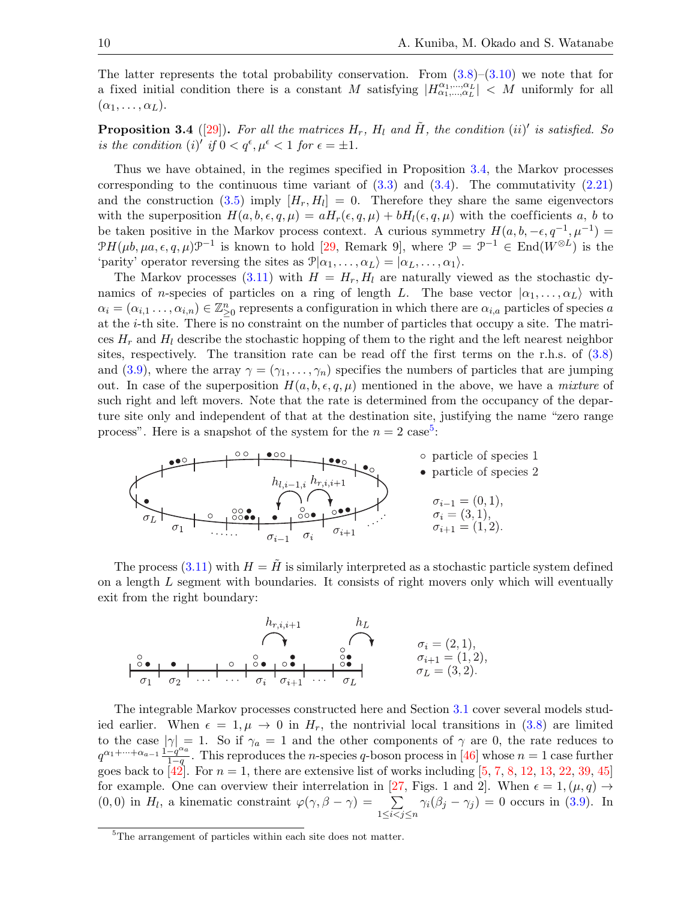The latter represents the total probability conservation. From (3.8)–(3.10) we note that for a fixed initial condition there is a constant $M$ satisfying $|H^{\alpha_1,\dots,\alpha_L}_{\alpha_1,\dots,\alpha_L}| < M$ uniformly for all $(\alpha_1,\dots,\alpha_L)$.

**Proposition 3.4** ([29]). *For all the matrices $H_r$, $H_l$ and $\tilde{H}$, the condition (ii)′ is satisfied. So is the condition (i)′ if $0 < q^\epsilon, \mu^\epsilon < 1$ for $\epsilon = \pm 1$.*

Thus we have obtained, in the regimes specified in Proposition 3.4, the Markov processes corresponding to the continuous time variant of (3.3) and (3.4). The commutativity (2.21) and the construction (3.5) imply $[H_r, H_l] = 0$. Therefore they share the same eigenvectors with the superposition $H(a,b,\epsilon,q,\mu) = aH_r(\epsilon,q,\mu) + bH_l(\epsilon,q,\mu)$ with the coefficients $a$, $b$ to be taken positive in the Markov process context. A curious symmetry $H(a,b,-\epsilon,q^{-1},\mu^{-1}) = \mathcal{P}H(\mu b,\mu a,\epsilon,q,\mu)\mathcal{P}^{-1}$ is known to hold [29, Remark 9], where $\mathcal{P} = \mathcal{P}^{-1} \in \mathrm{End}(W^{\otimes L})$ is the 'parity' operator reversing the sites as $\mathcal{P}|\alpha_1,\dots,\alpha_L\rangle = |\alpha_L,\dots,\alpha_1\rangle$.

The Markov processes (3.11) with $H = H_r, H_l$ are naturally viewed as the stochastic dynamics of $n$-species of particles on a ring of length $L$. The base vector $|\alpha_1,\dots,\alpha_L\rangle$ with $\alpha_i = (\alpha_{i,1}\dots,\alpha_{i,n}) \in \mathbb{Z}^n_{\geq 0}$ represents a configuration in which there are $\alpha_{i,a}$ particles of species $a$ at the $i$-th site. There is no constraint on the number of particles that occupy a site. The matrices $H_r$ and $H_l$ describe the stochastic hopping of them to the right and the left nearest neighbor sites, respectively. The transition rate can be read off the first terms on the r.h.s. of (3.8) and (3.9), where the array $\gamma = (\gamma_1,\dots,\gamma_n)$ specifies the numbers of particles that are jumping out. In case of the superposition $H(a,b,\epsilon,q,\mu)$ mentioned in the above, we have a *mixture* of such right and left movers. Note that the rate is determined from the occupancy of the departure site only and independent of that at the destination site, justifying the name "zero range process". Here is a snapshot of the system for the $n = 2$ case[5]:

∘ particle of species 1
• particle of species 2

$\sigma_{i-1} = (0,1)$,
$\sigma_i = (3,1)$,
$\sigma_{i+1} = (1,2)$.

The process (3.11) with $H = \tilde{H}$ is similarly interpreted as a stochastic particle system defined on a length $L$ segment with boundaries. It consists of right movers only which will eventually exit from the right boundary:

$\sigma_i = (2,1)$,
$\sigma_{i+1} = (1,2)$,
$\sigma_L = (3,2)$.

The integrable Markov processes constructed here and Section 3.1 cover several models studied earlier. When $\epsilon = 1, \mu \to 0$ in $H_r$, the nontrivial local transitions in (3.8) are limited to the case $|\gamma| = 1$. So if $\gamma_a = 1$ and the other components of $\gamma$ are 0, the rate reduces to $q^{\alpha_1+\dots+\alpha_{a-1}}\frac{1-q^{\alpha_a}}{1-q}$. This reproduces the $n$-species $q$-boson process in [46] whose $n = 1$ case further goes back to [42]. For $n = 1$, there are extensive list of works including [5, 7, 8, 12, 13, 22, 39, 45] for example. One can overview their interrelation in [27, Figs. 1 and 2]. When $\epsilon = 1, (\mu,q) \to (0,0)$ in $H_l$, a kinematic constraint $\varphi(\gamma,\beta-\gamma) = \sum_{1\leq i<j\leq n}\gamma_i(\beta_j-\gamma_j) = 0$ occurs in (3.9). In

[5]The arrangement of particles within each site does not matter.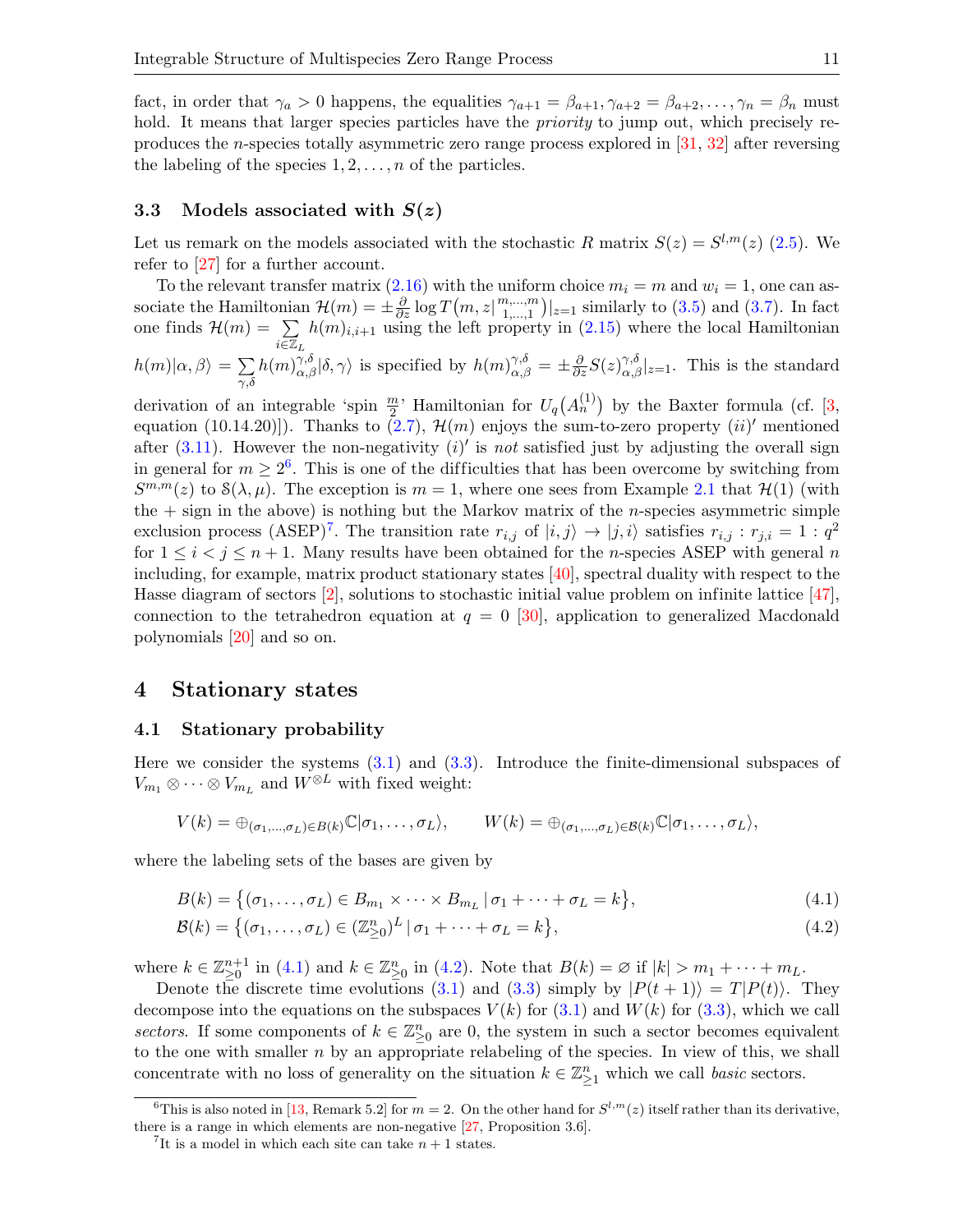fact, in order that $\gamma_a > 0$ happens, the equalities $\gamma_{a+1} = \beta_{a+1}, \gamma_{a+2} = \beta_{a+2}, \dots, \gamma_n = \beta_n$ must hold. It means that larger species particles have the *priority* to jump out, which precisely reproduces the $n$-species totally asymmetric zero range process explored in [31, 32] after reversing the labeling of the species $1, 2, \dots, n$ of the particles.

### 3.3 Models associated with $S(z)$

Let us remark on the models associated with the stochastic $R$ matrix $S(z) = S^{l,m}(z)$ (2.5). We refer to [27] for a further account.

To the relevant transfer matrix (2.16) with the uniform choice $m_i = m$ and $w_i = 1$, one can associate the Hamiltonian $\mathcal{H}(m) = \pm\frac{\partial}{\partial z}\log T\big(m, z\big|{}^{m,\dots,m}_{1,\dots,1}\big)|_{z=1}$ similarly to (3.5) and (3.7). In fact one finds $\mathcal{H}(m) = \sum_{i\in\mathbb{Z}_L} h(m)_{i,i+1}$ using the left property in (2.15) where the local Hamiltonian $h(m)|\alpha,\beta\rangle = \sum_{\gamma,\delta} h(m)^{\gamma,\delta}_{\alpha,\beta}|\delta,\gamma\rangle$ is specified by $h(m)^{\gamma,\delta}_{\alpha,\beta} = \pm\frac{\partial}{\partial z}S(z)^{\gamma,\delta}_{\alpha,\beta}|_{z=1}$. This is the standard derivation of an integrable 'spin $\frac{m}{2}$' Hamiltonian for $U_q\big(A^{(1)}_n\big)$ by the Baxter formula (cf. [3, equation (10.14.20)]). Thanks to (2.7), $\mathcal{H}(m)$ enjoys the sum-to-zero property $(ii)'$ mentioned after (3.11). However the non-negativity $(i)'$ is *not* satisfied just by adjusting the overall sign in general for $m \geq 2$[6]. This is one of the difficulties that has been overcome by switching from $S^{m,m}(z)$ to $\mathcal{S}(\lambda,\mu)$. The exception is $m = 1$, where one sees from Example 2.1 that $\mathcal{H}(1)$ (with the + sign in the above) is nothing but the Markov matrix of the $n$-species asymmetric simple exclusion process (ASEP)[7]. The transition rate $r_{i,j}$ of $|i,j\rangle \to |j,i\rangle$ satisfies $r_{i,j} : r_{j,i} = 1 : q^2$ for $1 \leq i < j \leq n+1$. Many results have been obtained for the $n$-species ASEP with general $n$ including, for example, matrix product stationary states [40], spectral duality with respect to the Hasse diagram of sectors [2], solutions to stochastic initial value problem on infinite lattice [47], connection to the tetrahedron equation at $q = 0$ [30], application to generalized Macdonald polynomials [20] and so on.

## 4 Stationary states

### 4.1 Stationary probability

Here we consider the systems (3.1) and (3.3). Introduce the finite-dimensional subspaces of $V_{m_1}\otimes\cdots\otimes V_{m_L}$ and $W^{\otimes L}$ with fixed weight:

$$V(k) = \oplus_{(\sigma_1,\dots,\sigma_L)\in B(k)}\mathbb{C}|\sigma_1,\dots,\sigma_L\rangle, \qquad W(k) = \oplus_{(\sigma_1,\dots,\sigma_L)\in\mathcal{B}(k)}\mathbb{C}|\sigma_1,\dots,\sigma_L\rangle,$$

where the labeling sets of the bases are given by

$$B(k) = \big\{(\sigma_1,\dots,\sigma_L)\in B_{m_1}\times\cdots\times B_{m_L}\,|\,\sigma_1+\cdots+\sigma_L = k\big\}, \tag{4.1}$$

$$\mathcal{B}(k) = \big\{(\sigma_1,\dots,\sigma_L)\in(\mathbb{Z}^n_{\geq 0})^L\,|\,\sigma_1+\cdots+\sigma_L = k\big\}, \tag{4.2}$$

where $k\in\mathbb{Z}^{n+1}_{\geq 0}$ in (4.1) and $k\in\mathbb{Z}^n_{\geq 0}$ in (4.2). Note that $B(k) = \varnothing$ if $|k| > m_1+\cdots+m_L$.

Denote the discrete time evolutions (3.1) and (3.3) simply by $|P(t+1)\rangle = T|P(t)\rangle$. They decompose into the equations on the subspaces $V(k)$ for (3.1) and $W(k)$ for (3.3), which we call *sectors*. If some components of $k\in\mathbb{Z}^n_{\geq 0}$ are 0, the system in such a sector becomes equivalent to the one with smaller $n$ by an appropriate relabeling of the species. In view of this, we shall concentrate with no loss of generality on the situation $k\in\mathbb{Z}^n_{\geq 1}$ which we call *basic* sectors.

---

[6] This is also noted in [13, Remark 5.2] for $m = 2$. On the other hand for $S^{l,m}(z)$ itself rather than its derivative, there is a range in which elements are non-negative [27, Proposition 3.6].

[7] It is a model in which each site can take $n+1$ states.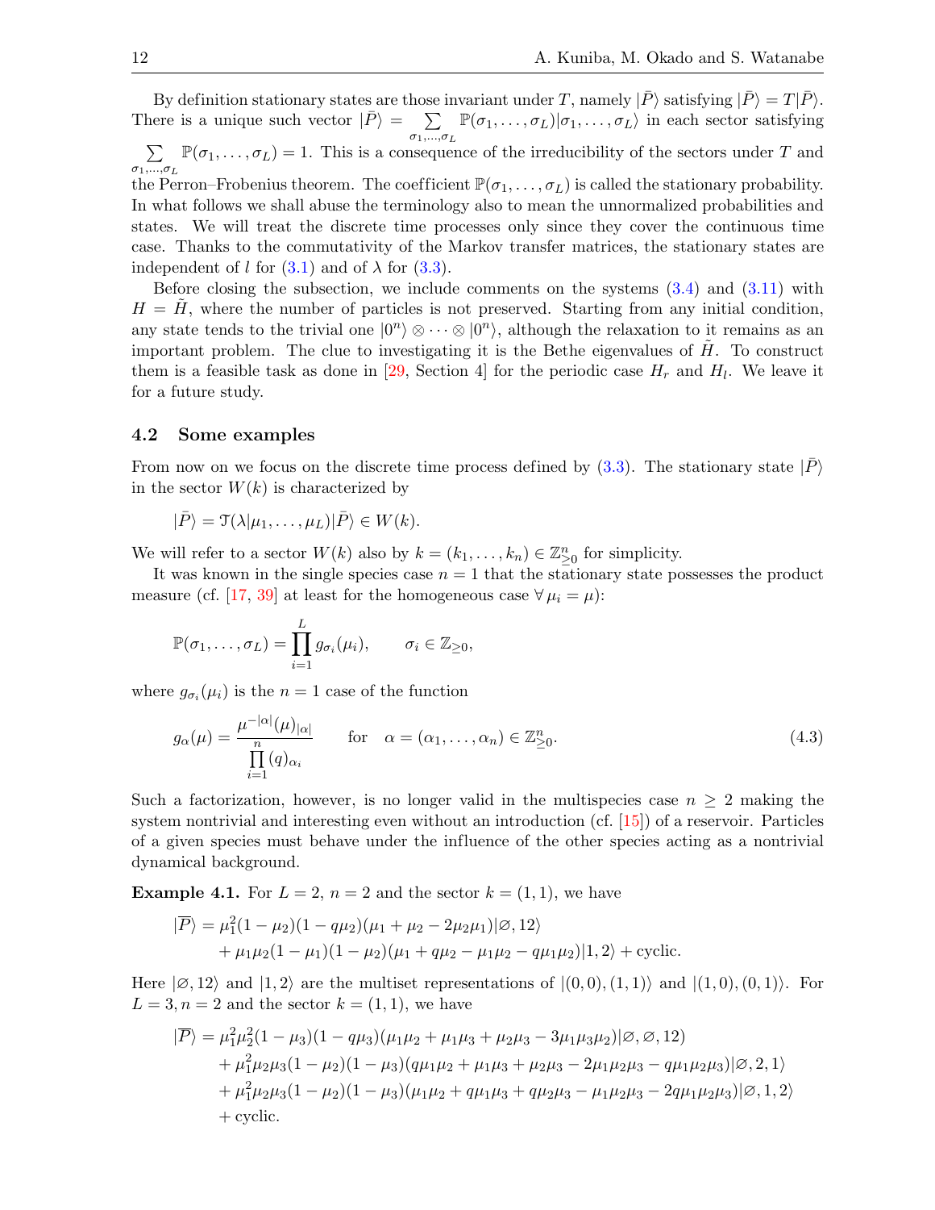By definition stationary states are those invariant under $T$, namely $|\bar{P}\rangle$ satisfying $|\bar{P}\rangle = T|\bar{P}\rangle$. There is a unique such vector $|\bar{P}\rangle = \sum_{\sigma_1,\dots,\sigma_L} \mathbb{P}(\sigma_1,\dots,\sigma_L)|\sigma_1,\dots,\sigma_L\rangle$ in each sector satisfying $\sum_{\sigma_1,\dots,\sigma_L} \mathbb{P}(\sigma_1,\dots,\sigma_L) = 1$. This is a consequence of the irreducibility of the sectors under $T$ and the Perron–Frobenius theorem. The coefficient $\mathbb{P}(\sigma_1,\dots,\sigma_L)$ is called the stationary probability. In what follows we shall abuse the terminology also to mean the unnormalized probabilities and states. We will treat the discrete time processes only since they cover the continuous time case. Thanks to the commutativity of the Markov transfer matrices, the stationary states are independent of $l$ for (3.1) and of $\lambda$ for (3.3).

Before closing the subsection, we include comments on the systems (3.4) and (3.11) with $H = \tilde{H}$, where the number of particles is not preserved. Starting from any initial condition, any state tends to the trivial one $|0^n\rangle \otimes \cdots \otimes |0^n\rangle$, although the relaxation to it remains as an important problem. The clue to investigating it is the Bethe eigenvalues of $\tilde{H}$. To construct them is a feasible task as done in [29, Section 4] for the periodic case $H_r$ and $H_l$. We leave it for a future study.

### 4.2 Some examples

From now on we focus on the discrete time process defined by (3.3). The stationary state $|\bar{P}\rangle$ in the sector $W(k)$ is characterized by

$$|\bar{P}\rangle = \mathfrak{T}(\lambda|\mu_1,\dots,\mu_L)|\bar{P}\rangle \in W(k).$$

We will refer to a sector $W(k)$ also by $k = (k_1,\dots,k_n) \in \mathbb{Z}^n_{\geq 0}$ for simplicity.

It was known in the single species case $n = 1$ that the stationary state possesses the product measure (cf. [17, 39] at least for the homogeneous case $\forall\,\mu_i = \mu$):

$$\mathbb{P}(\sigma_1,\dots,\sigma_L) = \prod_{i=1}^{L} g_{\sigma_i}(\mu_i), \qquad \sigma_i \in \mathbb{Z}_{\geq 0},$$

where $g_{\sigma_i}(\mu_i)$ is the $n = 1$ case of the function

$$g_\alpha(\mu) = \frac{\mu^{-|\alpha|}(\mu)_{|\alpha|}}{\prod_{i=1}^{n}(q)_{\alpha_i}} \qquad \text{for} \quad \alpha = (\alpha_1,\dots,\alpha_n) \in \mathbb{Z}^n_{\geq 0}. \tag{4.3}$$

Such a factorization, however, is no longer valid in the multispecies case $n \geq 2$ making the system nontrivial and interesting even without an introduction (cf. [15]) of a reservoir. Particles of a given species must behave under the influence of the other species acting as a nontrivial dynamical background.

**Example 4.1.** For $L = 2$, $n = 2$ and the sector $k = (1,1)$, we have

$$\begin{aligned}
|\overline{P}\rangle &= \mu_1^2(1-\mu_2)(1-q\mu_2)(\mu_1+\mu_2-2\mu_2\mu_1)|\varnothing,12\rangle \\
&\quad + \mu_1\mu_2(1-\mu_1)(1-\mu_2)(\mu_1+q\mu_2-\mu_1\mu_2-q\mu_1\mu_2)|1,2\rangle + \text{cyclic}.
\end{aligned}$$

Here $|\varnothing,12\rangle$ and $|1,2\rangle$ are the multiset representations of $|(0,0),(1,1)\rangle$ and $|(1,0),(0,1)\rangle$. For $L = 3, n = 2$ and the sector $k = (1,1)$, we have

$$\begin{aligned}
|\overline{P}\rangle &= \mu_1^2\mu_2^2(1-\mu_3)(1-q\mu_3)(\mu_1\mu_2+\mu_1\mu_3+\mu_2\mu_3-3\mu_1\mu_3\mu_2)|\varnothing,\varnothing,12\rangle \\
&\quad + \mu_1^2\mu_2\mu_3(1-\mu_2)(1-\mu_3)(q\mu_1\mu_2+\mu_1\mu_3+\mu_2\mu_3-2\mu_1\mu_2\mu_3-q\mu_1\mu_2\mu_3)|\varnothing,2,1\rangle \\
&\quad + \mu_1^2\mu_2\mu_3(1-\mu_2)(1-\mu_3)(\mu_1\mu_2+q\mu_1\mu_3+q\mu_2\mu_3-\mu_1\mu_2\mu_3-2q\mu_1\mu_2\mu_3)|\varnothing,1,2\rangle \\
&\quad + \text{cyclic}.
\end{aligned}$$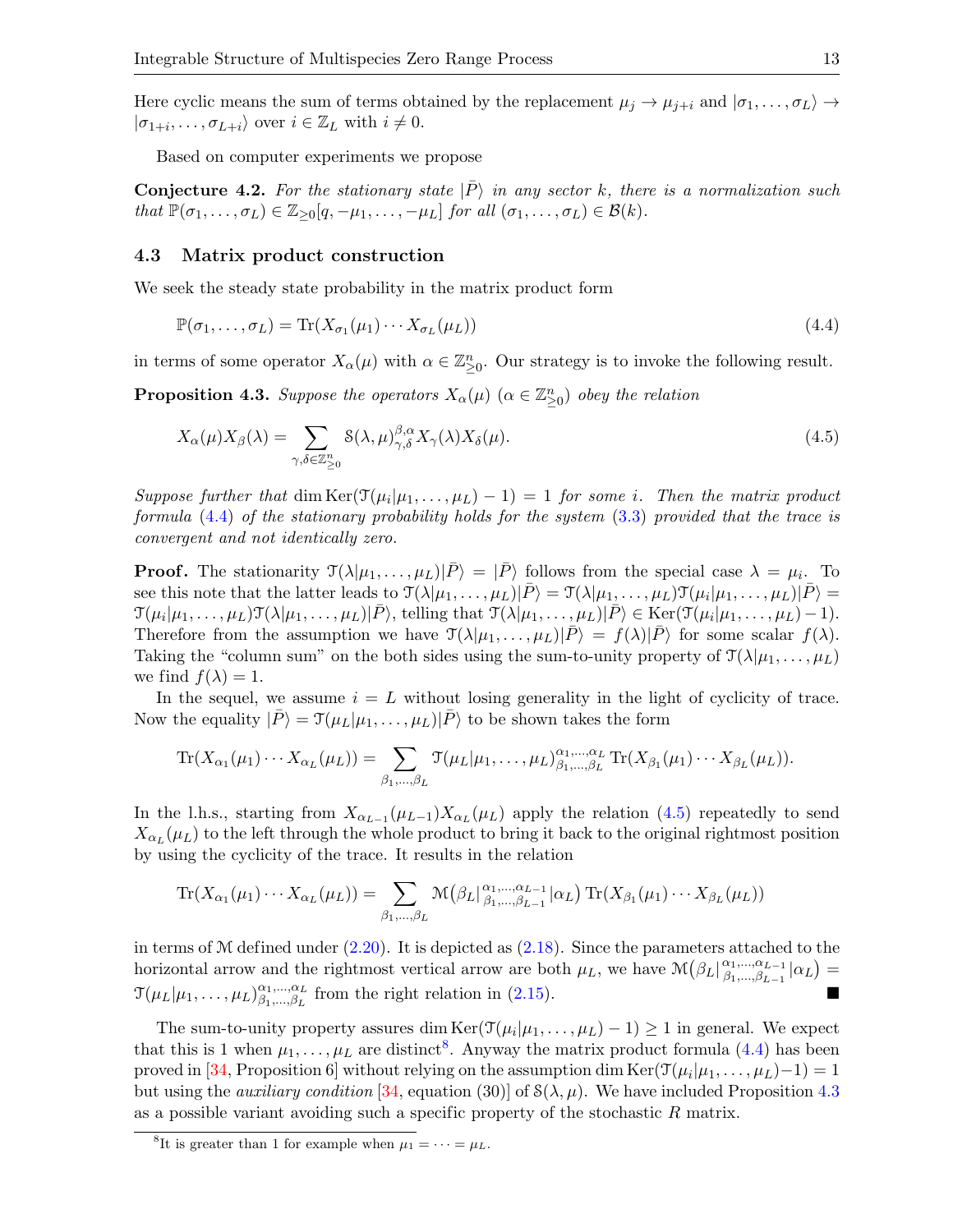Here cyclic means the sum of terms obtained by the replacement $\mu_j \to \mu_{j+i}$ and $|\sigma_1, \ldots, \sigma_L\rangle \to |\sigma_{1+i}, \ldots, \sigma_{L+i}\rangle$ over $i \in \mathbb{Z}_L$ with $i \neq 0$.

Based on computer experiments we propose

**Conjecture 4.2.** *For the stationary state $|\bar{P}\rangle$ in any sector $k$, there is a normalization such that $\mathbb{P}(\sigma_1, \ldots, \sigma_L) \in \mathbb{Z}_{\geq 0}[q, -\mu_1, \ldots, -\mu_L]$ for all $(\sigma_1, \ldots, \sigma_L) \in \mathcal{B}(k)$.*

## 4.3 Matrix product construction

We seek the steady state probability in the matrix product form

$$\mathbb{P}(\sigma_1, \ldots, \sigma_L) = \mathrm{Tr}(X_{\sigma_1}(\mu_1) \cdots X_{\sigma_L}(\mu_L)) \tag{4.4}$$

in terms of some operator $X_\alpha(\mu)$ with $\alpha \in \mathbb{Z}^n_{\geq 0}$. Our strategy is to invoke the following result.

**Proposition 4.3.** *Suppose the operators $X_\alpha(\mu)$ ($\alpha \in \mathbb{Z}^n_{\geq 0}$) obey the relation*

$$X_\alpha(\mu)X_\beta(\lambda) = \sum_{\gamma,\delta \in \mathbb{Z}^n_{\geq 0}} \mathcal{S}(\lambda, \mu)^{\beta,\alpha}_{\gamma,\delta} X_\gamma(\lambda)X_\delta(\mu). \tag{4.5}$$

*Suppose further that $\dim \mathrm{Ker}(\mathcal{T}(\mu_i|\mu_1, \ldots, \mu_L) - 1) = 1$ for some $i$. Then the matrix product formula (4.4) of the stationary probability holds for the system (3.3) provided that the trace is convergent and not identically zero.*

**Proof.** The stationarity $\mathcal{T}(\lambda|\mu_1, \ldots, \mu_L)|\bar{P}\rangle = |\bar{P}\rangle$ follows from the special case $\lambda = \mu_i$. To see this note that the latter leads to $\mathcal{T}(\lambda|\mu_1, \ldots, \mu_L)|\bar{P}\rangle = \mathcal{T}(\lambda|\mu_1, \ldots, \mu_L)\mathcal{T}(\mu_i|\mu_1, \ldots, \mu_L)|\bar{P}\rangle = \mathcal{T}(\mu_i|\mu_1, \ldots, \mu_L)\mathcal{T}(\lambda|\mu_1, \ldots, \mu_L)|\bar{P}\rangle$, telling that $\mathcal{T}(\lambda|\mu_1, \ldots, \mu_L)|\bar{P}\rangle \in \mathrm{Ker}(\mathcal{T}(\mu_i|\mu_1, \ldots, \mu_L) - 1)$. Therefore from the assumption we have $\mathcal{T}(\lambda|\mu_1, \ldots, \mu_L)|\bar{P}\rangle = f(\lambda)|\bar{P}\rangle$ for some scalar $f(\lambda)$. Taking the "column sum" on the both sides using the sum-to-unity property of $\mathcal{T}(\lambda|\mu_1, \ldots, \mu_L)$ we find $f(\lambda) = 1$.

In the sequel, we assume $i = L$ without losing generality in the light of cyclicity of trace. Now the equality $|\bar{P}\rangle = \mathcal{T}(\mu_L|\mu_1, \ldots, \mu_L)|\bar{P}\rangle$ to be shown takes the form

$$\mathrm{Tr}(X_{\alpha_1}(\mu_1) \cdots X_{\alpha_L}(\mu_L)) = \sum_{\beta_1,\ldots,\beta_L} \mathcal{T}(\mu_L|\mu_1, \ldots, \mu_L)^{\alpha_1,\ldots,\alpha_L}_{\beta_1,\ldots,\beta_L} \mathrm{Tr}(X_{\beta_1}(\mu_1) \cdots X_{\beta_L}(\mu_L)).$$

In the l.h.s., starting from $X_{\alpha_{L-1}}(\mu_{L-1})X_{\alpha_L}(\mu_L)$ apply the relation (4.5) repeatedly to send $X_{\alpha_L}(\mu_L)$ to the left through the whole product to bring it back to the original rightmost position by using the cyclicity of the trace. It results in the relation

$$\mathrm{Tr}(X_{\alpha_1}(\mu_1) \cdots X_{\alpha_L}(\mu_L)) = \sum_{\beta_1,\ldots,\beta_L} \mathcal{M}\big(\beta_L|^{\alpha_1,\ldots,\alpha_{L-1}}_{\beta_1,\ldots,\beta_{L-1}}|\alpha_L\big) \mathrm{Tr}(X_{\beta_1}(\mu_1) \cdots X_{\beta_L}(\mu_L))$$

in terms of $\mathcal{M}$ defined under (2.20). It is depicted as (2.18). Since the parameters attached to the horizontal arrow and the rightmost vertical arrow are both $\mu_L$, we have $\mathcal{M}\big(\beta_L|^{\alpha_1,\ldots,\alpha_{L-1}}_{\beta_1,\ldots,\beta_{L-1}}|\alpha_L\big) = \mathcal{T}(\mu_L|\mu_1, \ldots, \mu_L)^{\alpha_1,\ldots,\alpha_L}_{\beta_1,\ldots,\beta_L}$ from the right relation in (2.15). ■

The sum-to-unity property assures $\dim \mathrm{Ker}(\mathcal{T}(\mu_i|\mu_1, \ldots, \mu_L) - 1) \geq 1$ in general. We expect that this is 1 when $\mu_1, \ldots, \mu_L$ are distinct[8]. Anyway the matrix product formula (4.4) has been proved in [34, Proposition 6] without relying on the assumption $\dim \mathrm{Ker}(\mathcal{T}(\mu_i|\mu_1, \ldots, \mu_L)-1) = 1$ but using the *auxiliary condition* [34, equation (30)] of $\mathcal{S}(\lambda, \mu)$. We have included Proposition 4.3 as a possible variant avoiding such a specific property of the stochastic $R$ matrix.

[8] It is greater than 1 for example when $\mu_1 = \cdots = \mu_L$.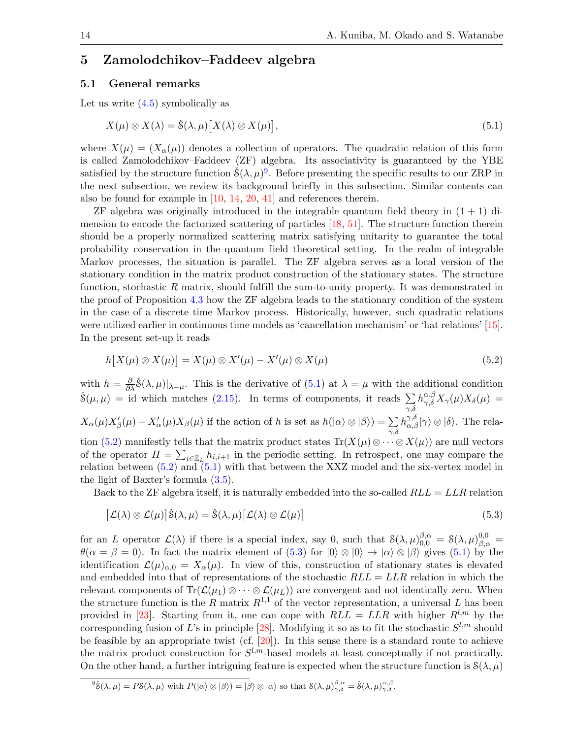## 5 Zamolodchikov–Faddeev algebra

### 5.1 General remarks

Let us write (4.5) symbolically as

$$X(\mu) \otimes X(\lambda) = \check{\mathcal{S}}(\lambda,\mu)\big[X(\lambda) \otimes X(\mu)\big], \tag{5.1}$$

where $X(\mu) = (X_\alpha(\mu))$ denotes a collection of operators. The quadratic relation of this form is called Zamolodchikov–Faddeev (ZF) algebra. Its associativity is guaranteed by the YBE satisfied by the structure function $\check{\mathcal{S}}(\lambda,\mu)$[9]. Before presenting the specific results to our ZRP in the next subsection, we review its background briefly in this subsection. Similar contents can also be found for example in [10, 14, 20, 41] and references therein.

ZF algebra was originally introduced in the integrable quantum field theory in $(1+1)$ dimension to encode the factorized scattering of particles [18, 51]. The structure function therein should be a properly normalized scattering matrix satisfying unitarity to guarantee the total probability conservation in the quantum field theoretical setting. In the realm of integrable Markov processes, the situation is parallel. The ZF algebra serves as a local version of the stationary condition in the matrix product construction of the stationary states. The structure function, stochastic $R$ matrix, should fulfill the sum-to-unity property. It was demonstrated in the proof of Proposition 4.3 how the ZF algebra leads to the stationary condition of the system in the case of a discrete time Markov process. Historically, however, such quadratic relations were utilized earlier in continuous time models as 'cancellation mechanism' or 'hat relations' [15]. In the present set-up it reads

$$h\big[X(\mu) \otimes X(\mu)\big] = X(\mu) \otimes X'(\mu) - X'(\mu) \otimes X(\mu) \tag{5.2}$$

with $h = \frac{\partial}{\partial \lambda}\check{\mathcal{S}}(\lambda,\mu)|_{\lambda=\mu}$. This is the derivative of (5.1) at $\lambda=\mu$ with the additional condition $\check{\mathcal{S}}(\mu,\mu) = \mathrm{id}$ which matches (2.15). In terms of components, it reads $\sum_{\gamma,\delta} h^{\alpha,\beta}_{\gamma,\delta} X_\gamma(\mu) X_\delta(\mu) = X_\alpha(\mu)X'_\beta(\mu) - X'_\alpha(\mu)X_\beta(\mu)$ if the action of $h$ is set as $h(|\alpha\rangle \otimes |\beta\rangle) = \sum_{\gamma,\delta} h^{\gamma,\delta}_{\alpha,\beta}|\gamma\rangle \otimes |\delta\rangle$. The relation (5.2) manifestly tells that the matrix product states $\mathrm{Tr}(X(\mu)\otimes \cdots \otimes X(\mu))$ are null vectors of the operator $H = \sum_{i \in \mathbb{Z}_L} h_{i,i+1}$ in the periodic setting. In retrospect, one may compare the relation between (5.2) and (5.1) with that between the XXZ model and the six-vertex model in the light of Baxter's formula (3.5).

Back to the ZF algebra itself, it is naturally embedded into the so-called $RLL = LLR$ relation

$$\big[\mathcal{L}(\lambda) \otimes \mathcal{L}(\mu)\big]\check{\mathcal{S}}(\lambda,\mu) = \check{\mathcal{S}}(\lambda,\mu)\big[\mathcal{L}(\lambda) \otimes \mathcal{L}(\mu)\big] \tag{5.3}$$

for an $L$ operator $\mathcal{L}(\lambda)$ if there is a special index, say 0, such that $\mathcal{S}(\lambda,\mu)^{\beta,\alpha}_{0,0} = \mathcal{S}(\lambda,\mu)^{0,0}_{\beta,\alpha} = \theta(\alpha=\beta=0)$. In fact the matrix element of (5.3) for $|0\rangle \otimes |0\rangle \to |\alpha\rangle \otimes |\beta\rangle$ gives (5.1) by the identification $\mathcal{L}(\mu)_{\alpha,0} = X_\alpha(\mu)$. In view of this, construction of stationary states is elevated and embedded into that of representations of the stochastic $RLL = LLR$ relation in which the relevant components of $\mathrm{Tr}(\mathcal{L}(\mu_1) \otimes \cdots \otimes \mathcal{L}(\mu_L))$ are convergent and not identically zero. When the structure function is the $R$ matrix $R^{1,1}$ of the vector representation, a universal $L$ has been provided in [23]. Starting from it, one can cope with $RLL = LLR$ with higher $R^{l,m}$ by the corresponding fusion of $L$'s in principle [28]. Modifying it so as to fit the stochastic $S^{l,m}$ should be feasible by an appropriate twist (cf. [20]). In this sense there is a standard route to achieve the matrix product construction for $S^{l,m}$-based models at least conceptually if not practically. On the other hand, a further intriguing feature is expected when the structure function is $\mathcal{S}(\lambda,\mu)$

[9] $\check{\mathcal{S}}(\lambda,\mu) = P\mathcal{S}(\lambda,\mu)$ with $P(|\alpha\rangle \otimes |\beta\rangle) = |\beta\rangle \otimes |\alpha\rangle$ so that $\mathcal{S}(\lambda,\mu)^{\beta,\alpha}_{\gamma,\delta} = \check{\mathcal{S}}(\lambda,\mu)^{\alpha,\beta}_{\gamma,\delta}$.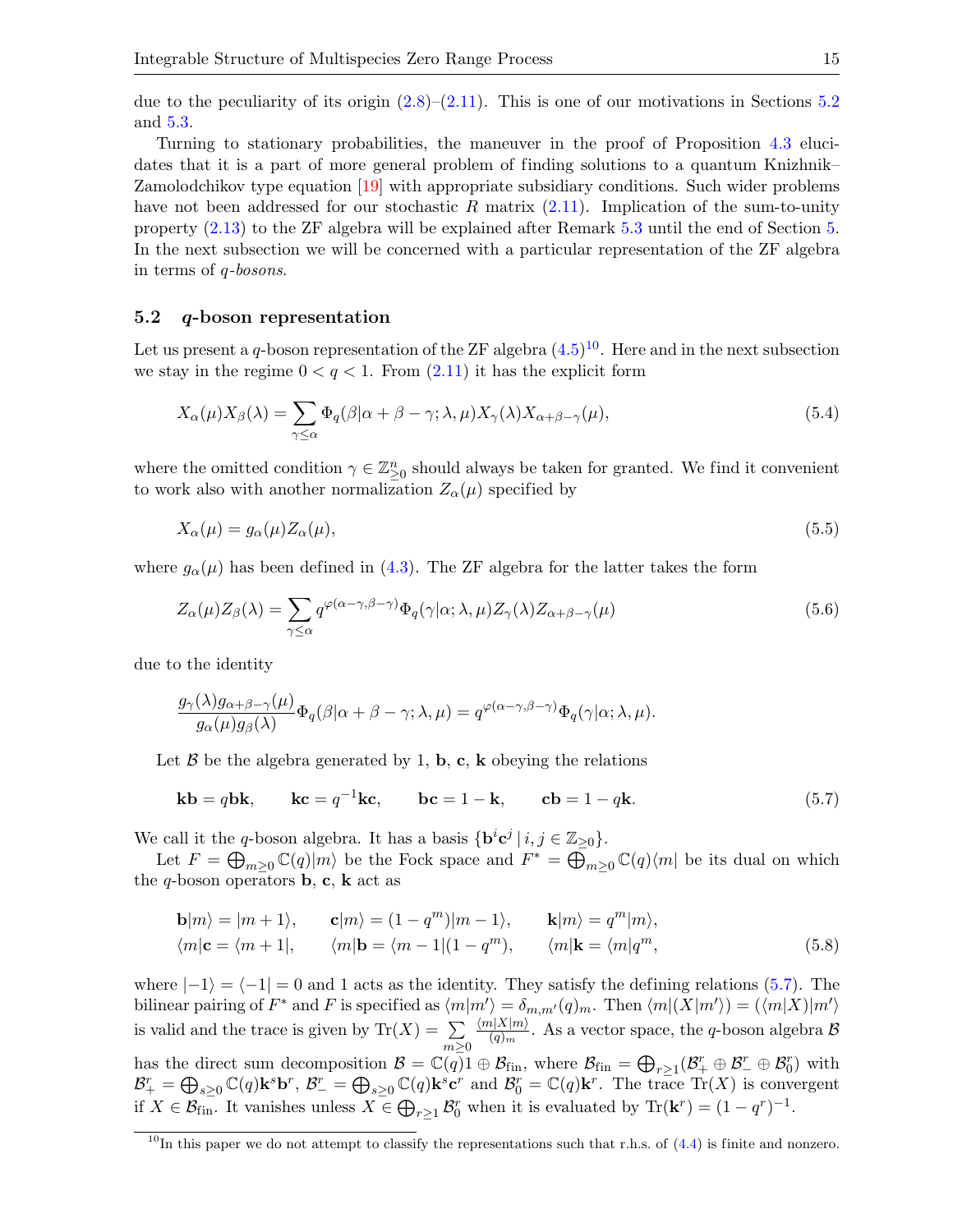due to the peculiarity of its origin (2.8)–(2.11). This is one of our motivations in Sections 5.2 and 5.3.

Turning to stationary probabilities, the maneuver in the proof of Proposition 4.3 elucidates that it is a part of more general problem of finding solutions to a quantum Knizhnik–Zamolodchikov type equation [19] with appropriate subsidiary conditions. Such wider problems have not been addressed for our stochastic $R$ matrix (2.11). Implication of the sum-to-unity property (2.13) to the ZF algebra will be explained after Remark 5.3 until the end of Section 5. In the next subsection we will be concerned with a particular representation of the ZF algebra in terms of *q-bosons*.

## 5.2 $q$-boson representation

Let us present a $q$-boson representation of the ZF algebra (4.5)[10]. Here and in the next subsection we stay in the regime $0 < q < 1$. From (2.11) it has the explicit form

$$X_\alpha(\mu)X_\beta(\lambda) = \sum_{\gamma \le \alpha} \Phi_q(\beta|\alpha+\beta-\gamma;\lambda,\mu)X_\gamma(\lambda)X_{\alpha+\beta-\gamma}(\mu), \tag{5.4}$$

where the omitted condition $\gamma \in \mathbb{Z}^n_{\ge 0}$ should always be taken for granted. We find it convenient to work also with another normalization $Z_\alpha(\mu)$ specified by

$$X_\alpha(\mu) = g_\alpha(\mu)Z_\alpha(\mu), \tag{5.5}$$

where $g_\alpha(\mu)$ has been defined in (4.3). The ZF algebra for the latter takes the form

$$Z_\alpha(\mu)Z_\beta(\lambda) = \sum_{\gamma \le \alpha} q^{\varphi(\alpha-\gamma,\beta-\gamma)}\Phi_q(\gamma|\alpha;\lambda,\mu)Z_\gamma(\lambda)Z_{\alpha+\beta-\gamma}(\mu) \tag{5.6}$$

due to the identity

$$\frac{g_\gamma(\lambda)g_{\alpha+\beta-\gamma}(\mu)}{g_\alpha(\mu)g_\beta(\lambda)}\Phi_q(\beta|\alpha+\beta-\gamma;\lambda,\mu) = q^{\varphi(\alpha-\gamma,\beta-\gamma)}\Phi_q(\gamma|\alpha;\lambda,\mu).$$

Let $\mathcal{B}$ be the algebra generated by 1, $\mathbf{b}$, $\mathbf{c}$, $\mathbf{k}$ obeying the relations

$$\mathbf{kb} = q\mathbf{bk}, \qquad \mathbf{kc} = q^{-1}\mathbf{kc}, \qquad \mathbf{bc} = 1-\mathbf{k}, \qquad \mathbf{cb} = 1-q\mathbf{k}. \tag{5.7}$$

We call it the $q$-boson algebra. It has a basis $\{\mathbf{b}^i\mathbf{c}^j \,|\, i,j \in \mathbb{Z}_{\ge 0}\}$.

Let $F = \bigoplus_{m\ge 0}\mathbb{C}(q)|m\rangle$ be the Fock space and $F^* = \bigoplus_{m\ge 0}\mathbb{C}(q)\langle m|$ be its dual on which the $q$-boson operators $\mathbf{b}$, $\mathbf{c}$, $\mathbf{k}$ act as

$$\begin{aligned}
&\mathbf{b}|m\rangle = |m+1\rangle, \qquad \mathbf{c}|m\rangle = (1-q^m)|m-1\rangle, \qquad \mathbf{k}|m\rangle = q^m|m\rangle,\\
&\langle m|\mathbf{c} = \langle m+1|, \qquad \langle m|\mathbf{b} = \langle m-1|(1-q^m), \qquad \langle m|\mathbf{k} = \langle m|q^m,
\end{aligned} \tag{5.8}$$

where $|-1\rangle = \langle -1| = 0$ and 1 acts as the identity. They satisfy the defining relations (5.7). The bilinear pairing of $F^*$ and $F$ is specified as $\langle m|m'\rangle = \delta_{m,m'}(q)_m$. Then $\langle m|(X|m'\rangle) = (\langle m|X)|m'\rangle$ is valid and the trace is given by $\mathrm{Tr}(X) = \sum_{m\ge 0}\frac{\langle m|X|m\rangle}{(q)_m}$. As a vector space, the $q$-boson algebra $\mathcal{B}$ has the direct sum decomposition $\mathcal{B} = \mathbb{C}(q)1 \oplus \mathcal{B}_{\mathrm{fin}}$, where $\mathcal{B}_{\mathrm{fin}} = \bigoplus_{r\ge 1}(\mathcal{B}^r_+ \oplus \mathcal{B}^r_- \oplus \mathcal{B}^r_0)$ with $\mathcal{B}^r_+ = \bigoplus_{s\ge 0}\mathbb{C}(q)\mathbf{k}^s\mathbf{b}^r$, $\mathcal{B}^r_- = \bigoplus_{s\ge 0}\mathbb{C}(q)\mathbf{k}^s\mathbf{c}^r$ and $\mathcal{B}^r_0 = \mathbb{C}(q)\mathbf{k}^r$. The trace $\mathrm{Tr}(X)$ is convergent if $X \in \mathcal{B}_{\mathrm{fin}}$. It vanishes unless $X \in \bigoplus_{r\ge 1}\mathcal{B}^r_0$ when it is evaluated by $\mathrm{Tr}(\mathbf{k}^r) = (1-q^r)^{-1}$.

[10] In this paper we do not attempt to classify the representations such that r.h.s. of (4.4) is finite and nonzero.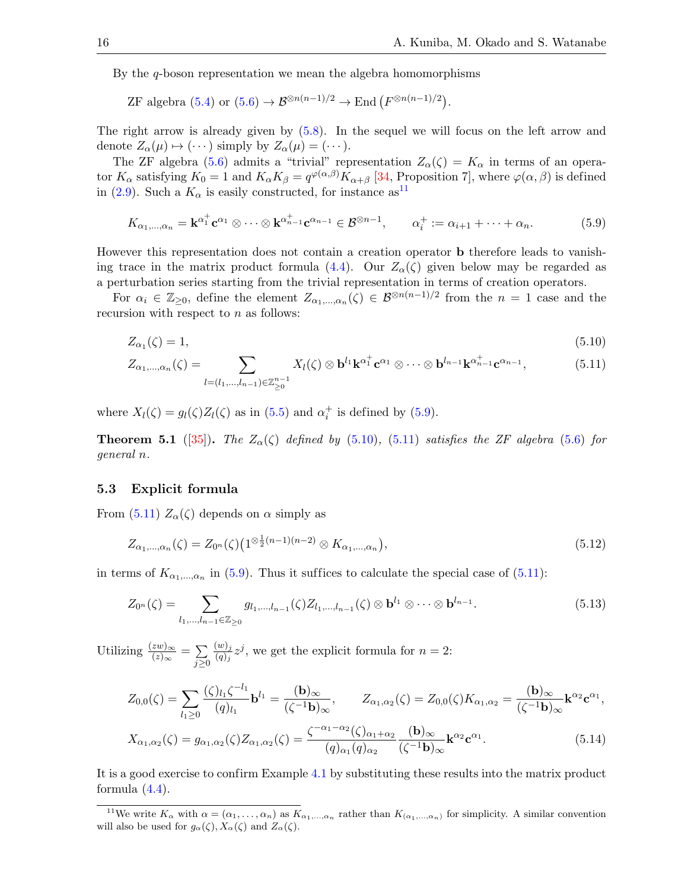By the $q$-boson representation we mean the algebra homomorphisms

$$\text{ZF algebra (5.4) or (5.6)} \to \mathcal{B}^{\otimes n(n-1)/2} \to \mathrm{End}\left(F^{\otimes n(n-1)/2}\right).$$

The right arrow is already given by (5.8). In the sequel we will focus on the left arrow and denote $Z_\alpha(\mu) \mapsto (\cdots)$ simply by $Z_\alpha(\mu) = (\cdots)$.

The ZF algebra (5.6) admits a "trivial" representation $Z_\alpha(\zeta) = K_\alpha$ in terms of an operator $K_\alpha$ satisfying $K_0 = 1$ and $K_\alpha K_\beta = q^{\varphi(\alpha,\beta)} K_{\alpha+\beta}$ [34, Proposition 7], where $\varphi(\alpha,\beta)$ is defined in (2.9). Such a $K_\alpha$ is easily constructed, for instance as[11]

$$K_{\alpha_1,\dots,\alpha_n} = \mathbf{k}^{\alpha_1^+}\mathbf{c}^{\alpha_1} \otimes \cdots \otimes \mathbf{k}^{\alpha_{n-1}^+}\mathbf{c}^{\alpha_{n-1}} \in \mathcal{B}^{\otimes n-1}, \qquad \alpha_i^+ := \alpha_{i+1} + \cdots + \alpha_n. \tag{5.9}$$

However this representation does not contain a creation operator $\mathbf{b}$ therefore leads to vanishing trace in the matrix product formula (4.4). Our $Z_\alpha(\zeta)$ given below may be regarded as a perturbation series starting from the trivial representation in terms of creation operators.

For $\alpha_i \in \mathbb{Z}_{\geq 0}$, define the element $Z_{\alpha_1,\dots,\alpha_n}(\zeta) \in \mathcal{B}^{\otimes n(n-1)/2}$ from the $n = 1$ case and the recursion with respect to $n$ as follows:

$$Z_{\alpha_1}(\zeta) = 1, \tag{5.10}$$

$$Z_{\alpha_1,\dots,\alpha_n}(\zeta) = \sum_{l=(l_1,\dots,l_{n-1})\in\mathbb{Z}_{\geq 0}^{n-1}} X_l(\zeta) \otimes \mathbf{b}^{l_1}\mathbf{k}^{\alpha_1^+}\mathbf{c}^{\alpha_1} \otimes \cdots \otimes \mathbf{b}^{l_{n-1}}\mathbf{k}^{\alpha_{n-1}^+}\mathbf{c}^{\alpha_{n-1}}, \tag{5.11}$$

where $X_l(\zeta) = g_l(\zeta) Z_l(\zeta)$ as in (5.5) and $\alpha_i^+$ is defined by (5.9).

**Theorem 5.1** ([35])**.** *The $Z_\alpha(\zeta)$ defined by (5.10), (5.11) satisfies the ZF algebra (5.6) for general $n$.*

### 5.3 Explicit formula

From (5.11) $Z_\alpha(\zeta)$ depends on $\alpha$ simply as

$$Z_{\alpha_1,\dots,\alpha_n}(\zeta) = Z_{0^n}(\zeta)\left(1^{\otimes \frac{1}{2}(n-1)(n-2)} \otimes K_{\alpha_1,\dots,\alpha_n}\right), \tag{5.12}$$

in terms of $K_{\alpha_1,\dots,\alpha_n}$ in (5.9). Thus it suffices to calculate the special case of (5.11):

$$Z_{0^n}(\zeta) = \sum_{l_1,\dots,l_{n-1}\in\mathbb{Z}_{\geq 0}} g_{l_1,\dots,l_{n-1}}(\zeta) Z_{l_1,\dots,l_{n-1}}(\zeta) \otimes \mathbf{b}^{l_1} \otimes \cdots \otimes \mathbf{b}^{l_{n-1}}. \tag{5.13}$$

Utilizing $\frac{(zw)_\infty}{(z)_\infty} = \sum_{j\geq 0} \frac{(w)_j}{(q)_j} z^j$, we get the explicit formula for $n = 2$:

$$Z_{0,0}(\zeta) = \sum_{l_1\geq 0} \frac{(\zeta)_{l_1}\zeta^{-l_1}}{(q)_{l_1}} \mathbf{b}^{l_1} = \frac{(\mathbf{b})_\infty}{(\zeta^{-1}\mathbf{b})_\infty}, \qquad Z_{\alpha_1,\alpha_2}(\zeta) = Z_{0,0}(\zeta) K_{\alpha_1,\alpha_2} = \frac{(\mathbf{b})_\infty}{(\zeta^{-1}\mathbf{b})_\infty}\mathbf{k}^{\alpha_2}\mathbf{c}^{\alpha_1},$$

$$X_{\alpha_1,\alpha_2}(\zeta) = g_{\alpha_1,\alpha_2}(\zeta) Z_{\alpha_1,\alpha_2}(\zeta) = \frac{\zeta^{-\alpha_1-\alpha_2}(\zeta)_{\alpha_1+\alpha_2}}{(q)_{\alpha_1}(q)_{\alpha_2}} \frac{(\mathbf{b})_\infty}{(\zeta^{-1}\mathbf{b})_\infty}\mathbf{k}^{\alpha_2}\mathbf{c}^{\alpha_1}. \tag{5.14}$$

It is a good exercise to confirm Example 4.1 by substituting these results into the matrix product formula (4.4).

[11] We write $K_\alpha$ with $\alpha = (\alpha_1,\dots,\alpha_n)$ as $K_{\alpha_1,\dots,\alpha_n}$ rather than $K_{(\alpha_1,\dots,\alpha_n)}$ for simplicity. A similar convention will also be used for $g_\alpha(\zeta), X_\alpha(\zeta)$ and $Z_\alpha(\zeta)$.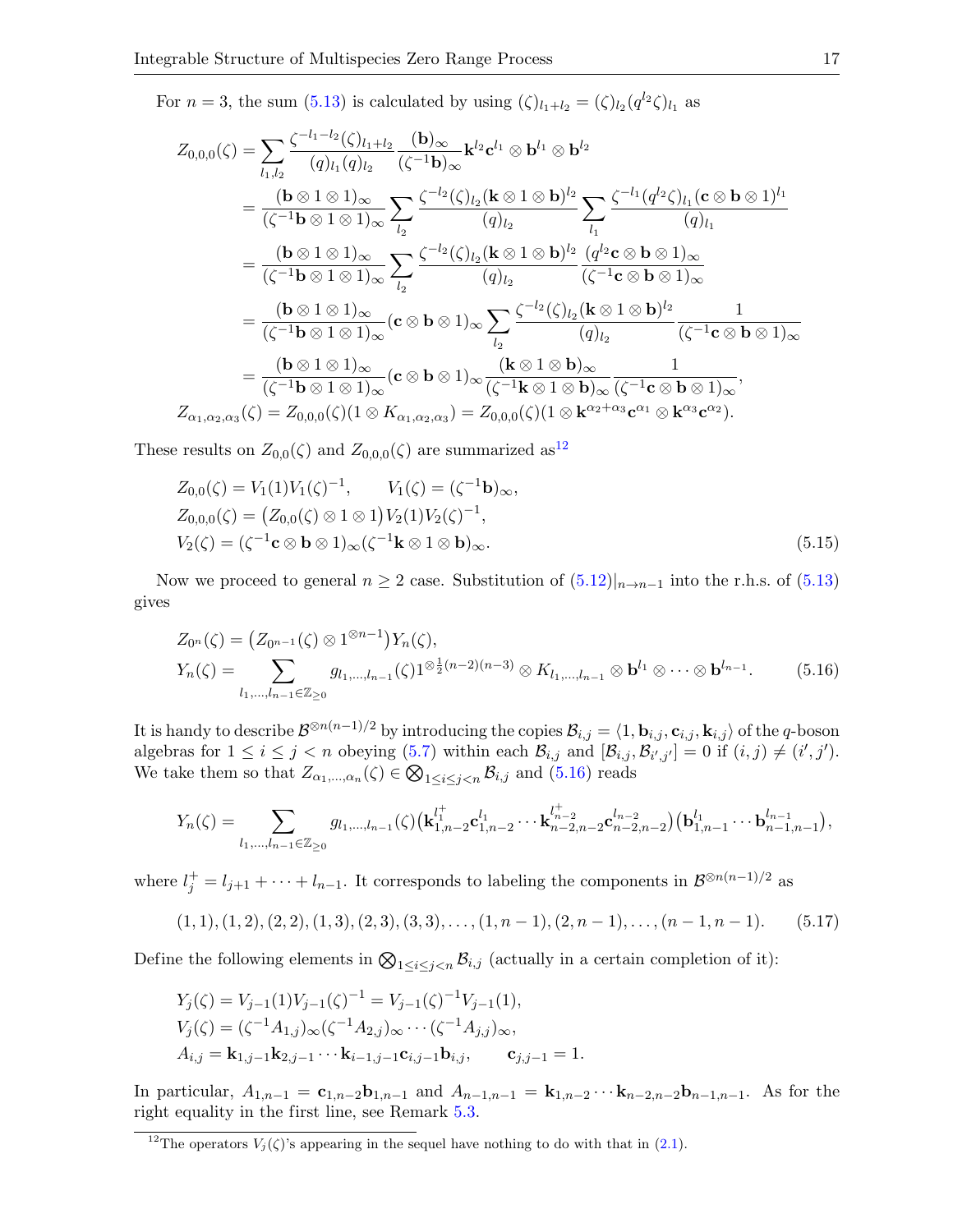For $n=3$, the sum (5.13) is calculated by using $(\zeta)_{l_1+l_2} = (\zeta)_{l_2}(q^{l_2}\zeta)_{l_1}$ as

$$
\begin{aligned}
Z_{0,0,0}(\zeta) &= \sum_{l_1,l_2} \frac{\zeta^{-l_1-l_2}(\zeta)_{l_1+l_2}}{(q)_{l_1}(q)_{l_2}} \frac{(\mathbf{b})_\infty}{(\zeta^{-1}\mathbf{b})_\infty} \mathbf{k}^{l_2}\mathbf{c}^{l_1} \otimes \mathbf{b}^{l_1} \otimes \mathbf{b}^{l_2} \\
&= \frac{(\mathbf{b}\otimes 1\otimes 1)_\infty}{(\zeta^{-1}\mathbf{b}\otimes 1\otimes 1)_\infty} \sum_{l_2} \frac{\zeta^{-l_2}(\zeta)_{l_2}(\mathbf{k}\otimes 1\otimes \mathbf{b})^{l_2}}{(q)_{l_2}} \sum_{l_1} \frac{\zeta^{-l_1}(q^{l_2}\zeta)_{l_1}(\mathbf{c}\otimes \mathbf{b}\otimes 1)^{l_1}}{(q)_{l_1}} \\
&= \frac{(\mathbf{b}\otimes 1\otimes 1)_\infty}{(\zeta^{-1}\mathbf{b}\otimes 1\otimes 1)_\infty} \sum_{l_2} \frac{\zeta^{-l_2}(\zeta)_{l_2}(\mathbf{k}\otimes 1\otimes \mathbf{b})^{l_2}}{(q)_{l_2}} \frac{(q^{l_2}\mathbf{c}\otimes \mathbf{b}\otimes 1)_\infty}{(\zeta^{-1}\mathbf{c}\otimes \mathbf{b}\otimes 1)_\infty} \\
&= \frac{(\mathbf{b}\otimes 1\otimes 1)_\infty}{(\zeta^{-1}\mathbf{b}\otimes 1\otimes 1)_\infty} (\mathbf{c}\otimes \mathbf{b}\otimes 1)_\infty \sum_{l_2} \frac{\zeta^{-l_2}(\zeta)_{l_2}(\mathbf{k}\otimes 1\otimes \mathbf{b})^{l_2}}{(q)_{l_2}} \frac{1}{(\zeta^{-1}\mathbf{c}\otimes \mathbf{b}\otimes 1)_\infty} \\
&= \frac{(\mathbf{b}\otimes 1\otimes 1)_\infty}{(\zeta^{-1}\mathbf{b}\otimes 1\otimes 1)_\infty} (\mathbf{c}\otimes \mathbf{b}\otimes 1)_\infty \frac{(\mathbf{k}\otimes 1\otimes \mathbf{b})_\infty}{(\zeta^{-1}\mathbf{k}\otimes 1\otimes \mathbf{b})_\infty} \frac{1}{(\zeta^{-1}\mathbf{c}\otimes \mathbf{b}\otimes 1)_\infty}, \\
Z_{\alpha_1,\alpha_2,\alpha_3}(\zeta) &= Z_{0,0,0}(\zeta)(1\otimes K_{\alpha_1,\alpha_2,\alpha_3}) = Z_{0,0,0}(\zeta)(1\otimes \mathbf{k}^{\alpha_2+\alpha_3}\mathbf{c}^{\alpha_1} \otimes \mathbf{k}^{\alpha_3}\mathbf{c}^{\alpha_2}).
\end{aligned}
$$

These results on $Z_{0,0}(\zeta)$ and $Z_{0,0,0}(\zeta)$ are summarized as[12]

$$
\begin{aligned}
& Z_{0,0}(\zeta) = V_1(1)V_1(\zeta)^{-1}, \qquad V_1(\zeta) = (\zeta^{-1}\mathbf{b})_\infty, \\
& Z_{0,0,0}(\zeta) = \big(Z_{0,0}(\zeta)\otimes 1\otimes 1\big)V_2(1)V_2(\zeta)^{-1}, \\
& V_2(\zeta) = (\zeta^{-1}\mathbf{c}\otimes \mathbf{b}\otimes 1)_\infty(\zeta^{-1}\mathbf{k}\otimes 1\otimes \mathbf{b})_\infty.
\end{aligned} \tag{5.15}
$$

Now we proceed to general $n \geq 2$ case. Substitution of $(5.12)|_{n\to n-1}$ into the r.h.s. of (5.13) gives

$$
\begin{aligned}
& Z_{0^n}(\zeta) = \big(Z_{0^{n-1}}(\zeta)\otimes 1^{\otimes n-1}\big)Y_n(\zeta), \\
& Y_n(\zeta) = \sum_{l_1,\dots,l_{n-1}\in\mathbb{Z}_{\geq 0}} g_{l_1,\dots,l_{n-1}}(\zeta) 1^{\otimes \frac{1}{2}(n-2)(n-3)} \otimes K_{l_1,\dots,l_{n-1}} \otimes \mathbf{b}^{l_1}\otimes\cdots\otimes \mathbf{b}^{l_{n-1}}.
\end{aligned} \tag{5.16}
$$

It is handy to describe $\mathcal{B}^{\otimes n(n-1)/2}$ by introducing the copies $\mathcal{B}_{i,j} = \langle 1, \mathbf{b}_{i,j}, \mathbf{c}_{i,j}, \mathbf{k}_{i,j}\rangle$ of the $q$-boson algebras for $1 \leq i \leq j < n$ obeying (5.7) within each $\mathcal{B}_{i,j}$ and $[\mathcal{B}_{i,j}, \mathcal{B}_{i',j'}] = 0$ if $(i,j) \neq (i',j')$. We take them so that $Z_{\alpha_1,\dots,\alpha_n}(\zeta) \in \bigotimes_{1\leq i\leq j<n} \mathcal{B}_{i,j}$ and (5.16) reads

$$
Y_n(\zeta) = \sum_{l_1,\dots,l_{n-1}\in\mathbb{Z}_{\geq 0}} g_{l_1,\dots,l_{n-1}}(\zeta)\big(\mathbf{k}_{1,n-2}^{l_1^+}\mathbf{c}_{1,n-2}^{l_1}\cdots \mathbf{k}_{n-2,n-2}^{l_{n-2}^+}\mathbf{c}_{n-2,n-2}^{l_{n-2}}\big)\big(\mathbf{b}_{1,n-1}^{l_1}\cdots \mathbf{b}_{n-1,n-1}^{l_{n-1}}\big),
$$

where $l_j^+ = l_{j+1} + \cdots + l_{n-1}$. It corresponds to labeling the components in $\mathcal{B}^{\otimes n(n-1)/2}$ as

$$
(1,1),(1,2),(2,2),(1,3),(2,3),(3,3),\dots,(1,n-1),(2,n-1),\dots,(n-1,n-1). \tag{5.17}
$$

Define the following elements in $\bigotimes_{1\leq i\leq j<n} \mathcal{B}_{i,j}$ (actually in a certain completion of it):

$$
\begin{aligned}
& Y_j(\zeta) = V_{j-1}(1)V_{j-1}(\zeta)^{-1} = V_{j-1}(\zeta)^{-1}V_{j-1}(1), \\
& V_j(\zeta) = (\zeta^{-1}A_{1,j})_\infty(\zeta^{-1}A_{2,j})_\infty\cdots(\zeta^{-1}A_{j,j})_\infty, \\
& A_{i,j} = \mathbf{k}_{1,j-1}\mathbf{k}_{2,j-1}\cdots \mathbf{k}_{i-1,j-1}\mathbf{c}_{i,j-1}\mathbf{b}_{i,j}, \qquad \mathbf{c}_{j,j-1} = 1.
\end{aligned}
$$

In particular, $A_{1,n-1} = \mathbf{c}_{1,n-2}\mathbf{b}_{1,n-1}$ and $A_{n-1,n-1} = \mathbf{k}_{1,n-2}\cdots \mathbf{k}_{n-2,n-2}\mathbf{b}_{n-1,n-1}$. As for the right equality in the first line, see Remark 5.3.

[12] The operators $V_j(\zeta)$'s appearing in the sequel have nothing to do with that in (2.1).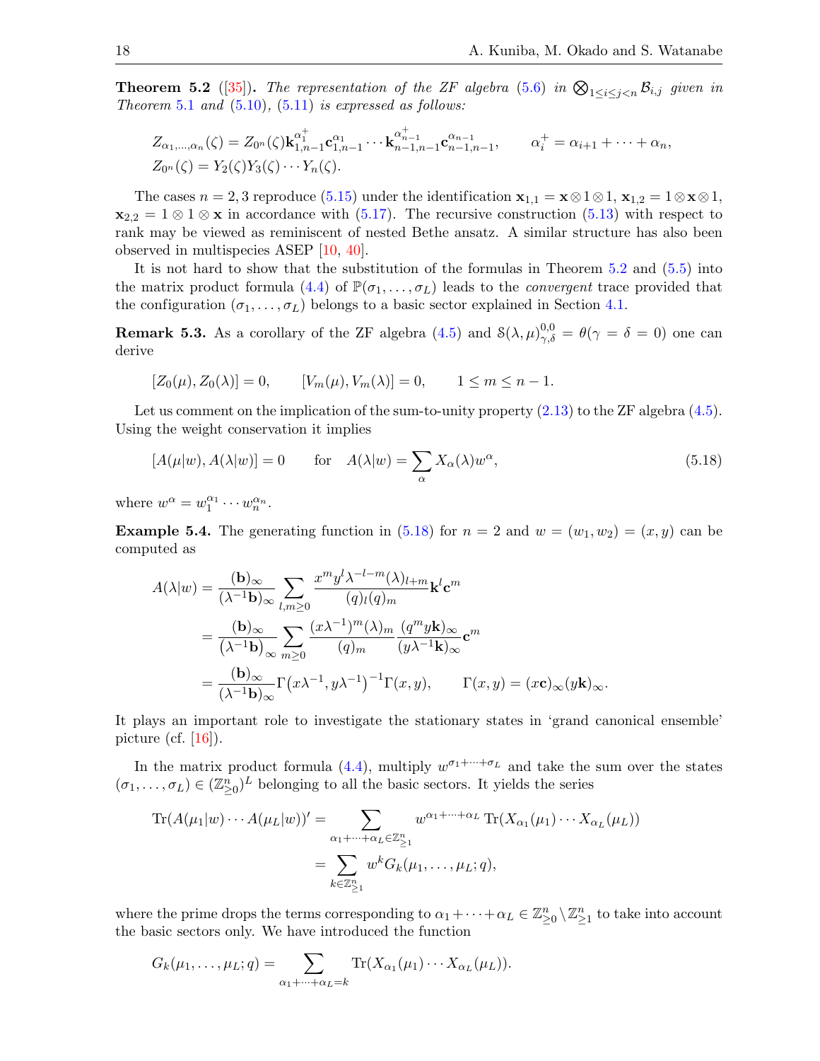**Theorem 5.2** ([35]). *The representation of the ZF algebra* (5.6) *in* $\bigotimes_{1\le i\le j<n}\mathcal{B}_{i,j}$ *given in Theorem* 5.1 *and* (5.10), (5.11) *is expressed as follows:*

$$
\begin{aligned}
&Z_{\alpha_1,\dots,\alpha_n}(\zeta) = Z_{0^n}(\zeta)\mathbf{k}_{1,n-1}^{\alpha_1^+}\mathbf{c}_{1,n-1}^{\alpha_1}\cdots\mathbf{k}_{n-1,n-1}^{\alpha_{n-1}^+}\mathbf{c}_{n-1,n-1}^{\alpha_{n-1}}, \qquad \alpha_i^+ = \alpha_{i+1}+\cdots+\alpha_n,\\
&Z_{0^n}(\zeta) = Y_2(\zeta)Y_3(\zeta)\cdots Y_n(\zeta).
\end{aligned}
$$

The cases $n=2,3$ reproduce (5.15) under the identification $\mathbf{x}_{1,1}=\mathbf{x}\otimes 1\otimes 1$, $\mathbf{x}_{1,2}=1\otimes\mathbf{x}\otimes 1$, $\mathbf{x}_{2,2}=1\otimes 1\otimes\mathbf{x}$ in accordance with (5.17). The recursive construction (5.13) with respect to rank may be viewed as reminiscent of nested Bethe ansatz. A similar structure has also been observed in multispecies ASEP [10, 40].

It is not hard to show that the substitution of the formulas in Theorem 5.2 and (5.5) into the matrix product formula (4.4) of $\mathbb{P}(\sigma_1,\dots,\sigma_L)$ leads to the *convergent* trace provided that the configuration $(\sigma_1,\dots,\sigma_L)$ belongs to a basic sector explained in Section 4.1.

**Remark 5.3.** As a corollary of the ZF algebra (4.5) and $\mathcal{S}(\lambda,\mu)_{\gamma,\delta}^{0,0}=\theta(\gamma=\delta=0)$ one can derive

$$
[Z_0(\mu),Z_0(\lambda)]=0, \qquad [V_m(\mu),V_m(\lambda)]=0, \qquad 1\le m\le n-1.
$$

Let us comment on the implication of the sum-to-unity property (2.13) to the ZF algebra (4.5). Using the weight conservation it implies

$$
[A(\mu|w),A(\lambda|w)]=0 \qquad \text{for} \quad A(\lambda|w)=\sum_{\alpha}X_\alpha(\lambda)w^\alpha, \tag{5.18}
$$

where $w^\alpha = w_1^{\alpha_1}\cdots w_n^{\alpha_n}$.

**Example 5.4.** The generating function in (5.18) for $n=2$ and $w=(w_1,w_2)=(x,y)$ can be computed as

$$
\begin{aligned}
A(\lambda|w) &= \frac{(\mathbf{b})_\infty}{(\lambda^{-1}\mathbf{b})_\infty}\sum_{l,m\ge 0}\frac{x^m y^l\lambda^{-l-m}(\lambda)_{l+m}}{(q)_l(q)_m}\mathbf{k}^l\mathbf{c}^m\\
&= \frac{(\mathbf{b})_\infty}{(\lambda^{-1}\mathbf{b})_\infty}\sum_{m\ge 0}\frac{(x\lambda^{-1})^m(\lambda)_m}{(q)_m}\frac{(q^m y\mathbf{k})_\infty}{(y\lambda^{-1}\mathbf{k})_\infty}\mathbf{c}^m\\
&= \frac{(\mathbf{b})_\infty}{(\lambda^{-1}\mathbf{b})_\infty}\Gamma\big(x\lambda^{-1},y\lambda^{-1}\big)^{-1}\Gamma(x,y), \qquad \Gamma(x,y)=(x\mathbf{c})_\infty(y\mathbf{k})_\infty.
\end{aligned}
$$

It plays an important role to investigate the stationary states in 'grand canonical ensemble' picture (cf. [16]).

In the matrix product formula (4.4), multiply $w^{\sigma_1+\cdots+\sigma_L}$ and take the sum over the states $(\sigma_1,\dots,\sigma_L)\in(\mathbb{Z}_{\ge 0}^n)^L$ belonging to all the basic sectors. It yields the series

$$
\begin{aligned}
\operatorname{Tr}(A(\mu_1|w)\cdots A(\mu_L|w))' &= \sum_{\alpha_1+\cdots+\alpha_L\in\mathbb{Z}_{\ge 1}^n} w^{\alpha_1+\cdots+\alpha_L}\operatorname{Tr}(X_{\alpha_1}(\mu_1)\cdots X_{\alpha_L}(\mu_L))\\
&= \sum_{k\in\mathbb{Z}_{\ge 1}^n} w^k G_k(\mu_1,\dots,\mu_L;q),
\end{aligned}
$$

where the prime drops the terms corresponding to $\alpha_1+\cdots+\alpha_L\in\mathbb{Z}_{\ge 0}^n\setminus\mathbb{Z}_{\ge 1}^n$ to take into account the basic sectors only. We have introduced the function

$$
G_k(\mu_1,\dots,\mu_L;q)=\sum_{\alpha_1+\cdots+\alpha_L=k}\operatorname{Tr}(X_{\alpha_1}(\mu_1)\cdots X_{\alpha_L}(\mu_L)).
$$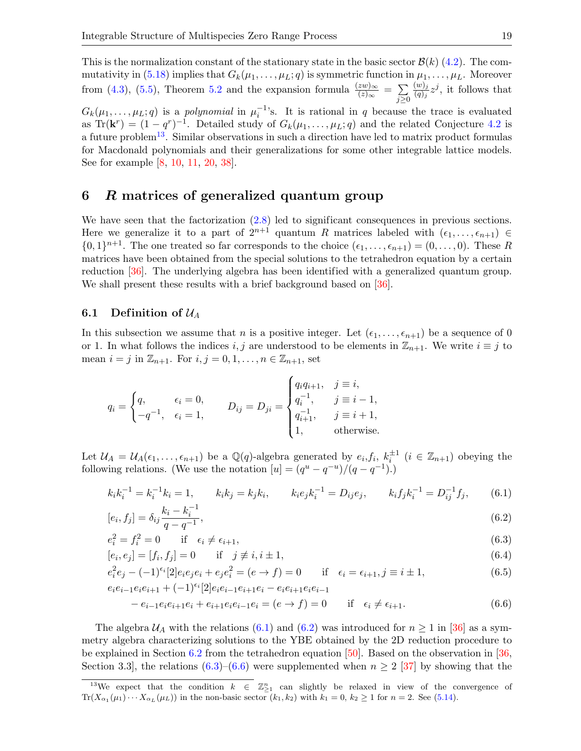This is the normalization constant of the stationary state in the basic sector $\mathcal{B}(k)$ (4.2). The commutativity in (5.18) implies that $G_k(\mu_1,\ldots,\mu_L;q)$ is symmetric function in $\mu_1,\ldots,\mu_L$. Moreover from (4.3), (5.5), Theorem 5.2 and the expansion formula $\frac{(zw)_\infty}{(z)_\infty} = \sum_{j\geq 0}\frac{(w)_j}{(q)_j}z^j$, it follows that $G_k(\mu_1,\ldots,\mu_L;q)$ is a *polynomial* in $\mu_i^{-1}$'s. It is rational in $q$ because the trace is evaluated as $\mathrm{Tr}(\mathbf{k}^r) = (1-q^r)^{-1}$. Detailed study of $G_k(\mu_1,\ldots,\mu_L;q)$ and the related Conjecture 4.2 is a future problem[13]. Similar observations in such a direction have led to matrix product formulas for Macdonald polynomials and their generalizations for some other integrable lattice models. See for example [8, 10, 11, 20, 38].

## 6 $R$ matrices of generalized quantum group

We have seen that the factorization (2.8) led to significant consequences in previous sections. Here we generalize it to a part of $2^{n+1}$ quantum $R$ matrices labeled with $(\epsilon_1,\ldots,\epsilon_{n+1})\in\{0,1\}^{n+1}$. The one treated so far corresponds to the choice $(\epsilon_1,\ldots,\epsilon_{n+1}) = (0,\ldots,0)$. These $R$ matrices have been obtained from the special solutions to the tetrahedron equation by a certain reduction [36]. The underlying algebra has been identified with a generalized quantum group. We shall present these results with a brief background based on [36].

### 6.1 Definition of $\mathcal{U}_A$

In this subsection we assume that $n$ is a positive integer. Let $(\epsilon_1,\ldots,\epsilon_{n+1})$ be a sequence of 0 or 1. In what follows the indices $i,j$ are understood to be elements in $\mathbb{Z}_{n+1}$. We write $i\equiv j$ to mean $i=j$ in $\mathbb{Z}_{n+1}$. For $i,j = 0,1,\ldots,n\in\mathbb{Z}_{n+1}$, set

$$
q_i = \begin{cases} q, & \epsilon_i = 0,\\ -q^{-1}, & \epsilon_i = 1,\end{cases}\qquad D_{ij} = D_{ji} = \begin{cases} q_iq_{i+1}, & j\equiv i,\\ q_i^{-1}, & j\equiv i-1,\\ q_{i+1}^{-1}, & j\equiv i+1,\\ 1, & \text{otherwise.}\end{cases}
$$

Let $\mathcal{U}_A = \mathcal{U}_A(\epsilon_1,\ldots,\epsilon_{n+1})$ be a $\mathbb{Q}(q)$-algebra generated by $e_i, f_i, k_i^{\pm 1}$ ($i\in\mathbb{Z}_{n+1}$) obeying the following relations. (We use the notation $[u] = (q^u-q^{-u})/(q-q^{-1})$.)

$$
k_ik_i^{-1} = k_i^{-1}k_i = 1,\qquad k_ik_j = k_jk_i,\qquad k_ie_jk_i^{-1} = D_{ij}e_j,\qquad k_if_jk_i^{-1} = D_{ij}^{-1}f_j, \tag{6.1}
$$

$$
[e_i,f_j] = \delta_{ij}\frac{k_i-k_i^{-1}}{q-q^{-1}}, \tag{6.2}
$$

$$
e_i^2 = f_i^2 = 0\qquad \text{if}\quad \epsilon_i\neq\epsilon_{i+1}, \tag{6.3}
$$

$$
[e_i,e_j] = [f_i,f_j] = 0\qquad \text{if}\quad j\not\equiv i, i\pm 1, \tag{6.4}
$$

$$
e_i^2e_j - (-1)^{\epsilon_i}[2]e_ie_je_i + e_je_i^2 = (e\to f) = 0\qquad \text{if}\quad \epsilon_i = \epsilon_{i+1}, j\equiv i\pm 1, \tag{6.5}
$$

$$
\begin{aligned}
&e_ie_{i-1}e_ie_{i+1} + (-1)^{\epsilon_i}[2]e_ie_{i-1}e_{i+1}e_i - e_ie_{i+1}e_ie_{i-1}\\
&\quad - e_{i-1}e_ie_{i+1}e_i + e_{i+1}e_ie_{i-1}e_i = (e\to f) = 0\qquad \text{if}\quad \epsilon_i\neq\epsilon_{i+1}.
\end{aligned}\tag{6.6}
$$

The algebra $\mathcal{U}_A$ with the relations (6.1) and (6.2) was introduced for $n\geq 1$ in [36] as a symmetry algebra characterizing solutions to the YBE obtained by the 2D reduction procedure to be explained in Section 6.2 from the tetrahedron equation [50]. Based on the observation in [36, Section 3.3], the relations (6.3)–(6.6) were supplemented when $n\geq 2$ [37] by showing that the

[13] We expect that the condition $k\in\mathbb{Z}_{\geq 1}^n$ can slightly be relaxed in view of the convergence of $\mathrm{Tr}(X_{\alpha_1}(\mu_1)\cdots X_{\alpha_L}(\mu_L))$ in the non-basic sector $(k_1,k_2)$ with $k_1 = 0$, $k_2\geq 1$ for $n=2$. See (5.14).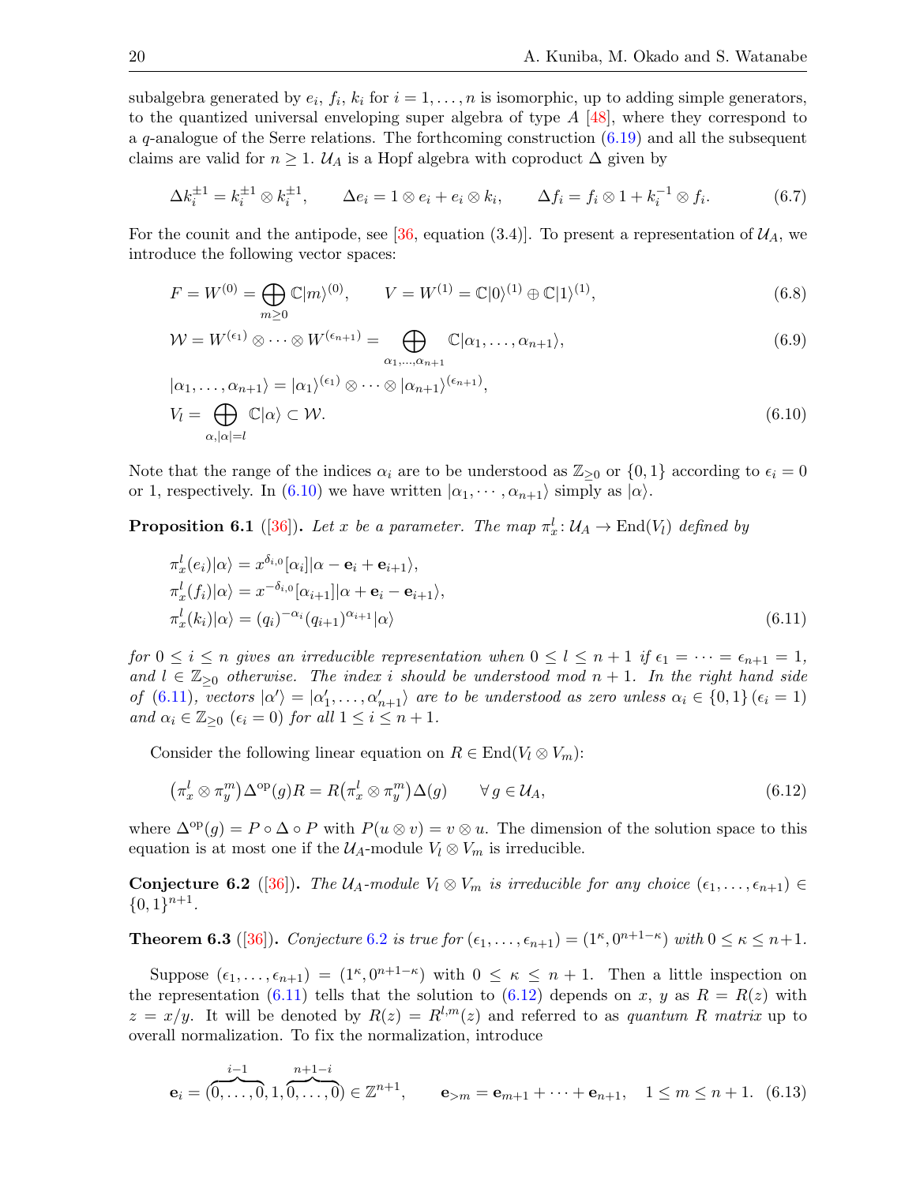subalgebra generated by $e_i$, $f_i$, $k_i$ for $i = 1, \dots, n$ is isomorphic, up to adding simple generators, to the quantized universal enveloping super algebra of type $A$ [48], where they correspond to a $q$-analogue of the Serre relations. The forthcoming construction (6.19) and all the subsequent claims are valid for $n \geq 1$. $\mathcal{U}_A$ is a Hopf algebra with coproduct $\Delta$ given by

$$\Delta k_i^{\pm 1} = k_i^{\pm 1} \otimes k_i^{\pm 1}, \qquad \Delta e_i = 1 \otimes e_i + e_i \otimes k_i, \qquad \Delta f_i = f_i \otimes 1 + k_i^{-1} \otimes f_i. \tag{6.7}$$

For the counit and the antipode, see [36, equation (3.4)]. To present a representation of $\mathcal{U}_A$, we introduce the following vector spaces:

$$F = W^{(0)} = \bigoplus_{m \geq 0} \mathbb{C}|m\rangle^{(0)}, \qquad V = W^{(1)} = \mathbb{C}|0\rangle^{(1)} \oplus \mathbb{C}|1\rangle^{(1)}, \tag{6.8}$$

$$\mathcal{W} = W^{(\epsilon_1)} \otimes \cdots \otimes W^{(\epsilon_{n+1})} = \bigoplus_{\alpha_1, \dots, \alpha_{n+1}} \mathbb{C}|\alpha_1, \dots, \alpha_{n+1}\rangle, \tag{6.9}$$

$$|\alpha_1, \dots, \alpha_{n+1}\rangle = |\alpha_1\rangle^{(\epsilon_1)} \otimes \cdots \otimes |\alpha_{n+1}\rangle^{(\epsilon_{n+1})},$$

$$V_l = \bigoplus_{\alpha, |\alpha| = l} \mathbb{C}|\alpha\rangle \subset \mathcal{W}. \tag{6.10}$$

Note that the range of the indices $\alpha_i$ are to be understood as $\mathbb{Z}_{\geq 0}$ or $\{0, 1\}$ according to $\epsilon_i = 0$ or 1, respectively. In (6.10) we have written $|\alpha_1, \cdots, \alpha_{n+1}\rangle$ simply as $|\alpha\rangle$.

**Proposition 6.1** ([36]). *Let $x$ be a parameter. The map $\pi_x^l \colon \mathcal{U}_A \to \mathrm{End}(V_l)$ defined by*

$$\pi_x^l(e_i)|\alpha\rangle = x^{\delta_{i,0}}[\alpha_i]|\alpha - \mathbf{e}_i + \mathbf{e}_{i+1}\rangle,$$
$$\pi_x^l(f_i)|\alpha\rangle = x^{-\delta_{i,0}}[\alpha_{i+1}]|\alpha + \mathbf{e}_i - \mathbf{e}_{i+1}\rangle,$$
$$\pi_x^l(k_i)|\alpha\rangle = (q_i)^{-\alpha_i}(q_{i+1})^{\alpha_{i+1}}|\alpha\rangle \tag{6.11}$$

*for $0 \leq i \leq n$ gives an irreducible representation when $0 \leq l \leq n+1$ if $\epsilon_1 = \cdots = \epsilon_{n+1} = 1$, and $l \in \mathbb{Z}_{\geq 0}$ otherwise. The index $i$ should be understood mod $n+1$. In the right hand side of (6.11), vectors $|\alpha'\rangle = |\alpha'_1, \dots, \alpha'_{n+1}\rangle$ are to be understood as zero unless $\alpha_i \in \{0, 1\}$ $(\epsilon_i = 1)$ and $\alpha_i \in \mathbb{Z}_{\geq 0}$ $(\epsilon_i = 0)$ for all $1 \leq i \leq n+1$.*

Consider the following linear equation on $R \in \mathrm{End}(V_l \otimes V_m)$:

$$\left(\pi_x^l \otimes \pi_y^m\right) \Delta^{\mathrm{op}}(g) R = R \left(\pi_x^l \otimes \pi_y^m\right) \Delta(g) \qquad \forall\, g \in \mathcal{U}_A, \tag{6.12}$$

where $\Delta^{\mathrm{op}}(g) = P \circ \Delta \circ P$ with $P(u \otimes v) = v \otimes u$. The dimension of the solution space to this equation is at most one if the $\mathcal{U}_A$-module $V_l \otimes V_m$ is irreducible.

**Conjecture 6.2** ([36]). *The $\mathcal{U}_A$-module $V_l \otimes V_m$ is irreducible for any choice $(\epsilon_1, \dots, \epsilon_{n+1}) \in \{0, 1\}^{n+1}$.*

**Theorem 6.3** ([36]). *Conjecture 6.2 is true for $(\epsilon_1, \dots, \epsilon_{n+1}) = (1^\kappa, 0^{n+1-\kappa})$ with $0 \leq \kappa \leq n+1$.*

Suppose $(\epsilon_1, \dots, \epsilon_{n+1}) = (1^\kappa, 0^{n+1-\kappa})$ with $0 \leq \kappa \leq n+1$. Then a little inspection on the representation (6.11) tells that the solution to (6.12) depends on $x$, $y$ as $R = R(z)$ with $z = x/y$. It will be denoted by $R(z) = R^{l,m}(z)$ and referred to as *quantum R matrix* up to overall normalization. To fix the normalization, introduce

$$\mathbf{e}_i = (\overbrace{0, \dots, 0}^{i-1}, 1, \overbrace{0, \dots, 0}^{n+1-i}) \in \mathbb{Z}^{n+1}, \qquad \mathbf{e}_{>m} = \mathbf{e}_{m+1} + \cdots + \mathbf{e}_{n+1}, \quad 1 \leq m \leq n+1. \tag{6.13}$$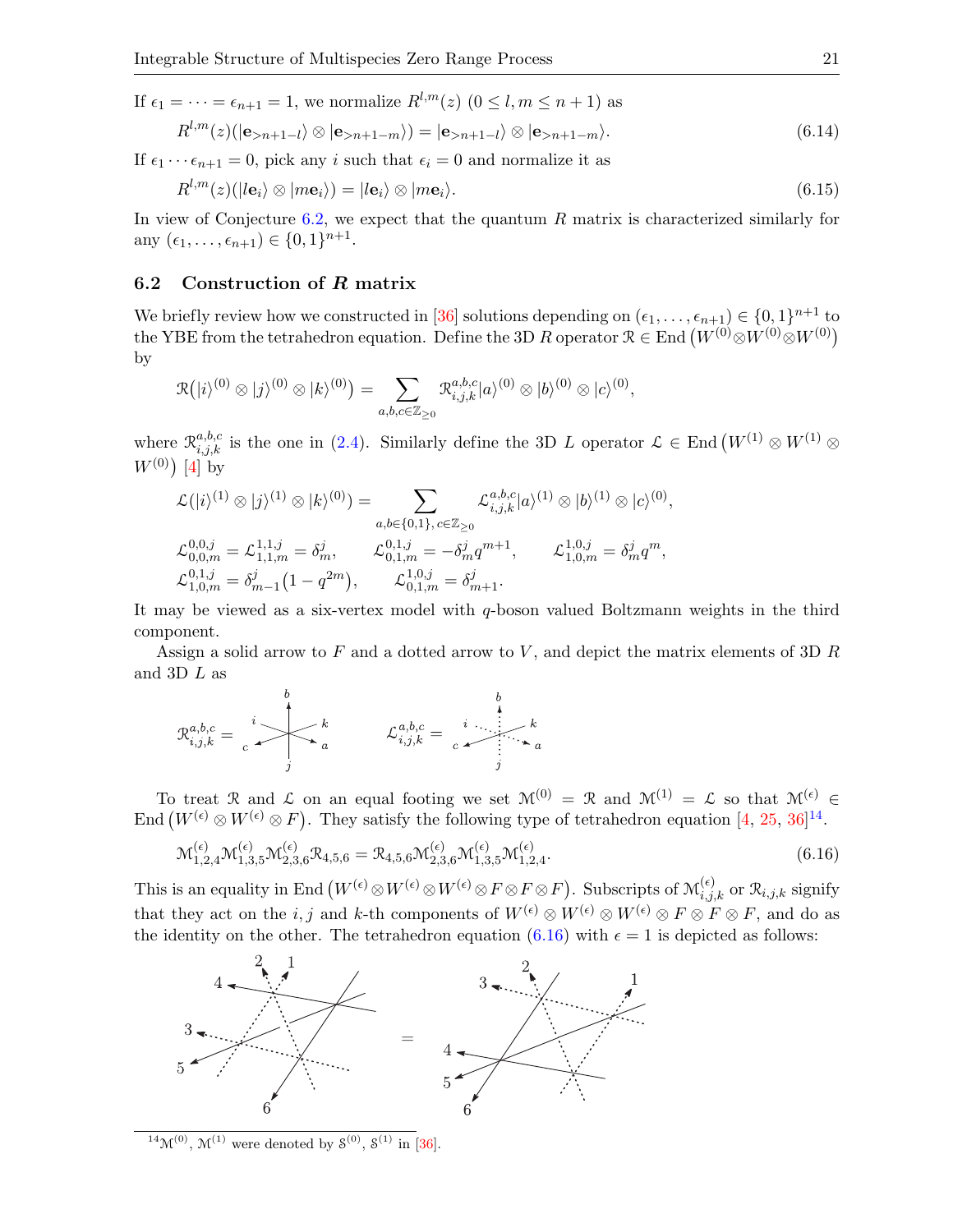If $\epsilon_1 = \cdots = \epsilon_{n+1} = 1$, we normalize $R^{l,m}(z)$ $(0 \le l, m \le n+1)$ as

$$R^{l,m}(z)(|\mathbf{e}_{>n+1-l}\rangle \otimes |\mathbf{e}_{>n+1-m}\rangle) = |\mathbf{e}_{>n+1-l}\rangle \otimes |\mathbf{e}_{>n+1-m}\rangle. \tag{6.14}$$

If $\epsilon_1 \cdots \epsilon_{n+1} = 0$, pick any $i$ such that $\epsilon_i = 0$ and normalize it as

$$R^{l,m}(z)(|l\mathbf{e}_i\rangle \otimes |m\mathbf{e}_i\rangle) = |l\mathbf{e}_i\rangle \otimes |m\mathbf{e}_i\rangle. \tag{6.15}$$

In view of Conjecture 6.2, we expect that the quantum $R$ matrix is characterized similarly for any $(\epsilon_1, \ldots, \epsilon_{n+1}) \in \{0,1\}^{n+1}$.

## 6.2 Construction of $R$ matrix

We briefly review how we constructed in [36] solutions depending on $(\epsilon_1, \ldots, \epsilon_{n+1}) \in \{0,1\}^{n+1}$ to the YBE from the tetrahedron equation. Define the 3D $R$ operator $\mathcal{R} \in \mathrm{End}\big(W^{(0)} \otimes W^{(0)} \otimes W^{(0)}\big)$ by

$$\mathcal{R}\big(|i\rangle^{(0)} \otimes |j\rangle^{(0)} \otimes |k\rangle^{(0)}\big) = \sum_{a,b,c \in \mathbb{Z}_{\ge 0}} \mathcal{R}^{a,b,c}_{i,j,k} |a\rangle^{(0)} \otimes |b\rangle^{(0)} \otimes |c\rangle^{(0)},$$

where $\mathcal{R}^{a,b,c}_{i,j,k}$ is the one in (2.4). Similarly define the 3D $L$ operator $\mathcal{L} \in \mathrm{End}\big(W^{(1)} \otimes W^{(1)} \otimes W^{(0)}\big)$ [4] by

$$\mathcal{L}(|i\rangle^{(1)} \otimes |j\rangle^{(1)} \otimes |k\rangle^{(0)}) = \sum_{a,b \in \{0,1\},\, c \in \mathbb{Z}_{\ge 0}} \mathcal{L}^{a,b,c}_{i,j,k} |a\rangle^{(1)} \otimes |b\rangle^{(1)} \otimes |c\rangle^{(0)},$$

$$\mathcal{L}^{0,0,j}_{0,0,m} = \mathcal{L}^{1,1,j}_{1,1,m} = \delta^j_m, \qquad \mathcal{L}^{0,1,j}_{0,1,m} = -\delta^j_m q^{m+1}, \qquad \mathcal{L}^{1,0,j}_{1,0,m} = \delta^j_m q^m,$$

$$\mathcal{L}^{0,1,j}_{1,0,m} = \delta^j_{m-1}(1 - q^{2m}), \qquad \mathcal{L}^{1,0,j}_{0,1,m} = \delta^j_{m+1}.$$

It may be viewed as a six-vertex model with $q$-boson valued Boltzmann weights in the third component.

Assign a solid arrow to $F$ and a dotted arrow to $V$, and depict the matrix elements of 3D $R$ and 3D $L$ as

$$\mathcal{R}^{a,b,c}_{i,j,k} = \quad\quad\quad\quad \mathcal{L}^{a,b,c}_{i,j,k} =$$

To treat $\mathcal{R}$ and $\mathcal{L}$ on an equal footing we set $\mathcal{M}^{(0)} = \mathcal{R}$ and $\mathcal{M}^{(1)} = \mathcal{L}$ so that $\mathcal{M}^{(\epsilon)} \in \mathrm{End}\big(W^{(\epsilon)} \otimes W^{(\epsilon)} \otimes F\big)$. They satisfy the following type of tetrahedron equation [4, 25, 36][14].

$$\mathcal{M}^{(\epsilon)}_{1,2,4}\mathcal{M}^{(\epsilon)}_{1,3,5}\mathcal{M}^{(\epsilon)}_{2,3,6}\mathcal{R}_{4,5,6} = \mathcal{R}_{4,5,6}\mathcal{M}^{(\epsilon)}_{2,3,6}\mathcal{M}^{(\epsilon)}_{1,3,5}\mathcal{M}^{(\epsilon)}_{1,2,4}. \tag{6.16}$$

This is an equality in $\mathrm{End}\big(W^{(\epsilon)} \otimes W^{(\epsilon)} \otimes W^{(\epsilon)} \otimes F \otimes F \otimes F\big)$. Subscripts of $\mathcal{M}^{(\epsilon)}_{i,j,k}$ or $\mathcal{R}_{i,j,k}$ signify that they act on the $i, j$ and $k$-th components of $W^{(\epsilon)} \otimes W^{(\epsilon)} \otimes W^{(\epsilon)} \otimes F \otimes F \otimes F$, and do as the identity on the other. The tetrahedron equation (6.16) with $\epsilon = 1$ is depicted as follows:

[14] $\mathcal{M}^{(0)}$, $\mathcal{M}^{(1)}$ were denoted by $\mathcal{S}^{(0)}$, $\mathcal{S}^{(1)}$ in [36].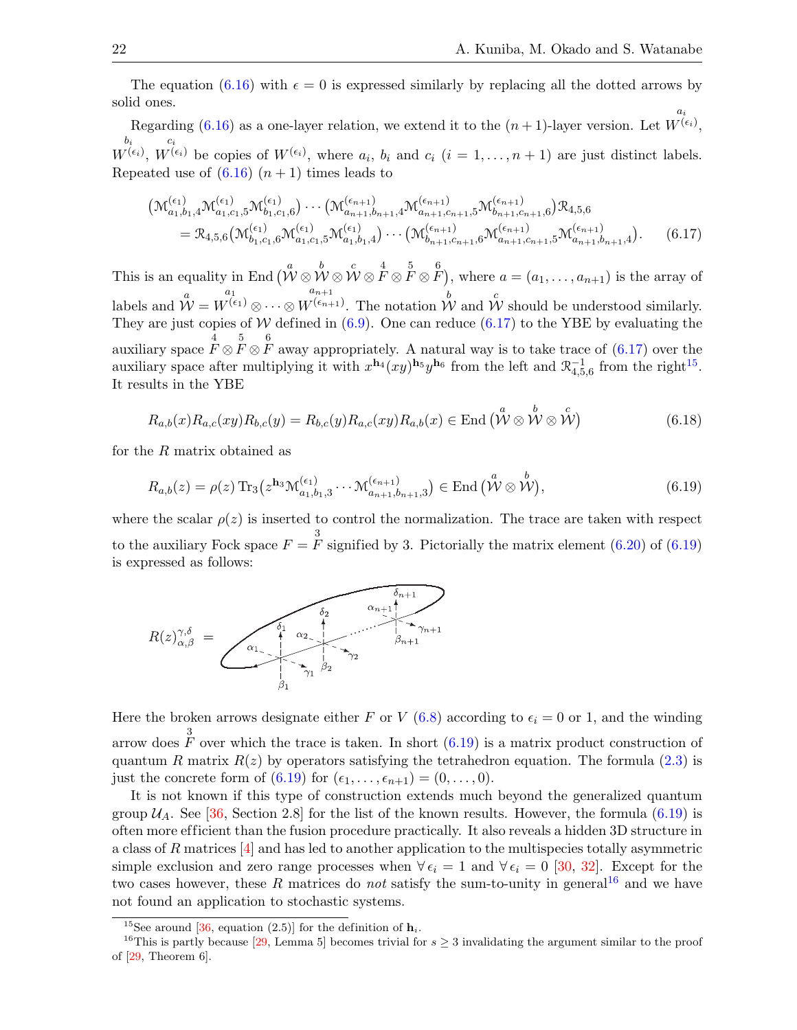The equation (6.16) with $\epsilon = 0$ is expressed similarly by replacing all the dotted arrows by solid ones.

Regarding (6.16) as a one-layer relation, we extend it to the $(n+1)$-layer version. Let $\overset{a_i}{W}{}^{(\epsilon_i)}$, $\overset{b_i}{W}{}^{(\epsilon_i)}$, $\overset{c_i}{W}{}^{(\epsilon_i)}$ be copies of $W^{(\epsilon_i)}$, where $a_i$, $b_i$ and $c_i$ $(i = 1, \dots, n+1)$ are just distinct labels. Repeated use of (6.16) $(n+1)$ times leads to

$$
\begin{aligned}
&\big(\mathcal{M}^{(\epsilon_1)}_{a_1,b_1,4}\mathcal{M}^{(\epsilon_1)}_{a_1,c_1,5}\mathcal{M}^{(\epsilon_1)}_{b_1,c_1,6}\big)\cdots\big(\mathcal{M}^{(\epsilon_{n+1})}_{a_{n+1},b_{n+1},4}\mathcal{M}^{(\epsilon_{n+1})}_{a_{n+1},c_{n+1},5}\mathcal{M}^{(\epsilon_{n+1})}_{b_{n+1},c_{n+1},6}\big)\mathcal{R}_{4,5,6}\\
&\quad = \mathcal{R}_{4,5,6}\big(\mathcal{M}^{(\epsilon_1)}_{b_1,c_1,6}\mathcal{M}^{(\epsilon_1)}_{a_1,c_1,5}\mathcal{M}^{(\epsilon_1)}_{a_1,b_1,4}\big)\cdots\big(\mathcal{M}^{(\epsilon_{n+1})}_{b_{n+1},c_{n+1},6}\mathcal{M}^{(\epsilon_{n+1})}_{a_{n+1},c_{n+1},5}\mathcal{M}^{(\epsilon_{n+1})}_{a_{n+1},b_{n+1},4}\big).
\end{aligned}
\tag{6.17}
$$

This is an equality in $\mathrm{End}\big(\overset{a}{\mathcal{W}}\otimes\overset{b}{\mathcal{W}}\otimes\overset{c}{\mathcal{W}}\otimes\overset{4}{F}\otimes\overset{5}{F}\otimes\overset{6}{F}\big)$, where $a = (a_1, \dots, a_{n+1})$ is the array of labels and $\overset{a}{\mathcal{W}} = \overset{a_1}{W}{}^{(\epsilon_1)}\otimes\cdots\otimes\overset{a_{n+1}}{W}{}^{(\epsilon_{n+1})}$. The notation $\overset{b}{\mathcal{W}}$ and $\overset{c}{\mathcal{W}}$ should be understood similarly. They are just copies of $\mathcal{W}$ defined in (6.9). One can reduce (6.17) to the YBE by evaluating the auxiliary space $\overset{4}{F}\otimes\overset{5}{F}\otimes\overset{6}{F}$ away appropriately. A natural way is to take trace of (6.17) over the auxiliary space after multiplying it with $x^{\mathbf{h}_4}(xy)^{\mathbf{h}_5}y^{\mathbf{h}_6}$ from the left and $\mathcal{R}^{-1}_{4,5,6}$ from the right[15]. It results in the YBE

$$
R_{a,b}(x)R_{a,c}(xy)R_{b,c}(y) = R_{b,c}(y)R_{a,c}(xy)R_{a,b}(x) \in \mathrm{End}\big(\overset{a}{\mathcal{W}}\otimes\overset{b}{\mathcal{W}}\otimes\overset{c}{\mathcal{W}}\big)
\tag{6.18}
$$

for the $R$ matrix obtained as

$$
R_{a,b}(z) = \rho(z)\,\mathrm{Tr}_3\big(z^{\mathbf{h}_3}\mathcal{M}^{(\epsilon_1)}_{a_1,b_1,3}\cdots\mathcal{M}^{(\epsilon_{n+1})}_{a_{n+1},b_{n+1},3}\big) \in \mathrm{End}\big(\overset{a}{\mathcal{W}}\otimes\overset{b}{\mathcal{W}}\big),
\tag{6.19}
$$

where the scalar $\rho(z)$ is inserted to control the normalization. The trace are taken with respect to the auxiliary Fock space $F = \overset{3}{F}$ signified by 3. Pictorially the matrix element (6.20) of (6.19) is expressed as follows:

$$R(z)^{\gamma,\delta}_{\alpha,\beta} \; =$$

Here the broken arrows designate either $F$ or $V$ (6.8) according to $\epsilon_i = 0$ or 1, and the winding arrow does $\overset{3}{F}$ over which the trace is taken. In short (6.19) is a matrix product construction of quantum $R$ matrix $R(z)$ by operators satisfying the tetrahedron equation. The formula (2.3) is just the concrete form of (6.19) for $(\epsilon_1, \dots, \epsilon_{n+1}) = (0, \dots, 0)$.

It is not known if this type of construction extends much beyond the generalized quantum group $\mathcal{U}_A$. See [36, Section 2.8] for the list of the known results. However, the formula (6.19) is often more efficient than the fusion procedure practically. It also reveals a hidden 3D structure in a class of $R$ matrices [4] and has led to another application to the multispecies totally asymmetric simple exclusion and zero range processes when $\forall\,\epsilon_i = 1$ and $\forall\,\epsilon_i = 0$ [30, 32]. Except for the two cases however, these $R$ matrices do *not* satisfy the sum-to-unity in general[16] and we have not found an application to stochastic systems.

[15] See around [36, equation (2.5)] for the definition of $\mathbf{h}_i$.

[16] This is partly because [29, Lemma 5] becomes trivial for $s \geq 3$ invalidating the argument similar to the proof of [29, Theorem 6].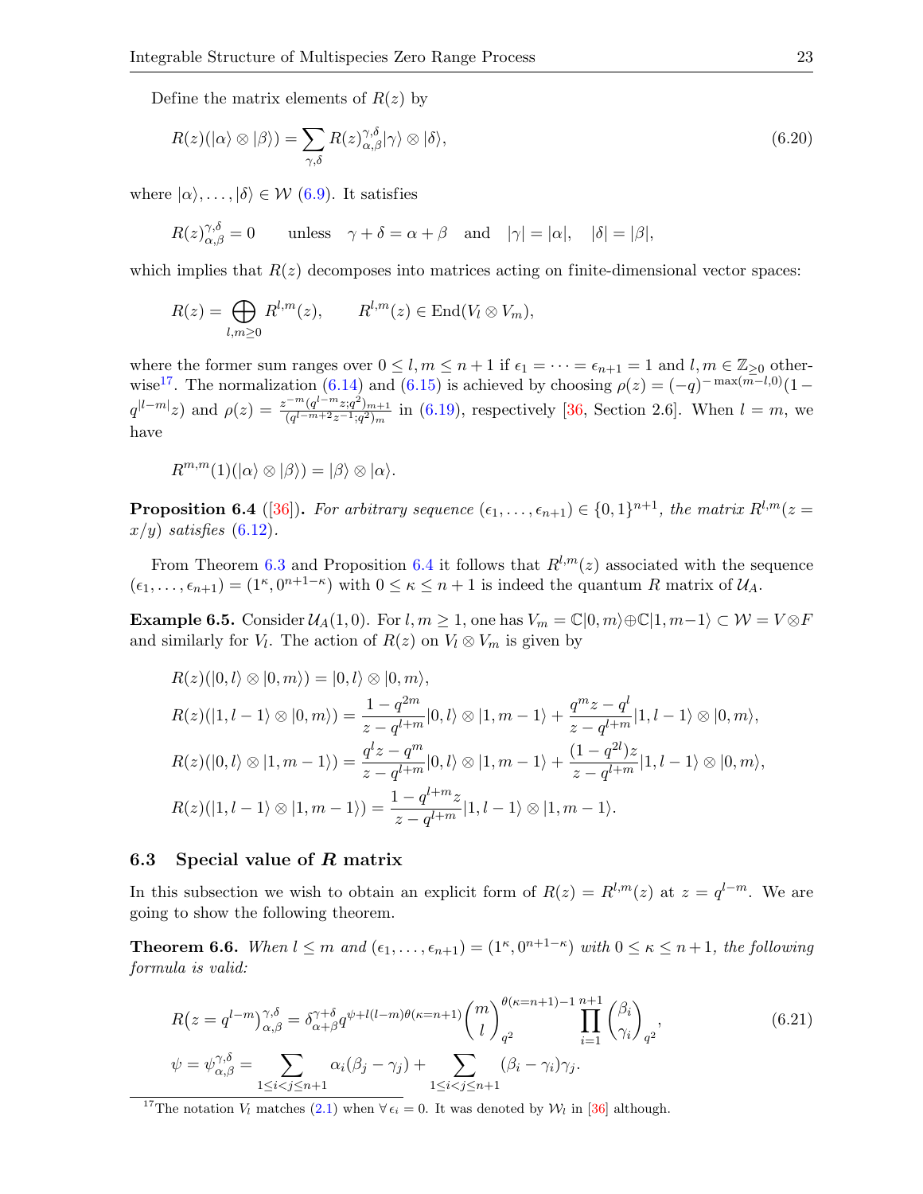Define the matrix elements of $R(z)$ by

$$R(z)(|\alpha\rangle \otimes |\beta\rangle) = \sum_{\gamma,\delta} R(z)^{\gamma,\delta}_{\alpha,\beta} |\gamma\rangle \otimes |\delta\rangle, \tag{6.20}$$

where $|\alpha\rangle, \dots, |\delta\rangle \in \mathcal{W}$ (6.9). It satisfies

$$R(z)^{\gamma,\delta}_{\alpha,\beta} = 0 \qquad \text{unless} \quad \gamma + \delta = \alpha + \beta \quad \text{and} \quad |\gamma| = |\alpha|, \quad |\delta| = |\beta|,$$

which implies that $R(z)$ decomposes into matrices acting on finite-dimensional vector spaces:

$$R(z) = \bigoplus_{l,m \geq 0} R^{l,m}(z), \qquad R^{l,m}(z) \in \mathrm{End}(V_l \otimes V_m),$$

where the former sum ranges over $0 \leq l, m \leq n+1$ if $\epsilon_1 = \cdots = \epsilon_{n+1} = 1$ and $l, m \in \mathbb{Z}_{\geq 0}$ otherwise[17]. The normalization (6.14) and (6.15) is achieved by choosing $\rho(z) = (-q)^{-\max(m-l,0)}(1 - q^{|l-m|}z)$ and $\rho(z) = \frac{z^{-m}(q^{l-m}z;q^2)_{m+1}}{(q^{l-m+2}z^{-1};q^2)_m}$ in (6.19), respectively [36, Section 2.6]. When $l = m$, we have

$$R^{m,m}(1)(|\alpha\rangle \otimes |\beta\rangle) = |\beta\rangle \otimes |\alpha\rangle.$$

**Proposition 6.4** ([36]). *For arbitrary sequence $(\epsilon_1, \dots, \epsilon_{n+1}) \in \{0,1\}^{n+1}$, the matrix $R^{l,m}(z = x/y)$ satisfies* (6.12).

From Theorem 6.3 and Proposition 6.4 it follows that $R^{l,m}(z)$ associated with the sequence $(\epsilon_1, \dots, \epsilon_{n+1}) = (1^\kappa, 0^{n+1-\kappa})$ with $0 \leq \kappa \leq n+1$ is indeed the quantum $R$ matrix of $\mathcal{U}_A$.

**Example 6.5.** Consider $\mathcal{U}_A(1,0)$. For $l, m \geq 1$, one has $V_m = \mathbb{C}|0,m\rangle \oplus \mathbb{C}|1,m-1\rangle \subset \mathcal{W} = V \otimes F$ and similarly for $V_l$. The action of $R(z)$ on $V_l \otimes V_m$ is given by

$$R(z)(|0,l\rangle \otimes |0,m\rangle) = |0,l\rangle \otimes |0,m\rangle,$$

$$R(z)(|1,l-1\rangle \otimes |0,m\rangle) = \frac{1-q^{2m}}{z-q^{l+m}}|0,l\rangle \otimes |1,m-1\rangle + \frac{q^m z - q^l}{z - q^{l+m}}|1,l-1\rangle \otimes |0,m\rangle,$$

$$R(z)(|0,l\rangle \otimes |1,m-1\rangle) = \frac{q^l z - q^m}{z-q^{l+m}}|0,l\rangle \otimes |1,m-1\rangle + \frac{(1-q^{2l})z}{z - q^{l+m}}|1,l-1\rangle \otimes |0,m\rangle,$$

$$R(z)(|1,l-1\rangle \otimes |1,m-1\rangle) = \frac{1-q^{l+m}z}{z-q^{l+m}}|1,l-1\rangle \otimes |1,m-1\rangle.$$

### 6.3 Special value of $R$ matrix

In this subsection we wish to obtain an explicit form of $R(z) = R^{l,m}(z)$ at $z = q^{l-m}$. We are going to show the following theorem.

**Theorem 6.6.** *When $l \leq m$ and $(\epsilon_1, \dots, \epsilon_{n+1}) = (1^\kappa, 0^{n+1-\kappa})$ with $0 \leq \kappa \leq n+1$, the following formula is valid:*

$$R(z = q^{l-m})^{\gamma,\delta}_{\alpha,\beta} = \delta^{\gamma+\delta}_{\alpha+\beta} q^{\psi + l(l-m)\theta(\kappa=n+1)} \binom{m}{l}_{q^2}^{\theta(\kappa=n+1)-1} \prod_{i=1}^{n+1} \binom{\beta_i}{\gamma_i}_{q^2}, \tag{6.21}$$

$$\psi = \psi^{\gamma,\delta}_{\alpha,\beta} = \sum_{1 \leq i < j \leq n+1} \alpha_i(\beta_j - \gamma_j) + \sum_{1 \leq i < j \leq n+1} (\beta_i - \gamma_i)\gamma_j.$$

[17] The notation $V_l$ matches (2.1) when $\forall \epsilon_i = 0$. It was denoted by $\mathcal{W}_l$ in [36] although.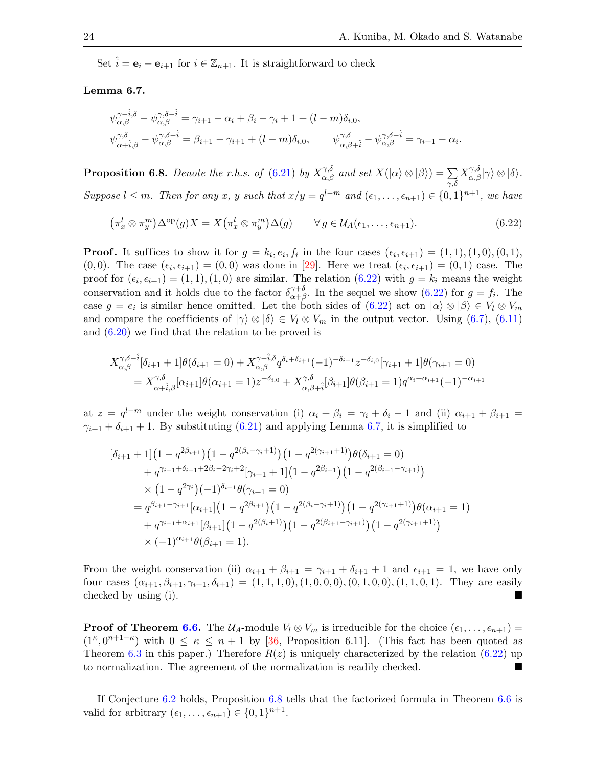Set $\hat{i} = \mathbf{e}_i - \mathbf{e}_{i+1}$ for $i \in \mathbb{Z}_{n+1}$. It is straightforward to check

**Lemma 6.7.**

$$
\begin{aligned}
&\psi^{\gamma-\hat{i},\delta}_{\alpha,\beta} - \psi^{\gamma,\delta-\hat{i}}_{\alpha,\beta} = \gamma_{i+1} - \alpha_i + \beta_i - \gamma_i + 1 + (l-m)\delta_{i,0},\\
&\psi^{\gamma,\delta}_{\alpha+\hat{i},\beta} - \psi^{\gamma,\delta-\hat{i}}_{\alpha,\beta} = \beta_{i+1} - \gamma_{i+1} + (l-m)\delta_{i,0}, \qquad \psi^{\gamma,\delta}_{\alpha,\beta+\hat{i}} - \psi^{\gamma,\delta-\hat{i}}_{\alpha,\beta} = \gamma_{i+1} - \alpha_i.
\end{aligned}
$$

**Proposition 6.8.** *Denote the r.h.s. of (6.21) by $X^{\gamma,\delta}_{\alpha,\beta}$ and set $X(|\alpha\rangle \otimes |\beta\rangle) = \sum_{\gamma,\delta} X^{\gamma,\delta}_{\alpha,\beta} |\gamma\rangle \otimes |\delta\rangle$. Suppose $l \le m$. Then for any $x$, $y$ such that $x/y = q^{l-m}$ and $(\epsilon_1, \dots, \epsilon_{n+1}) \in \{0,1\}^{n+1}$, we have*

$$
\big(\pi^l_x \otimes \pi^m_y\big)\Delta^{\mathrm{op}}(g) X = X\big(\pi^l_x \otimes \pi^m_y\big)\Delta(g) \qquad \forall\, g \in \mathcal{U}_A(\epsilon_1, \dots, \epsilon_{n+1}). \tag{6.22}
$$

**Proof.** It suffices to show it for $g = k_i, e_i, f_i$ in the four cases $(\epsilon_i, \epsilon_{i+1}) = (1,1), (1,0), (0,1), (0,0)$. The case $(\epsilon_i, \epsilon_{i+1}) = (0,0)$ was done in [29]. Here we treat $(\epsilon_i, \epsilon_{i+1}) = (0,1)$ case. The proof for $(\epsilon_i, \epsilon_{i+1}) = (1,1), (1,0)$ are similar. The relation (6.22) with $g = k_i$ means the weight conservation and it holds due to the factor $\delta^{\gamma+\delta}_{\alpha+\beta}$. In the sequel we show (6.22) for $g = f_i$. The case $g = e_i$ is similar hence omitted. Let the both sides of (6.22) act on $|\alpha\rangle \otimes |\beta\rangle \in V_l \otimes V_m$ and compare the coefficients of $|\gamma\rangle \otimes |\delta\rangle \in V_l \otimes V_m$ in the output vector. Using (6.7), (6.11) and (6.20) we find that the relation to be proved is

$$
\begin{aligned}
&X^{\gamma,\delta-\hat{i}}_{\alpha,\beta}[\delta_{i+1}+1]\theta(\delta_{i+1}=0) + X^{\gamma-\hat{i},\delta}_{\alpha,\beta} q^{\delta_i+\delta_{i+1}}(-1)^{-\delta_{i+1}} z^{-\delta_{i,0}}[\gamma_{i+1}+1]\theta(\gamma_{i+1}=0)\\
&\quad = X^{\gamma,\delta}_{\alpha+\hat{i},\beta}[\alpha_{i+1}]\theta(\alpha_{i+1}=1) z^{-\delta_{i,0}} + X^{\gamma,\delta}_{\alpha,\beta+\hat{i}}[\beta_{i+1}]\theta(\beta_{i+1}=1) q^{\alpha_i+\alpha_{i+1}}(-1)^{-\alpha_{i+1}}
\end{aligned}
$$

at $z = q^{l-m}$ under the weight conservation (i) $\alpha_i + \beta_i = \gamma_i + \delta_i - 1$ and (ii) $\alpha_{i+1} + \beta_{i+1} = \gamma_{i+1} + \delta_{i+1} + 1$. By substituting (6.21) and applying Lemma 6.7, it is simplified to

$$
\begin{aligned}
&[\delta_{i+1}+1]\big(1-q^{2\beta_{i+1}}\big)\big(1-q^{2(\beta_i-\gamma_i+1)}\big)\big(1-q^{2(\gamma_{i+1}+1)}\big)\theta(\delta_{i+1}=0)\\
&\quad + q^{\gamma_{i+1}+\delta_{i+1}+2\beta_i-2\gamma_i+2}[\gamma_{i+1}+1]\big(1-q^{2\beta_{i+1}}\big)\big(1-q^{2(\beta_{i+1}-\gamma_{i+1})}\big)\\
&\quad \times \big(1-q^{2\gamma_i}\big)(-1)^{\delta_{i+1}}\theta(\gamma_{i+1}=0)\\
&= q^{\beta_{i+1}-\gamma_{i+1}}[\alpha_{i+1}]\big(1-q^{2\beta_{i+1}}\big)\big(1-q^{2(\beta_i-\gamma_i+1)}\big)\big(1-q^{2(\gamma_{i+1}+1)}\big)\theta(\alpha_{i+1}=1)\\
&\quad + q^{\gamma_{i+1}+\alpha_{i+1}}[\beta_{i+1}]\big(1-q^{2(\beta_i+1)}\big)\big(1-q^{2(\beta_{i+1}-\gamma_{i+1})}\big)\big(1-q^{2(\gamma_{i+1}+1)}\big)\\
&\quad \times (-1)^{\alpha_{i+1}}\theta(\beta_{i+1}=1).
\end{aligned}
$$

From the weight conservation (ii) $\alpha_{i+1} + \beta_{i+1} = \gamma_{i+1} + \delta_{i+1} + 1$ and $\epsilon_{i+1} = 1$, we have only four cases $(\alpha_{i+1}, \beta_{i+1}, \gamma_{i+1}, \delta_{i+1}) = (1,1,1,0), (1,0,0,0), (0,1,0,0), (1,1,0,1)$. They are easily checked by using (i). ∎

**Proof of Theorem 6.6.** The $\mathcal{U}_A$-module $V_l \otimes V_m$ is irreducible for the choice $(\epsilon_1, \dots, \epsilon_{n+1}) = (1^\kappa, 0^{n+1-\kappa})$ with $0 \le \kappa \le n+1$ by [36, Proposition 6.11]. (This fact has been quoted as Theorem 6.3 in this paper.) Therefore $R(z)$ is uniquely characterized by the relation (6.22) up to normalization. The agreement of the normalization is readily checked. ∎

If Conjecture 6.2 holds, Proposition 6.8 tells that the factorized formula in Theorem 6.6 is valid for arbitrary $(\epsilon_1, \dots, \epsilon_{n+1}) \in \{0,1\}^{n+1}$.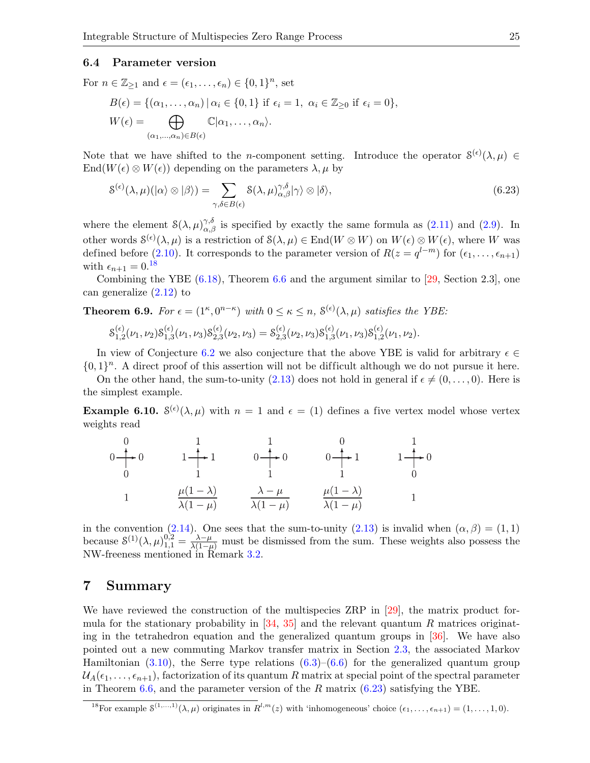### 6.4 Parameter version

For $n \in \mathbb{Z}_{\geq 1}$ and $\epsilon = (\epsilon_1, \dots, \epsilon_n) \in \{0,1\}^n$, set

$$
\begin{aligned}
&B(\epsilon) = \{(\alpha_1, \dots, \alpha_n) \,|\, \alpha_i \in \{0,1\} \text{ if } \epsilon_i = 1,\ \alpha_i \in \mathbb{Z}_{\geq 0} \text{ if } \epsilon_i = 0\},\\
&W(\epsilon) = \bigoplus_{(\alpha_1,\dots,\alpha_n)\in B(\epsilon)} \mathbb{C}|\alpha_1, \dots, \alpha_n\rangle.
\end{aligned}
$$

Note that we have shifted to the $n$-component setting. Introduce the operator $\mathcal{S}^{(\epsilon)}(\lambda, \mu) \in \mathrm{End}(W(\epsilon) \otimes W(\epsilon))$ depending on the parameters $\lambda, \mu$ by

$$
\mathcal{S}^{(\epsilon)}(\lambda,\mu)(|\alpha\rangle \otimes |\beta\rangle) = \sum_{\gamma,\delta \in B(\epsilon)} \mathcal{S}(\lambda,\mu)^{\gamma,\delta}_{\alpha,\beta} |\gamma\rangle \otimes |\delta\rangle, \tag{6.23}
$$

where the element $\mathcal{S}(\lambda,\mu)^{\gamma,\delta}_{\alpha,\beta}$ is specified by exactly the same formula as (2.11) and (2.9). In other words $\mathcal{S}^{(\epsilon)}(\lambda,\mu)$ is a restriction of $\mathcal{S}(\lambda,\mu) \in \mathrm{End}(W \otimes W)$ on $W(\epsilon) \otimes W(\epsilon)$, where $W$ was defined before (2.10). It corresponds to the parameter version of $R(z = q^{l-m})$ for $(\epsilon_1, \dots, \epsilon_{n+1})$ with $\epsilon_{n+1} = 0$.[18]

Combining the YBE (6.18), Theorem 6.6 and the argument similar to [29, Section 2.3], one can generalize (2.12) to

**Theorem 6.9.** *For $\epsilon = (1^\kappa, 0^{n-\kappa})$ with $0 \leq \kappa \leq n$, $\mathcal{S}^{(\epsilon)}(\lambda,\mu)$ satisfies the YBE:*

$$
\mathcal{S}^{(\epsilon)}_{1,2}(\nu_1,\nu_2)\mathcal{S}^{(\epsilon)}_{1,3}(\nu_1,\nu_3)\mathcal{S}^{(\epsilon)}_{2,3}(\nu_2,\nu_3) = \mathcal{S}^{(\epsilon)}_{2,3}(\nu_2,\nu_3)\mathcal{S}^{(\epsilon)}_{1,3}(\nu_1,\nu_3)\mathcal{S}^{(\epsilon)}_{1,2}(\nu_1,\nu_2).
$$

In view of Conjecture 6.2 we also conjecture that the above YBE is valid for arbitrary $\epsilon \in \{0,1\}^n$. A direct proof of this assertion will not be difficult although we do not pursue it here.

On the other hand, the sum-to-unity (2.13) does not hold in general if $\epsilon \neq (0, \dots, 0)$. Here is the simplest example.

**Example 6.10.** $\mathcal{S}^{(\epsilon)}(\lambda,\mu)$ with $n = 1$ and $\epsilon = (1)$ defines a five vertex model whose vertex weights read

| (top, left, right, bottom) | $(0;\,0,0;\,0)$ | $(1;\,1,1;\,1)$ | $(1;\,0,0;\,1)$ | $(0;\,0,1;\,1)$ | $(1;\,1,0;\,0)$ |
|---|---|---|---|---|---|
| weight | $1$ | $\dfrac{\mu(1-\lambda)}{\lambda(1-\mu)}$ | $\dfrac{\lambda-\mu}{\lambda(1-\mu)}$ | $\dfrac{\mu(1-\lambda)}{\lambda(1-\mu)}$ | $1$ |

in the convention (2.14). One sees that the sum-to-unity (2.13) is invalid when $(\alpha,\beta) = (1,1)$ because $\mathcal{S}^{(1)}(\lambda,\mu)^{0,2}_{1,1} = \frac{\lambda-\mu}{\lambda(1-\mu)}$ must be dismissed from the sum. These weights also possess the NW-freeness mentioned in Remark 3.2.

## 7 Summary

We have reviewed the construction of the multispecies ZRP in [29], the matrix product formula for the stationary probability in [34, 35] and the relevant quantum $R$ matrices originating in the tetrahedron equation and the generalized quantum groups in [36]. We have also pointed out a new commuting Markov transfer matrix in Section 2.3, the associated Markov Hamiltonian (3.10), the Serre type relations (6.3)–(6.6) for the generalized quantum group $\mathcal{U}_A(\epsilon_1, \dots, \epsilon_{n+1})$, factorization of its quantum $R$ matrix at special point of the spectral parameter in Theorem 6.6, and the parameter version of the $R$ matrix (6.23) satisfying the YBE.

---

[18] For example $\mathcal{S}^{(1,\dots,1)}(\lambda,\mu)$ originates in $R^{l,m}(z)$ with 'inhomogeneous' choice $(\epsilon_1, \dots, \epsilon_{n+1}) = (1, \dots, 1, 0)$.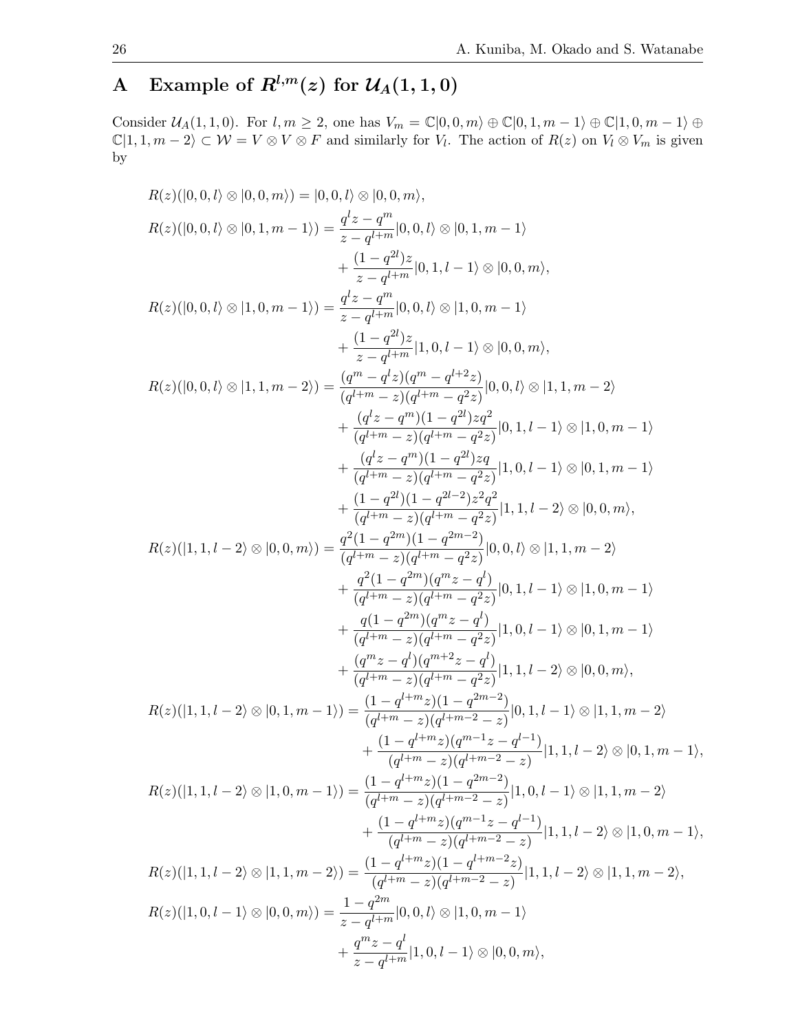# A Example of $R^{l,m}(z)$ for $\mathcal{U}_A(1,1,0)$

Consider $\mathcal{U}_A(1,1,0)$. For $l,m \geq 2$, one has $V_m = \mathbb{C}|0,0,m\rangle \oplus \mathbb{C}|0,1,m-1\rangle \oplus \mathbb{C}|1,0,m-1\rangle \oplus \mathbb{C}|1,1,m-2\rangle \subset \mathcal{W} = V \otimes V \otimes F$ and similarly for $V_l$. The action of $R(z)$ on $V_l \otimes V_m$ is given by

$$
\begin{aligned}
R(z)(|0,0,l\rangle \otimes |0,0,m\rangle) &= |0,0,l\rangle \otimes |0,0,m\rangle,\\
R(z)(|0,0,l\rangle \otimes |0,1,m-1\rangle) &= \frac{q^l z - q^m}{z - q^{l+m}}|0,0,l\rangle \otimes |0,1,m-1\rangle\\
&\quad + \frac{(1-q^{2l})z}{z-q^{l+m}}|0,1,l-1\rangle \otimes |0,0,m\rangle,\\
R(z)(|0,0,l\rangle \otimes |1,0,m-1\rangle) &= \frac{q^l z - q^m}{z - q^{l+m}}|0,0,l\rangle \otimes |1,0,m-1\rangle\\
&\quad + \frac{(1-q^{2l})z}{z-q^{l+m}}|1,0,l-1\rangle \otimes |0,0,m\rangle,\\
R(z)(|0,0,l\rangle \otimes |1,1,m-2\rangle) &= \frac{(q^m - q^l z)(q^m - q^{l+2}z)}{(q^{l+m}-z)(q^{l+m}-q^2 z)}|0,0,l\rangle \otimes |1,1,m-2\rangle\\
&\quad + \frac{(q^l z - q^m)(1-q^{2l})zq^2}{(q^{l+m}-z)(q^{l+m}-q^2 z)}|0,1,l-1\rangle \otimes |1,0,m-1\rangle\\
&\quad + \frac{(q^l z - q^m)(1-q^{2l})zq}{(q^{l+m}-z)(q^{l+m}-q^2 z)}|1,0,l-1\rangle \otimes |0,1,m-1\rangle\\
&\quad + \frac{(1-q^{2l})(1-q^{2l-2})z^2q^2}{(q^{l+m}-z)(q^{l+m}-q^2 z)}|1,1,l-2\rangle \otimes |0,0,m\rangle,\\
R(z)(|1,1,l-2\rangle \otimes |0,0,m\rangle) &= \frac{q^2(1-q^{2m})(1-q^{2m-2})}{(q^{l+m}-z)(q^{l+m}-q^2 z)}|0,0,l\rangle \otimes |1,1,m-2\rangle\\
&\quad + \frac{q^2(1-q^{2m})(q^m z - q^l)}{(q^{l+m}-z)(q^{l+m}-q^2 z)}|0,1,l-1\rangle \otimes |1,0,m-1\rangle\\
&\quad + \frac{q(1-q^{2m})(q^m z - q^l)}{(q^{l+m}-z)(q^{l+m}-q^2 z)}|1,0,l-1\rangle \otimes |0,1,m-1\rangle\\
&\quad + \frac{(q^m z - q^l)(q^{m+2}z - q^l)}{(q^{l+m}-z)(q^{l+m}-q^2 z)}|1,1,l-2\rangle \otimes |0,0,m\rangle,\\
R(z)(|1,1,l-2\rangle \otimes |0,1,m-1\rangle) &= \frac{(1-q^{l+m}z)(1-q^{2m-2})}{(q^{l+m}-z)(q^{l+m-2}-z)}|0,1,l-1\rangle \otimes |1,1,m-2\rangle\\
&\quad + \frac{(1-q^{l+m}z)(q^{m-1}z - q^{l-1})}{(q^{l+m}-z)(q^{l+m-2}-z)}|1,1,l-2\rangle \otimes |0,1,m-1\rangle,\\
R(z)(|1,1,l-2\rangle \otimes |1,0,m-1\rangle) &= \frac{(1-q^{l+m}z)(1-q^{2m-2})}{(q^{l+m}-z)(q^{l+m-2}-z)}|1,0,l-1\rangle \otimes |1,1,m-2\rangle\\
&\quad + \frac{(1-q^{l+m}z)(q^{m-1}z - q^{l-1})}{(q^{l+m}-z)(q^{l+m-2}-z)}|1,1,l-2\rangle \otimes |1,0,m-1\rangle,\\
R(z)(|1,1,l-2\rangle \otimes |1,1,m-2\rangle) &= \frac{(1-q^{l+m}z)(1-q^{l+m-2}z)}{(q^{l+m}-z)(q^{l+m-2}-z)}|1,1,l-2\rangle \otimes |1,1,m-2\rangle,\\
R(z)(|1,0,l-1\rangle \otimes |0,0,m\rangle) &= \frac{1-q^{2m}}{z-q^{l+m}}|0,0,l\rangle \otimes |1,0,m-1\rangle\\
&\quad + \frac{q^m z - q^l}{z-q^{l+m}}|1,0,l-1\rangle \otimes |0,0,m\rangle,
\end{aligned}
$$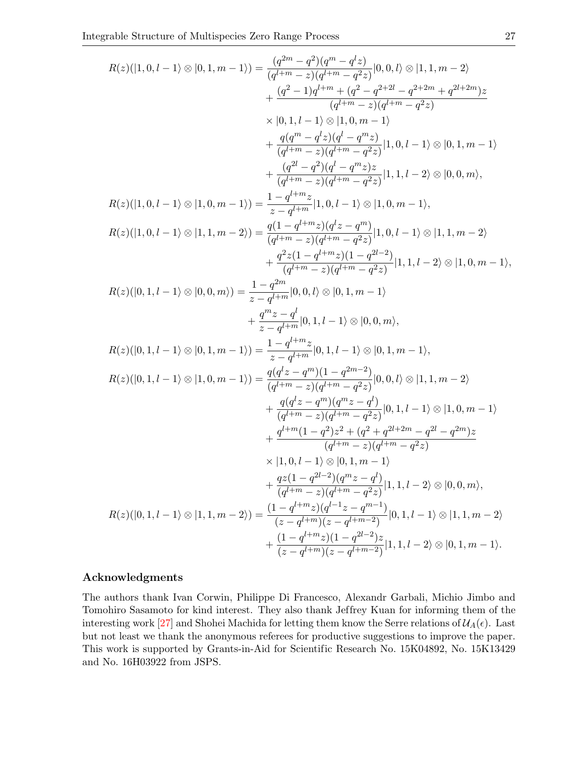$$
\begin{aligned}
R(z)(|1,0,l-1\rangle \otimes |0,1,m-1\rangle) &= \frac{(q^{2m}-q^2)(q^m-q^l z)}{(q^{l+m}-z)(q^{l+m}-q^2 z)}|0,0,l\rangle \otimes |1,1,m-2\rangle \\
&\quad + \frac{(q^2-1)q^{l+m} + (q^2 - q^{2+2l} - q^{2+2m} + q^{2l+2m})z}{(q^{l+m}-z)(q^{l+m}-q^2 z)} \\
&\quad \times |0,1,l-1\rangle \otimes |1,0,m-1\rangle \\
&\quad + \frac{q(q^m - q^l z)(q^l - q^m z)}{(q^{l+m}-z)(q^{l+m}-q^2 z)}|1,0,l-1\rangle \otimes |0,1,m-1\rangle \\
&\quad + \frac{(q^{2l}-q^2)(q^l - q^m z)z}{(q^{l+m}-z)(q^{l+m}-q^2 z)}|1,1,l-2\rangle \otimes |0,0,m\rangle, \\
R(z)(|1,0,l-1\rangle \otimes |1,0,m-1\rangle) &= \frac{1-q^{l+m}z}{z-q^{l+m}}|1,0,l-1\rangle \otimes |1,0,m-1\rangle, \\
R(z)(|1,0,l-1\rangle \otimes |1,1,m-2\rangle) &= \frac{q(1-q^{l+m}z)(q^l z - q^m)}{(q^{l+m}-z)(q^{l+m}-q^2 z)}|1,0,l-1\rangle \otimes |1,1,m-2\rangle \\
&\quad + \frac{q^2 z(1-q^{l+m}z)(1-q^{2l-2})}{(q^{l+m}-z)(q^{l+m}-q^2 z)}|1,1,l-2\rangle \otimes |1,0,m-1\rangle, \\
R(z)(|0,1,l-1\rangle \otimes |0,0,m\rangle) &= \frac{1-q^{2m}}{z-q^{l+m}}|0,0,l\rangle \otimes |0,1,m-1\rangle \\
&\quad + \frac{q^m z - q^l}{z-q^{l+m}}|0,1,l-1\rangle \otimes |0,0,m\rangle, \\
R(z)(|0,1,l-1\rangle \otimes |0,1,m-1\rangle) &= \frac{1-q^{l+m}z}{z-q^{l+m}}|0,1,l-1\rangle \otimes |0,1,m-1\rangle, \\
R(z)(|0,1,l-1\rangle \otimes |1,0,m-1\rangle) &= \frac{q(q^l z - q^m)(1-q^{2m-2})}{(q^{l+m}-z)(q^{l+m}-q^2 z)}|0,0,l\rangle \otimes |1,1,m-2\rangle \\
&\quad + \frac{q(q^l z - q^m)(q^m z - q^l)}{(q^{l+m}-z)(q^{l+m}-q^2 z)}|0,1,l-1\rangle \otimes |1,0,m-1\rangle \\
&\quad + \frac{q^{l+m}(1-q^2)z^2 + (q^2 + q^{2l+2m} - q^{2l} - q^{2m})z}{(q^{l+m}-z)(q^{l+m}-q^2 z)} \\
&\quad \times |1,0,l-1\rangle \otimes |0,1,m-1\rangle \\
&\quad + \frac{qz(1-q^{2l-2})(q^m z - q^l)}{(q^{l+m}-z)(q^{l+m}-q^2 z)}|1,1,l-2\rangle \otimes |0,0,m\rangle, \\
R(z)(|0,1,l-1\rangle \otimes |1,1,m-2\rangle) &= \frac{(1-q^{l+m}z)(q^{l-1}z - q^{m-1})}{(z-q^{l+m})(z-q^{l+m-2})}|0,1,l-1\rangle \otimes |1,1,m-2\rangle \\
&\quad + \frac{(1-q^{l+m}z)(1-q^{2l-2})z}{(z-q^{l+m})(z-q^{l+m-2})}|1,1,l-2\rangle \otimes |0,1,m-1\rangle.
\end{aligned}
$$

## Acknowledgments

The authors thank Ivan Corwin, Philippe Di Francesco, Alexandr Garbali, Michio Jimbo and Tomohiro Sasamoto for kind interest. They also thank Jeffrey Kuan for informing them of the interesting work [27] and Shohei Machida for letting them know the Serre relations of $\mathcal{U}_A(\epsilon)$. Last but not least we thank the anonymous referees for productive suggestions to improve the paper. This work is supported by Grants-in-Aid for Scientific Research No. 15K04892, No. 15K13429 and No. 16H03922 from JSPS.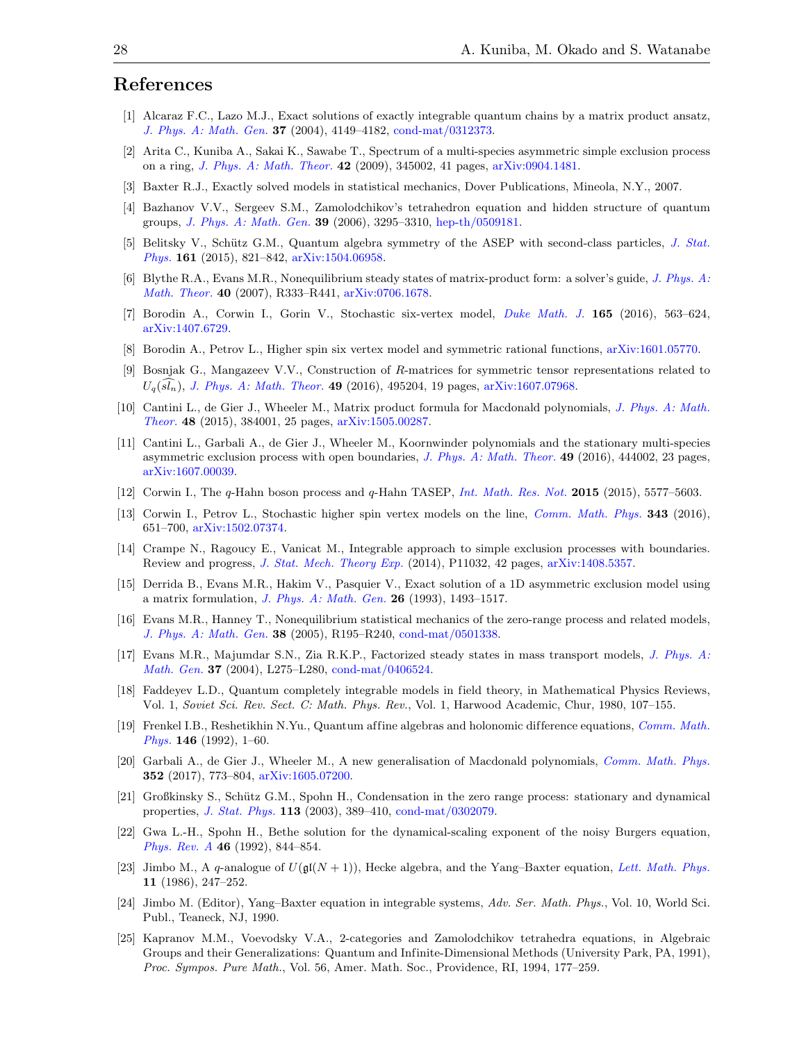## References

[1] Alcaraz F.C., Lazo M.J., Exact solutions of exactly integrable quantum chains by a matrix product ansatz, *J. Phys. A: Math. Gen.* **37** (2004), 4149–4182, cond-mat/0312373.

[2] Arita C., Kuniba A., Sakai K., Sawabe T., Spectrum of a multi-species asymmetric simple exclusion process on a ring, *J. Phys. A: Math. Theor.* **42** (2009), 345002, 41 pages, arXiv:0904.1481.

[3] Baxter R.J., Exactly solved models in statistical mechanics, Dover Publications, Mineola, N.Y., 2007.

[4] Bazhanov V.V., Sergeev S.M., Zamolodchikov's tetrahedron equation and hidden structure of quantum groups, *J. Phys. A: Math. Gen.* **39** (2006), 3295–3310, hep-th/0509181.

[5] Belitsky V., Schütz G.M., Quantum algebra symmetry of the ASEP with second-class particles, *J. Stat. Phys.* **161** (2015), 821–842, arXiv:1504.06958.

[6] Blythe R.A., Evans M.R., Nonequilibrium steady states of matrix-product form: a solver's guide, *J. Phys. A: Math. Theor.* **40** (2007), R333–R441, arXiv:0706.1678.

[7] Borodin A., Corwin I., Gorin V., Stochastic six-vertex model, *Duke Math. J.* **165** (2016), 563–624, arXiv:1407.6729.

[8] Borodin A., Petrov L., Higher spin six vertex model and symmetric rational functions, arXiv:1601.05770.

[9] Bosnjak G., Mangazeev V.V., Construction of $R$-matrices for symmetric tensor representations related to $U_q(\widehat{sl_n})$, *J. Phys. A: Math. Theor.* **49** (2016), 495204, 19 pages, arXiv:1607.07968.

[10] Cantini L., de Gier J., Wheeler M., Matrix product formula for Macdonald polynomials, *J. Phys. A: Math. Theor.* **48** (2015), 384001, 25 pages, arXiv:1505.00287.

[11] Cantini L., Garbali A., de Gier J., Wheeler M., Koornwinder polynomials and the stationary multi-species asymmetric exclusion process with open boundaries, *J. Phys. A: Math. Theor.* **49** (2016), 444002, 23 pages, arXiv:1607.00039.

[12] Corwin I., The $q$-Hahn boson process and $q$-Hahn TASEP, *Int. Math. Res. Not.* **2015** (2015), 5577–5603.

[13] Corwin I., Petrov L., Stochastic higher spin vertex models on the line, *Comm. Math. Phys.* **343** (2016), 651–700, arXiv:1502.07374.

[14] Crampe N., Ragoucy E., Vanicat M., Integrable approach to simple exclusion processes with boundaries. Review and progress, *J. Stat. Mech. Theory Exp.* (2014), P11032, 42 pages, arXiv:1408.5357.

[15] Derrida B., Evans M.R., Hakim V., Pasquier V., Exact solution of a 1D asymmetric exclusion model using a matrix formulation, *J. Phys. A: Math. Gen.* **26** (1993), 1493–1517.

[16] Evans M.R., Hanney T., Nonequilibrium statistical mechanics of the zero-range process and related models, *J. Phys. A: Math. Gen.* **38** (2005), R195–R240, cond-mat/0501338.

[17] Evans M.R., Majumdar S.N., Zia R.K.P., Factorized steady states in mass transport models, *J. Phys. A: Math. Gen.* **37** (2004), L275–L280, cond-mat/0406524.

[18] Faddeyev L.D., Quantum completely integrable models in field theory, in Mathematical Physics Reviews, Vol. 1, *Soviet Sci. Rev. Sect. C: Math. Phys. Rev.*, Vol. 1, Harwood Academic, Chur, 1980, 107–155.

[19] Frenkel I.B., Reshetikhin N.Yu., Quantum affine algebras and holonomic difference equations, *Comm. Math. Phys.* **146** (1992), 1–60.

[20] Garbali A., de Gier J., Wheeler M., A new generalisation of Macdonald polynomials, *Comm. Math. Phys.* **352** (2017), 773–804, arXiv:1605.07200.

[21] Großkinsky S., Schütz G.M., Spohn H., Condensation in the zero range process: stationary and dynamical properties, *J. Stat. Phys.* **113** (2003), 389–410, cond-mat/0302079.

[22] Gwa L.-H., Spohn H., Bethe solution for the dynamical-scaling exponent of the noisy Burgers equation, *Phys. Rev. A* **46** (1992), 844–854.

[23] Jimbo M., A $q$-analogue of $U(\mathfrak{gl}(N+1))$, Hecke algebra, and the Yang–Baxter equation, *Lett. Math. Phys.* **11** (1986), 247–252.

[24] Jimbo M. (Editor), Yang–Baxter equation in integrable systems, *Adv. Ser. Math. Phys.*, Vol. 10, World Sci. Publ., Teaneck, NJ, 1990.

[25] Kapranov M.M., Voevodsky V.A., 2-categories and Zamolodchikov tetrahedra equations, in Algebraic Groups and their Generalizations: Quantum and Infinite-Dimensional Methods (University Park, PA, 1991), *Proc. Sympos. Pure Math.*, Vol. 56, Amer. Math. Soc., Providence, RI, 1994, 177–259.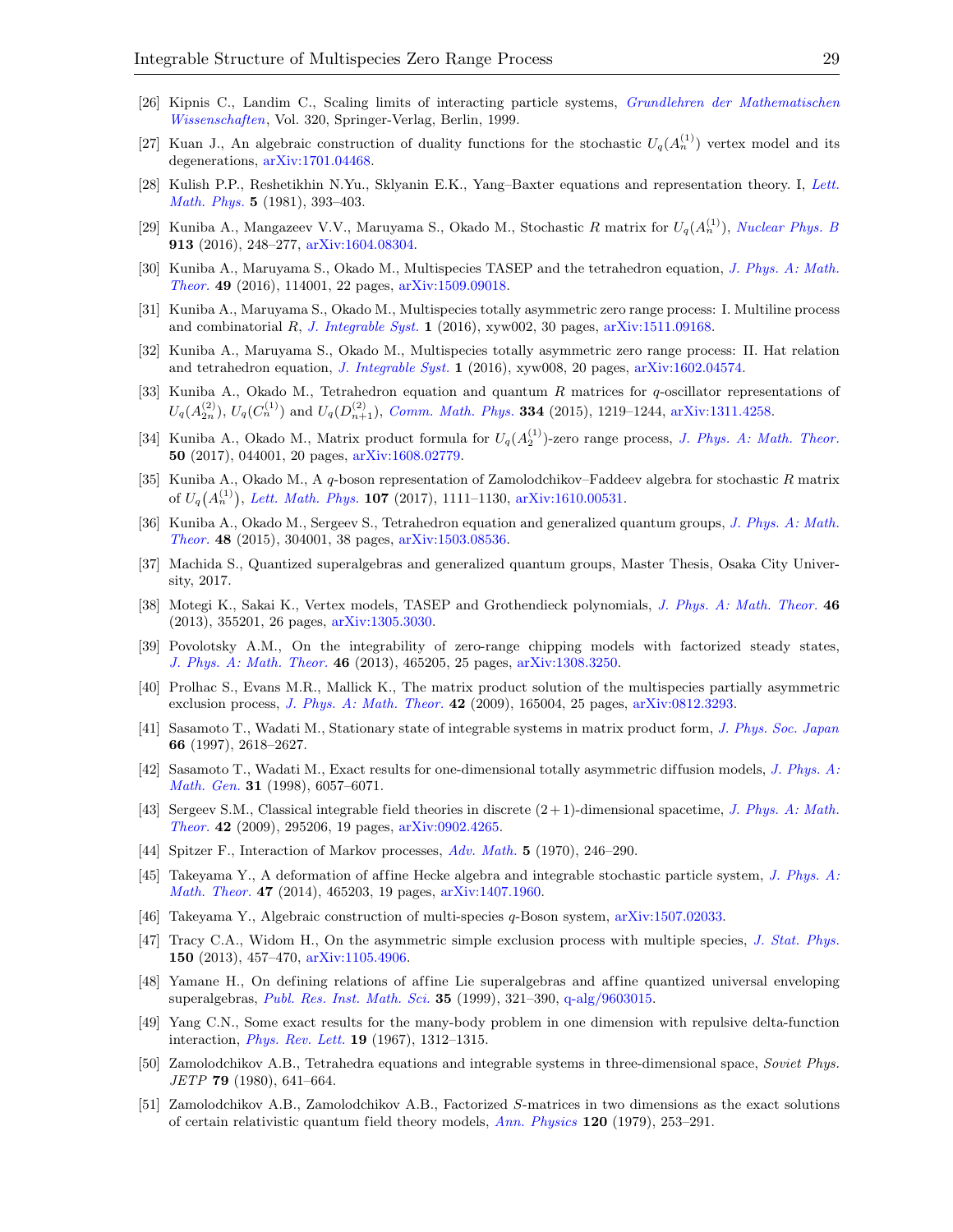[26] Kipnis C., Landim C., Scaling limits of interacting particle systems, *Grundlehren der Mathematischen Wissenschaften*, Vol. 320, Springer-Verlag, Berlin, 1999.

[27] Kuan J., An algebraic construction of duality functions for the stochastic $U_q(A_n^{(1)})$ vertex model and its degenerations, arXiv:1701.04468.

[28] Kulish P.P., Reshetikhin N.Yu., Sklyanin E.K., Yang–Baxter equations and representation theory. I, *Lett. Math. Phys.* **5** (1981), 393–403.

[29] Kuniba A., Mangazeev V.V., Maruyama S., Okado M., Stochastic $R$ matrix for $U_q(A_n^{(1)})$, *Nuclear Phys. B* **913** (2016), 248–277, arXiv:1604.08304.

[30] Kuniba A., Maruyama S., Okado M., Multispecies TASEP and the tetrahedron equation, *J. Phys. A: Math. Theor.* **49** (2016), 114001, 22 pages, arXiv:1509.09018.

[31] Kuniba A., Maruyama S., Okado M., Multispecies totally asymmetric zero range process: I. Multiline process and combinatorial $R$, *J. Integrable Syst.* **1** (2016), xyw002, 30 pages, arXiv:1511.09168.

[32] Kuniba A., Maruyama S., Okado M., Multispecies totally asymmetric zero range process: II. Hat relation and tetrahedron equation, *J. Integrable Syst.* **1** (2016), xyw008, 20 pages, arXiv:1602.04574.

[33] Kuniba A., Okado M., Tetrahedron equation and quantum $R$ matrices for $q$-oscillator representations of $U_q(A_{2n}^{(2)})$, $U_q(C_n^{(1)})$ and $U_q(D_{n+1}^{(2)})$, *Comm. Math. Phys.* **334** (2015), 1219–1244, arXiv:1311.4258.

[34] Kuniba A., Okado M., Matrix product formula for $U_q(A_2^{(1)})$-zero range process, *J. Phys. A: Math. Theor.* **50** (2017), 044001, 20 pages, arXiv:1608.02779.

[35] Kuniba A., Okado M., A $q$-boson representation of Zamolodchikov–Faddeev algebra for stochastic $R$ matrix of $U_q\big(A_n^{(1)}\big)$, *Lett. Math. Phys.* **107** (2017), 1111–1130, arXiv:1610.00531.

[36] Kuniba A., Okado M., Sergeev S., Tetrahedron equation and generalized quantum groups, *J. Phys. A: Math. Theor.* **48** (2015), 304001, 38 pages, arXiv:1503.08536.

[37] Machida S., Quantized superalgebras and generalized quantum groups, Master Thesis, Osaka City University, 2017.

[38] Motegi K., Sakai K., Vertex models, TASEP and Grothendieck polynomials, *J. Phys. A: Math. Theor.* **46** (2013), 355201, 26 pages, arXiv:1305.3030.

[39] Povolotsky A.M., On the integrability of zero-range chipping models with factorized steady states, *J. Phys. A: Math. Theor.* **46** (2013), 465205, 25 pages, arXiv:1308.3250.

[40] Prolhac S., Evans M.R., Mallick K., The matrix product solution of the multispecies partially asymmetric exclusion process, *J. Phys. A: Math. Theor.* **42** (2009), 165004, 25 pages, arXiv:0812.3293.

[41] Sasamoto T., Wadati M., Stationary state of integrable systems in matrix product form, *J. Phys. Soc. Japan* **66** (1997), 2618–2627.

[42] Sasamoto T., Wadati M., Exact results for one-dimensional totally asymmetric diffusion models, *J. Phys. A: Math. Gen.* **31** (1998), 6057–6071.

[43] Sergeev S.M., Classical integrable field theories in discrete $(2+1)$-dimensional spacetime, *J. Phys. A: Math. Theor.* **42** (2009), 295206, 19 pages, arXiv:0902.4265.

[44] Spitzer F., Interaction of Markov processes, *Adv. Math.* **5** (1970), 246–290.

[45] Takeyama Y., A deformation of affine Hecke algebra and integrable stochastic particle system, *J. Phys. A: Math. Theor.* **47** (2014), 465203, 19 pages, arXiv:1407.1960.

[46] Takeyama Y., Algebraic construction of multi-species $q$-Boson system, arXiv:1507.02033.

[47] Tracy C.A., Widom H., On the asymmetric simple exclusion process with multiple species, *J. Stat. Phys.* **150** (2013), 457–470, arXiv:1105.4906.

[48] Yamane H., On defining relations of affine Lie superalgebras and affine quantized universal enveloping superalgebras, *Publ. Res. Inst. Math. Sci.* **35** (1999), 321–390, q-alg/9603015.

[49] Yang C.N., Some exact results for the many-body problem in one dimension with repulsive delta-function interaction, *Phys. Rev. Lett.* **19** (1967), 1312–1315.

[50] Zamolodchikov A.B., Tetrahedra equations and integrable systems in three-dimensional space, *Soviet Phys. JETP* **79** (1980), 641–664.

[51] Zamolodchikov A.B., Zamolodchikov A.B., Factorized $S$-matrices in two dimensions as the exact solutions of certain relativistic quantum field theory models, *Ann. Physics* **120** (1979), 253–291.